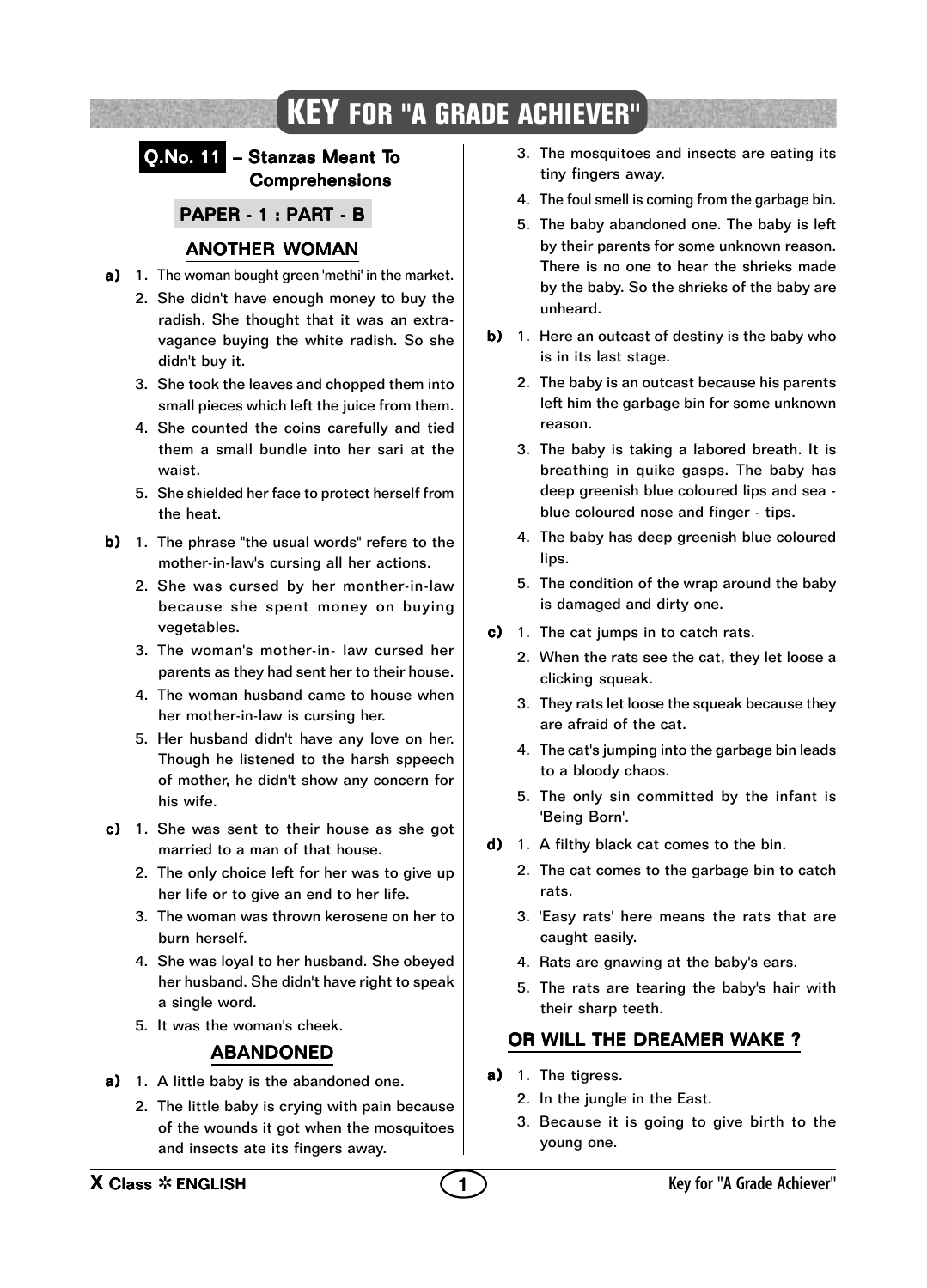# KEY FOR "A GRADE ACHIEVER"

## Q.No. 11 – Stanzas Meant To Comprehensions

### PAPER - 1 : PART - B

### ANOTHER WOMAN

**a)**
1. The woman bought green 'methi' in the market.
2. She didn't have enough money to buy the radish. She thought that it was an extravagance buying the white radish. So she didn't buy it.
3. She took the leaves and chopped them into small pieces which left the juice from them.
4. She counted the coins carefully and tied them a small bundle into her sari at the waist.
5. She shielded her face to protect herself from the heat.

**b)**
1. The phrase "the usual words" refers to the mother-in-law's cursing all her actions.
2. She was cursed by her monther-in-law because she spent money on buying vegetables.
3. The woman's mother-in- law cursed her parents as they had sent her to their house.
4. The woman husband came to house when her mother-in-law is cursing her.
5. Her husband didn't have any love on her. Though he listened to the harsh sppeech of mother, he didn't show any concern for his wife.

**c)**
1. She was sent to their house as she got married to a man of that house.
2. The only choice left for her was to give up her life or to give an end to her life.
3. The woman was thrown kerosene on her to burn herself.
4. She was loyal to her husband. She obeyed her husband. She didn't have right to speak a single word.
5. It was the woman's cheek.

### ABANDONED

**a)**
1. A little baby is the abandoned one.
2. The little baby is crying with pain because of the wounds it got when the mosquitoes and insects ate its fingers away.
3. The mosquitoes and insects are eating its tiny fingers away.
4. The foul smell is coming from the garbage bin.
5. The baby abandoned one. The baby is left by their parents for some unknown reason. There is no one to hear the shrieks made by the baby. So the shrieks of the baby are unheard.

**b)**
1. Here an outcast of destiny is the baby who is in its last stage.
2. The baby is an outcast because his parents left him the garbage bin for some unknown reason.
3. The baby is taking a labored breath. It is breathing in quike gasps. The baby has deep greenish blue coloured lips and sea - blue coloured nose and finger - tips.
4. The baby has deep greenish blue coloured lips.
5. The condition of the wrap around the baby is damaged and dirty one.

**c)**
1. The cat jumps in to catch rats.
2. When the rats see the cat, they let loose a clicking squeak.
3. They rats let loose the squeak because they are afraid of the cat.
4. The cat's jumping into the garbage bin leads to a bloody chaos.
5. The only sin committed by the infant is 'Being Born'.

**d)**
1. A filthy black cat comes to the bin.
2. The cat comes to the garbage bin to catch rats.
3. 'Easy rats' here means the rats that are caught easily.
4. Rats are gnawing at the baby's ears.
5. The rats are tearing the baby's hair with their sharp teeth.

### OR WILL THE DREAMER WAKE ?

**a)**
1. The tigress.
2. In the jungle in the East.
3. Because it is going to give birth to the young one.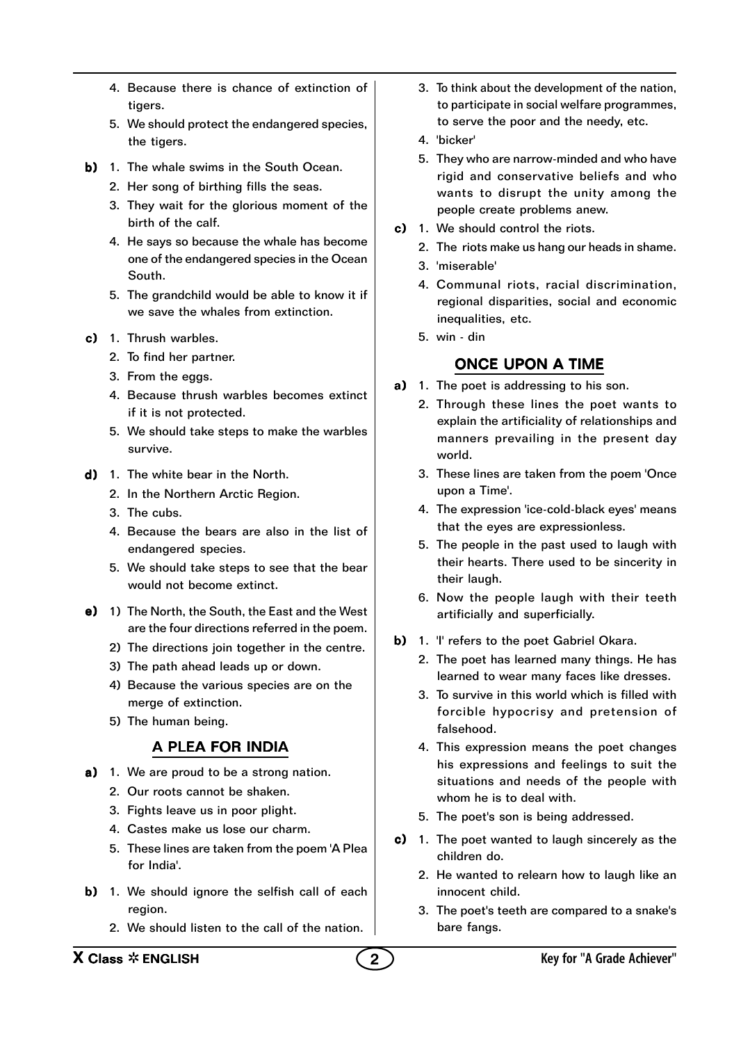4. Because there is chance of extinction of tigers.
5. We should protect the endangered species, the tigers.

**b)** 1. The whale swims in the South Ocean.
2. Her song of birthing fills the seas.
3. They wait for the glorious moment of the birth of the calf.
4. He says so because the whale has become one of the endangered species in the Ocean South.
5. The grandchild would be able to know it if we save the whales from extinction.

**c)** 1. Thrush warbles.
2. To find her partner.
3. From the eggs.
4. Because thrush warbles becomes extinct if it is not protected.
5. We should take steps to make the warbles survive.

**d)** 1. The white bear in the North.
2. In the Northern Arctic Region.
3. The cubs.
4. Because the bears are also in the list of endangered species.
5. We should take steps to see that the bear would not become extinct.

**e)** 1) The North, the South, the East and the West are the four directions referred in the poem.
2) The directions join together in the centre.
3) The path ahead leads up or down.
4) Because the various species are on the merge of extinction.
5) The human being.

## A PLEA FOR INDIA

**a)** 1. We are proud to be a strong nation.
2. Our roots cannot be shaken.
3. Fights leave us in poor plight.
4. Castes make us lose our charm.
5. These lines are taken from the poem 'A Plea for India'.

**b)** 1. We should ignore the selfish call of each region.
2. We should listen to the call of the nation.
3. To think about the development of the nation, to participate in social welfare programmes, to serve the poor and the needy, etc.
4. 'bicker'
5. They who are narrow-minded and who have rigid and conservative beliefs and who wants to disrupt the unity among the people create problems anew.

**c)** 1. We should control the riots.
2. The riots make us hang our heads in shame.
3. 'miserable'
4. Communal riots, racial discrimination, regional disparities, social and economic inequalities, etc.
5. win - din

## ONCE UPON A TIME

**a)** 1. The poet is addressing to his son.
2. Through these lines the poet wants to explain the artificiality of relationships and manners prevailing in the present day world.
3. These lines are taken from the poem 'Once upon a Time'.
4. The expression 'ice-cold-black eyes' means that the eyes are expressionless.
5. The people in the past used to laugh with their hearts. There used to be sincerity in their laugh.
6. Now the people laugh with their teeth artificially and superficially.

**b)** 1. 'I' refers to the poet Gabriel Okara.
2. The poet has learned many things. He has learned to wear many faces like dresses.
3. To survive in this world which is filled with forcible hypocrisy and pretension of falsehood.
4. This expression means the poet changes his expressions and feelings to suit the situations and needs of the people with whom he is to deal with.
5. The poet's son is being addressed.

**c)** 1. The poet wanted to laugh sincerely as the children do.
2. He wanted to relearn how to laugh like an innocent child.
3. The poet's teeth are compared to a snake's bare fangs.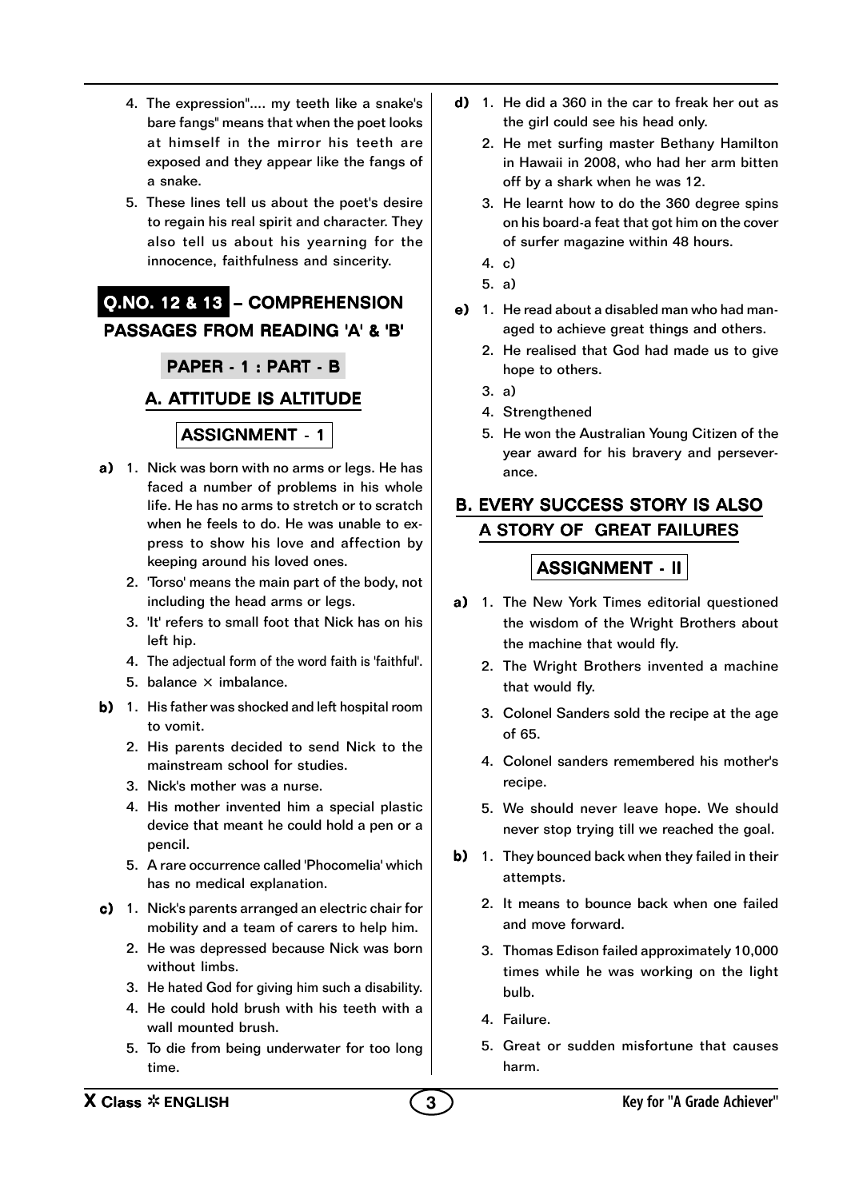4. The expression".... my teeth like a snake's bare fangs" means that when the poet looks at himself in the mirror his teeth are exposed and they appear like the fangs of a snake.
5. These lines tell us about the poet's desire to regain his real spirit and character. They also tell us about his yearning for the innocence, faithfulness and sincerity.

## Q.NO. 12 & 13 – COMPREHENSION PASSAGES FROM READING 'A' & 'B'

### PAPER - 1 : PART - B

### A. ATTITUDE IS ALTITUDE

#### ASSIGNMENT - 1

**a)**
1. Nick was born with no arms or legs. He has faced a number of problems in his whole life. He has no arms to stretch or to scratch when he feels to do. He was unable to express to show his love and affection by keeping around his loved ones.
2. 'Torso' means the main part of the body, not including the head arms or legs.
3. 'It' refers to small foot that Nick has on his left hip.
4. The adjectual form of the word faith is 'faithful'.
5. balance × imbalance.

**b)**
1. His father was shocked and left hospital room to vomit.
2. His parents decided to send Nick to the mainstream school for studies.
3. Nick's mother was a nurse.
4. His mother invented him a special plastic device that meant he could hold a pen or a pencil.
5. A rare occurrence called 'Phocomelia' which has no medical explanation.

**c)**
1. Nick's parents arranged an electric chair for mobility and a team of carers to help him.
2. He was depressed because Nick was born without limbs.
3. He hated God for giving him such a disability.
4. He could hold brush with his teeth with a wall mounted brush.
5. To die from being underwater for too long time.

**d)**
1. He did a 360 in the car to freak her out as the girl could see his head only.
2. He met surfing master Bethany Hamilton in Hawaii in 2008, who had her arm bitten off by a shark when he was 12.
3. He learnt how to do the 360 degree spins on his board-a feat that got him on the cover of surfer magazine within 48 hours.
4. c)
5. a)

**e)**
1. He read about a disabled man who had managed to achieve great things and others.
2. He realised that God had made us to give hope to others.
3. a)
4. Strengthened
5. He won the Australian Young Citizen of the year award for his bravery and perseverance.

### B. EVERY SUCCESS STORY IS ALSO A STORY OF GREAT FAILURES

#### ASSIGNMENT - II

**a)**
1. The New York Times editorial questioned the wisdom of the Wright Brothers about the machine that would fly.
2. The Wright Brothers invented a machine that would fly.
3. Colonel Sanders sold the recipe at the age of 65.
4. Colonel sanders remembered his mother's recipe.
5. We should never leave hope. We should never stop trying till we reached the goal.

**b)**
1. They bounced back when they failed in their attempts.
2. It means to bounce back when one failed and move forward.
3. Thomas Edison failed approximately 10,000 times while he was working on the light bulb.
4. Failure.
5. Great or sudden misfortune that causes harm.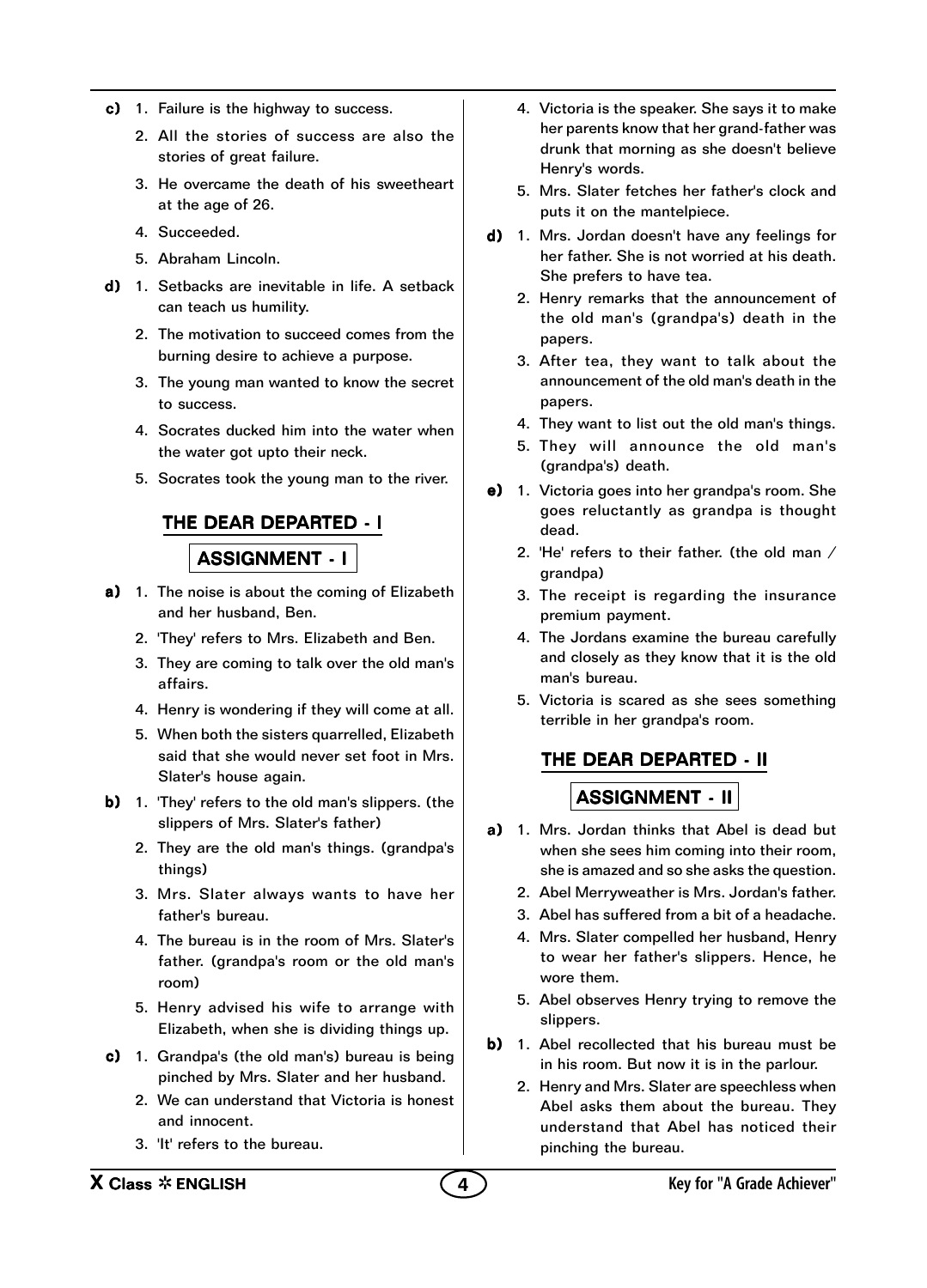**c)** 1. Failure is the highway to success.
2. All the stories of success are also the stories of great failure.
3. He overcame the death of his sweetheart at the age of 26.
4. Succeeded.
5. Abraham Lincoln.

**d)** 1. Setbacks are inevitable in life. A setback can teach us humility.
2. The motivation to succeed comes from the burning desire to achieve a purpose.
3. The young man wanted to know the secret to success.
4. Socrates ducked him into the water when the water got upto their neck.
5. Socrates took the young man to the river.

## THE DEAR DEPARTED - I

### ASSIGNMENT - I

**a)** 1. The noise is about the coming of Elizabeth and her husband, Ben.
2. 'They' refers to Mrs. Elizabeth and Ben.
3. They are coming to talk over the old man's affairs.
4. Henry is wondering if they will come at all.
5. When both the sisters quarrelled, Elizabeth said that she would never set foot in Mrs. Slater's house again.

**b)** 1. 'They' refers to the old man's slippers. (the slippers of Mrs. Slater's father)
2. They are the old man's things. (grandpa's things)
3. Mrs. Slater always wants to have her father's bureau.
4. The bureau is in the room of Mrs. Slater's father. (grandpa's room or the old man's room)
5. Henry advised his wife to arrange with Elizabeth, when she is dividing things up.

**c)** 1. Grandpa's (the old man's) bureau is being pinched by Mrs. Slater and her husband.
2. We can understand that Victoria is honest and innocent.
3. 'It' refers to the bureau.
4. Victoria is the speaker. She says it to make her parents know that her grand-father was drunk that morning as she doesn't believe Henry's words.
5. Mrs. Slater fetches her father's clock and puts it on the mantelpiece.

**d)** 1. Mrs. Jordan doesn't have any feelings for her father. She is not worried at his death. She prefers to have tea.
2. Henry remarks that the announcement of the old man's (grandpa's) death in the papers.
3. After tea, they want to talk about the announcement of the old man's death in the papers.
4. They want to list out the old man's things.
5. They will announce the old man's (grandpa's) death.

**e)** 1. Victoria goes into her grandpa's room. She goes reluctantly as grandpa is thought dead.
2. 'He' refers to their father. (the old man / grandpa)
3. The receipt is regarding the insurance premium payment.
4. The Jordans examine the bureau carefully and closely as they know that it is the old man's bureau.
5. Victoria is scared as she sees something terrible in her grandpa's room.

## THE DEAR DEPARTED - II

### ASSIGNMENT - II

**a)** 1. Mrs. Jordan thinks that Abel is dead but when she sees him coming into their room, she is amazed and so she asks the question.
2. Abel Merryweather is Mrs. Jordan's father.
3. Abel has suffered from a bit of a headache.
4. Mrs. Slater compelled her husband, Henry to wear her father's slippers. Hence, he wore them.
5. Abel observes Henry trying to remove the slippers.

**b)** 1. Abel recollected that his bureau must be in his room. But now it is in the parlour.
2. Henry and Mrs. Slater are speechless when Abel asks them about the bureau. They understand that Abel has noticed their pinching the bureau.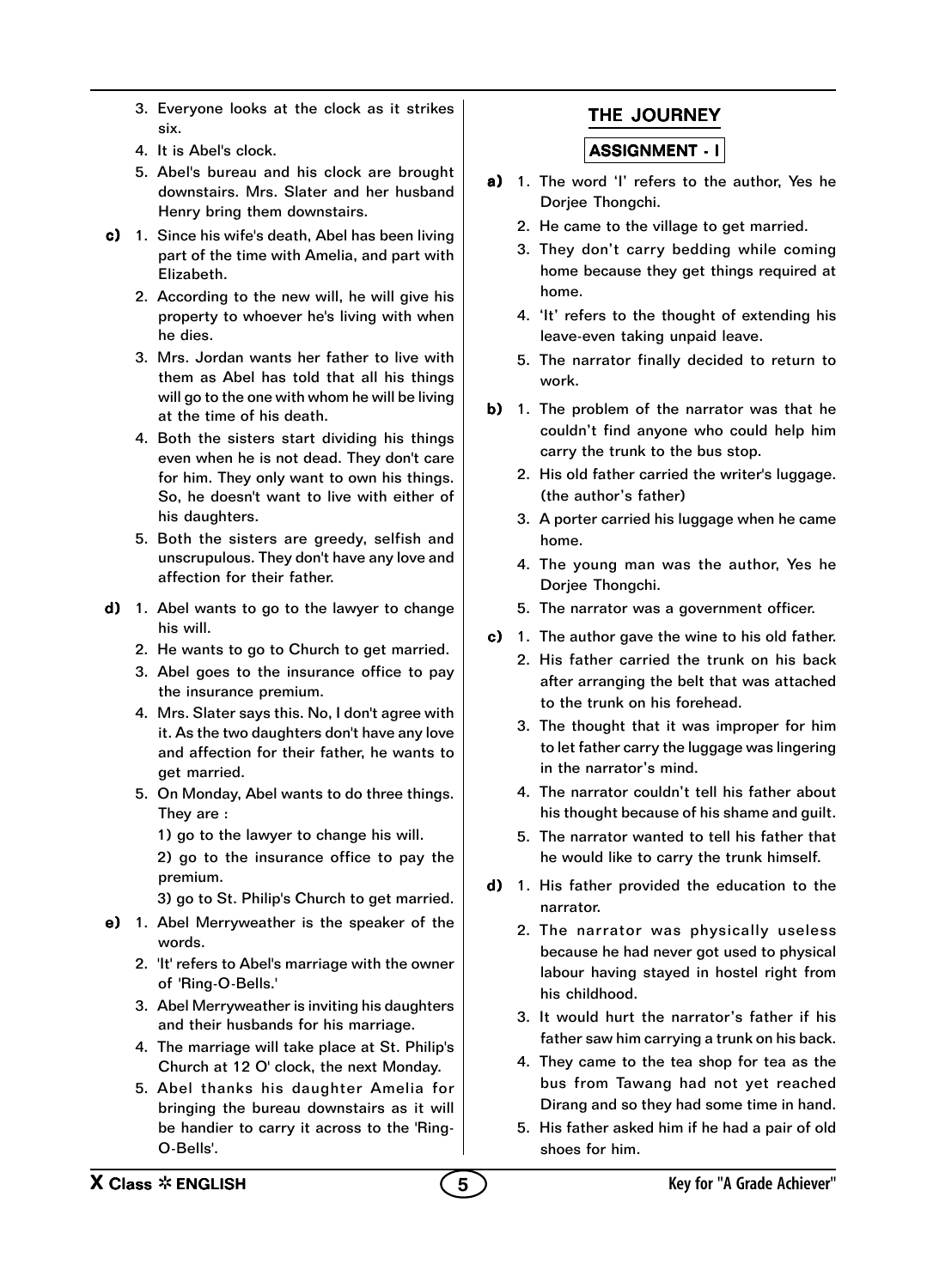3. Everyone looks at the clock as it strikes six.
4. It is Abel's clock.
5. Abel's bureau and his clock are brought downstairs. Mrs. Slater and her husband Henry bring them downstairs.

**c)**
1. Since his wife's death, Abel has been living part of the time with Amelia, and part with Elizabeth.
2. According to the new will, he will give his property to whoever he's living with when he dies.
3. Mrs. Jordan wants her father to live with them as Abel has told that all his things will go to the one with whom he will be living at the time of his death.
4. Both the sisters start dividing his things even when he is not dead. They don't care for him. They only want to own his things. So, he doesn't want to live with either of his daughters.
5. Both the sisters are greedy, selfish and unscrupulous. They don't have any love and affection for their father.

**d)**
1. Abel wants to go to the lawyer to change his will.
2. He wants to go to Church to get married.
3. Abel goes to the insurance office to pay the insurance premium.
4. Mrs. Slater says this. No, I don't agree with it. As the two daughters don't have any love and affection for their father, he wants to get married.
5. On Monday, Abel wants to do three things. They are :

   1) go to the lawyer to change his will.

   2) go to the insurance office to pay the premium.

   3) go to St. Philip's Church to get married.

**e)**
1. Abel Merryweather is the speaker of the words.
2. 'It' refers to Abel's marriage with the owner of 'Ring-O-Bells.'
3. Abel Merryweather is inviting his daughters and their husbands for his marriage.
4. The marriage will take place at St. Philip's Church at 12 O' clock, the next Monday.
5. Abel thanks his daughter Amelia for bringing the bureau downstairs as it will be handier to carry it across to the 'Ring-O-Bells'.

## THE JOURNEY

### ASSIGNMENT - I

**a)**
1. The word 'I' refers to the author, Yes he Dorjee Thongchi.
2. He came to the village to get married.
3. They don't carry bedding while coming home because they get things required at home.
4. 'It' refers to the thought of extending his leave-even taking unpaid leave.
5. The narrator finally decided to return to work.

**b)**
1. The problem of the narrator was that he couldn't find anyone who could help him carry the trunk to the bus stop.
2. His old father carried the writer's luggage. (the author's father)
3. A porter carried his luggage when he came home.
4. The young man was the author, Yes he Dorjee Thongchi.
5. The narrator was a government officer.

**c)**
1. The author gave the wine to his old father.
2. His father carried the trunk on his back after arranging the belt that was attached to the trunk on his forehead.
3. The thought that it was improper for him to let father carry the luggage was lingering in the narrator's mind.
4. The narrator couldn't tell his father about his thought because of his shame and guilt.
5. The narrator wanted to tell his father that he would like to carry the trunk himself.

**d)**
1. His father provided the education to the narrator.
2. The narrator was physically useless because he had never got used to physical labour having stayed in hostel right from his childhood.
3. It would hurt the narrator's father if his father saw him carrying a trunk on his back.
4. They came to the tea shop for tea as the bus from Tawang had not yet reached Dirang and so they had some time in hand.
5. His father asked him if he had a pair of old shoes for him.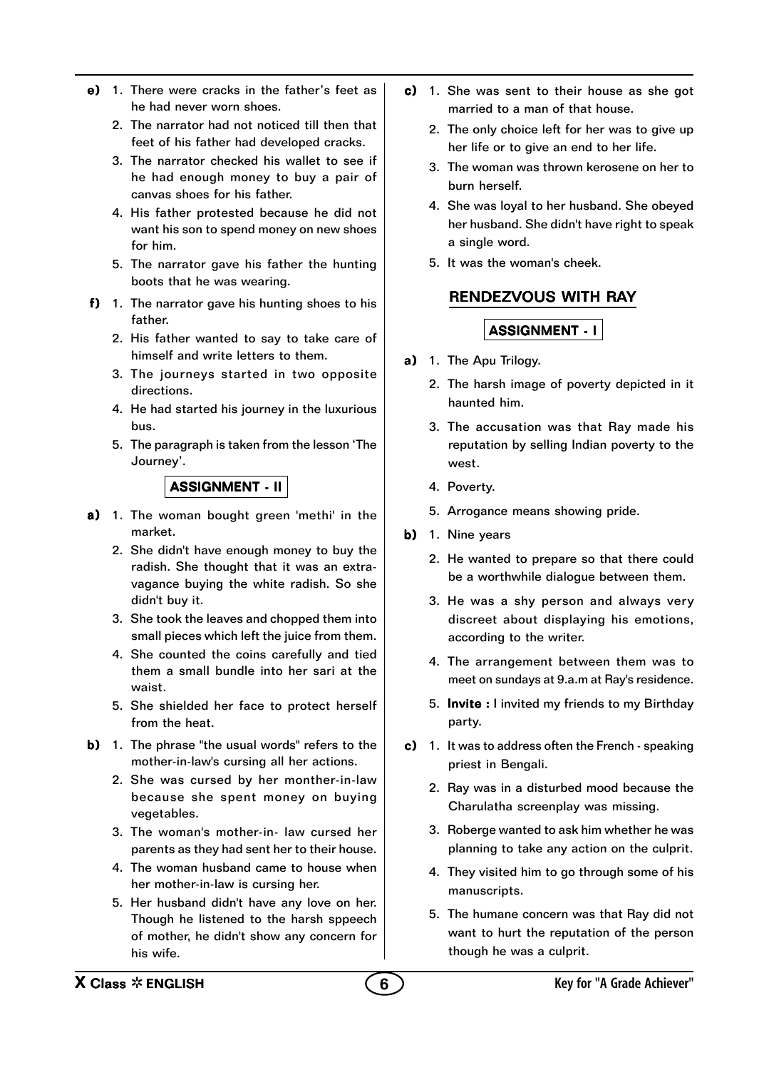**e)** 1. There were cracks in the father's feet as he had never worn shoes.
2. The narrator had not noticed till then that feet of his father had developed cracks.
3. The narrator checked his wallet to see if he had enough money to buy a pair of canvas shoes for his father.
4. His father protested because he did not want his son to spend money on new shoes for him.
5. The narrator gave his father the hunting boots that he was wearing.

**f)** 1. The narrator gave his hunting shoes to his father.
2. His father wanted to say to take care of himself and write letters to them.
3. The journeys started in two opposite directions.
4. He had started his journey in the luxurious bus.
5. The paragraph is taken from the lesson 'The Journey'.

### ASSIGNMENT - II

**a)** 1. The woman bought green 'methi' in the market.
2. She didn't have enough money to buy the radish. She thought that it was an extra-vagance buying the white radish. So she didn't buy it.
3. She took the leaves and chopped them into small pieces which left the juice from them.
4. She counted the coins carefully and tied them a small bundle into her sari at the waist.
5. She shielded her face to protect herself from the heat.

**b)** 1. The phrase "the usual words" refers to the mother-in-law's cursing all her actions.
2. She was cursed by her monther-in-law because she spent money on buying vegetables.
3. The woman's mother-in- law cursed her parents as they had sent her to their house.
4. The woman husband came to house when her mother-in-law is cursing her.
5. Her husband didn't have any love on her. Though he listened to the harsh sppeech of mother, he didn't show any concern for his wife.

**c)** 1. She was sent to their house as she got married to a man of that house.
2. The only choice left for her was to give up her life or to give an end to her life.
3. The woman was thrown kerosene on her to burn herself.
4. She was loyal to her husband. She obeyed her husband. She didn't have right to speak a single word.
5. It was the woman's cheek.

## RENDEZVOUS WITH RAY

### ASSIGNMENT - I

**a)** 1. The Apu Trilogy.
2. The harsh image of poverty depicted in it haunted him.
3. The accusation was that Ray made his reputation by selling Indian poverty to the west.
4. Poverty.
5. Arrogance means showing pride.

**b)** 1. Nine years
2. He wanted to prepare so that there could be a worthwhile dialogue between them.
3. He was a shy person and always very discreet about displaying his emotions, according to the writer.
4. The arrangement between them was to meet on sundays at 9.a.m at Ray's residence.
5. **Invite :** I invited my friends to my Birthday party.

**c)** 1. It was to address often the French - speaking priest in Bengali.
2. Ray was in a disturbed mood because the Charulatha screenplay was missing.
3. Roberge wanted to ask him whether he was planning to take any action on the culprit.
4. They visited him to go through some of his manuscripts.
5. The humane concern was that Ray did not want to hurt the reputation of the person though he was a culprit.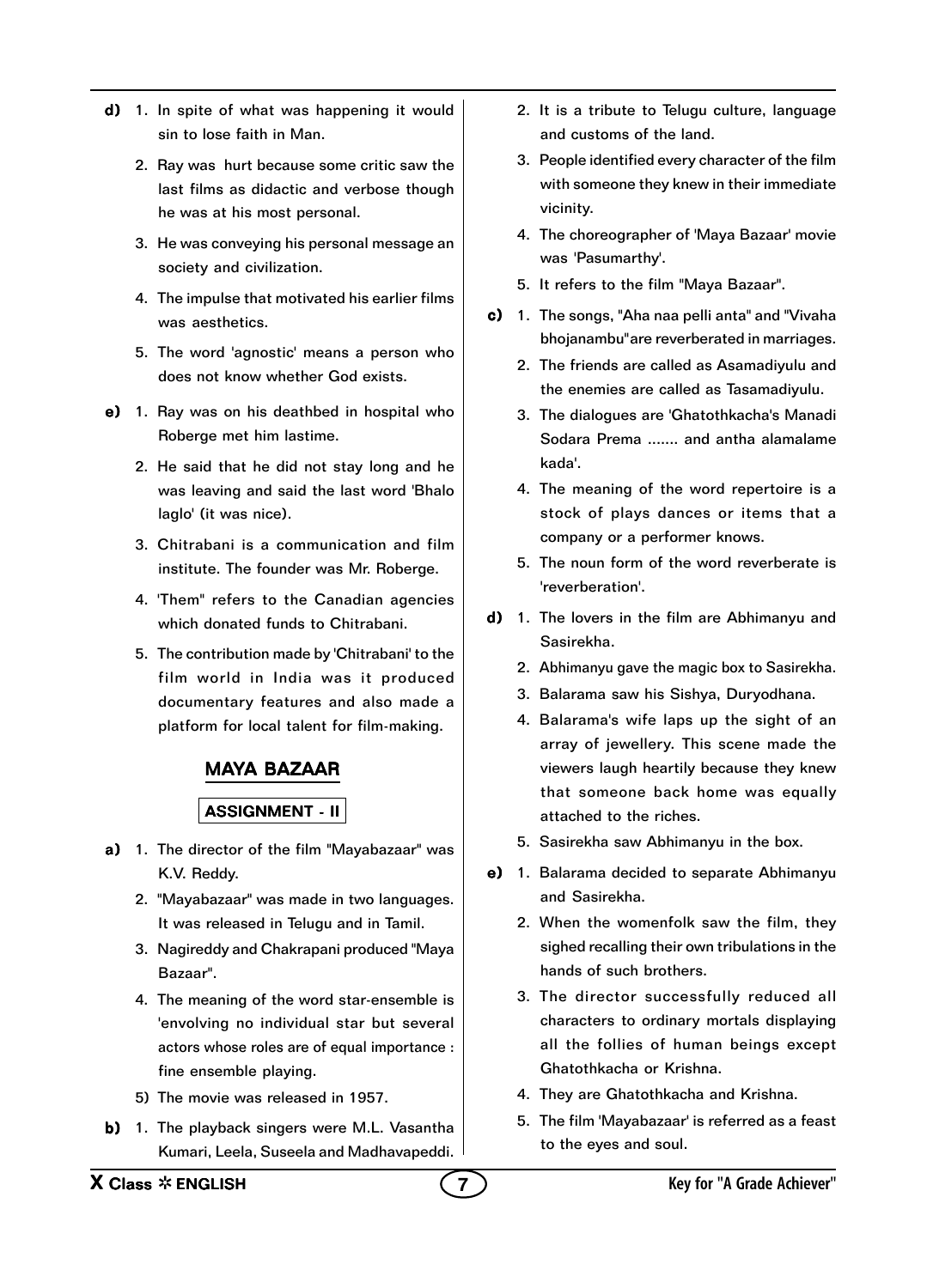**d)** 1. In spite of what was happening it would sin to lose faith in Man.

2. Ray was hurt because some critic saw the last films as didactic and verbose though he was at his most personal.

3. He was conveying his personal message an society and civilization.

4. The impulse that motivated his earlier films was aesthetics.

5. The word 'agnostic' means a person who does not know whether God exists.

**e)** 1. Ray was on his deathbed in hospital who Roberge met him lastime.

2. He said that he did not stay long and he was leaving and said the last word 'Bhalo laglo' (it was nice).

3. Chitrabani is a communication and film institute. The founder was Mr. Roberge.

4. 'Them" refers to the Canadian agencies which donated funds to Chitrabani.

5. The contribution made by 'Chitrabani' to the film world in India was it produced documentary features and also made a platform for local talent for film-making.

## MAYA BAZAAR

### ASSIGNMENT - II

**a)** 1. The director of the film "Mayabazaar" was K.V. Reddy.

2. "Mayabazaar" was made in two languages. It was released in Telugu and in Tamil.

3. Nagireddy and Chakrapani produced "Maya Bazaar".

4. The meaning of the word star-ensemble is 'envolving no individual star but several actors whose roles are of equal importance : fine ensemble playing.

5) The movie was released in 1957.

**b)** 1. The playback singers were M.L. Vasantha Kumari, Leela, Suseela and Madhavapeddi.

2. It is a tribute to Telugu culture, language and customs of the land.

3. People identified every character of the film with someone they knew in their immediate vicinity.

4. The choreographer of 'Maya Bazaar' movie was 'Pasumarthy'.

5. It refers to the film "Maya Bazaar".

**c)** 1. The songs, "Aha naa pelli anta" and "Vivaha bhojanambu"are reverberated in marriages.

2. The friends are called as Asamadiyulu and the enemies are called as Tasamadiyulu.

3. The dialogues are 'Ghatothkacha's Manadi Sodara Prema ....... and antha alamalame kada'.

4. The meaning of the word repertoire is a stock of plays dances or items that a company or a performer knows.

5. The noun form of the word reverberate is 'reverberation'.

**d)** 1. The lovers in the film are Abhimanyu and Sasirekha.

2. Abhimanyu gave the magic box to Sasirekha.

3. Balarama saw his Sishya, Duryodhana.

4. Balarama's wife laps up the sight of an array of jewellery. This scene made the viewers laugh heartily because they knew that someone back home was equally attached to the riches.

5. Sasirekha saw Abhimanyu in the box.

**e)** 1. Balarama decided to separate Abhimanyu and Sasirekha.

2. When the womenfolk saw the film, they sighed recalling their own tribulations in the hands of such brothers.

3. The director successfully reduced all characters to ordinary mortals displaying all the follies of human beings except Ghatothkacha or Krishna.

4. They are Ghatothkacha and Krishna.

5. The film 'Mayabazaar' is referred as a feast to the eyes and soul.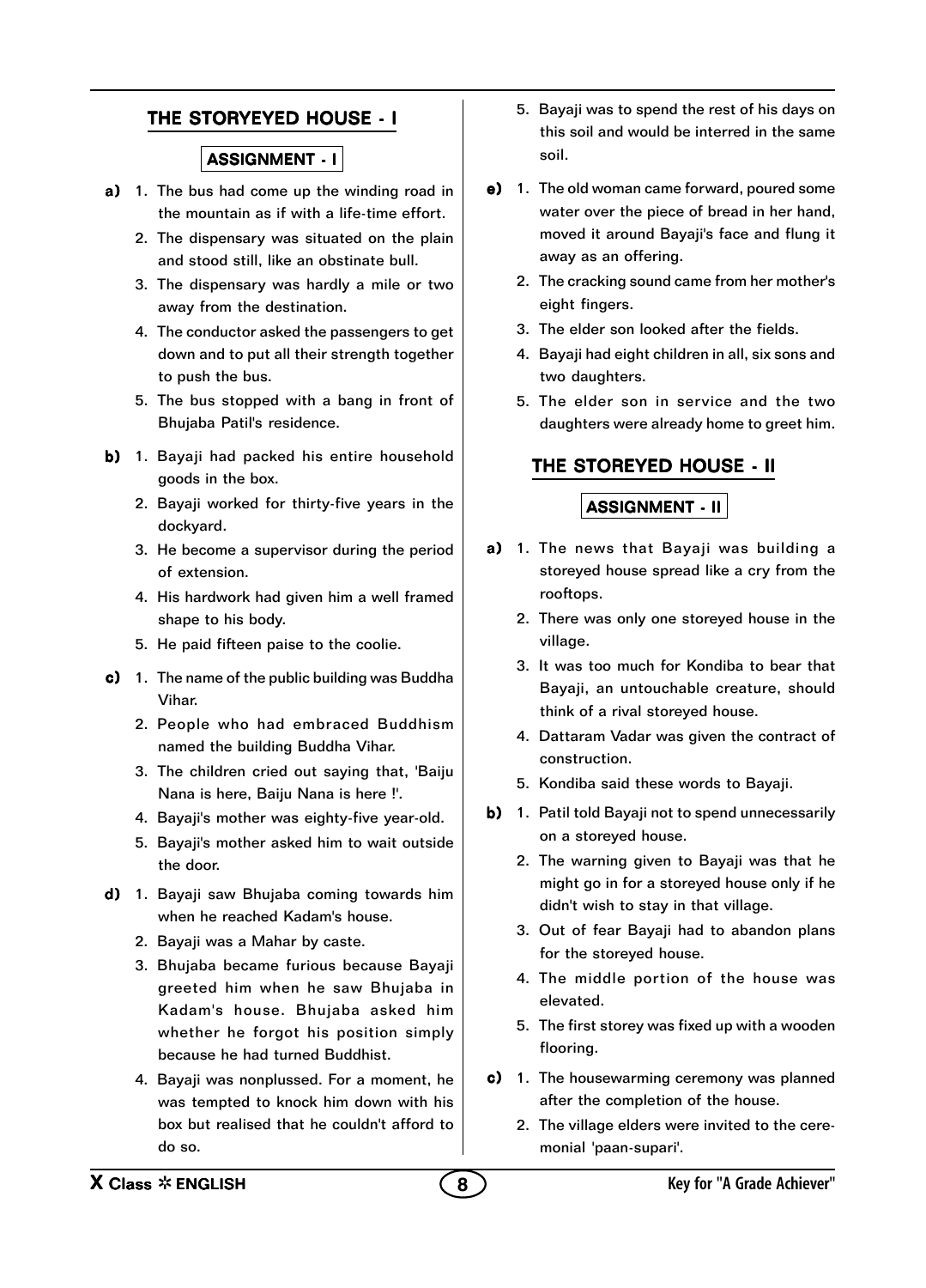## THE STORYEYED HOUSE - I

### ASSIGNMENT - I

**a)**
1. The bus had come up the winding road in the mountain as if with a life-time effort.
2. The dispensary was situated on the plain and stood still, like an obstinate bull.
3. The dispensary was hardly a mile or two away from the destination.
4. The conductor asked the passengers to get down and to put all their strength together to push the bus.
5. The bus stopped with a bang in front of Bhujaba Patil's residence.

**b)**
1. Bayaji had packed his entire household goods in the box.
2. Bayaji worked for thirty-five years in the dockyard.
3. He become a supervisor during the period of extension.
4. His hardwork had given him a well framed shape to his body.
5. He paid fifteen paise to the coolie.

**c)**
1. The name of the public building was Buddha Vihar.
2. People who had embraced Buddhism named the building Buddha Vihar.
3. The children cried out saying that, 'Baiju Nana is here, Baiju Nana is here !'.
4. Bayaji's mother was eighty-five year-old.
5. Bayaji's mother asked him to wait outside the door.

**d)**
1. Bayaji saw Bhujaba coming towards him when he reached Kadam's house.
2. Bayaji was a Mahar by caste.
3. Bhujaba became furious because Bayaji greeted him when he saw Bhujaba in Kadam's house. Bhujaba asked him whether he forgot his position simply because he had turned Buddhist.
4. Bayaji was nonplussed. For a moment, he was tempted to knock him down with his box but realised that he couldn't afford to do so.
5. Bayaji was to spend the rest of his days on this soil and would be interred in the same soil.

**e)**
1. The old woman came forward, poured some water over the piece of bread in her hand, moved it around Bayaji's face and flung it away as an offering.
2. The cracking sound came from her mother's eight fingers.
3. The elder son looked after the fields.
4. Bayaji had eight children in all, six sons and two daughters.
5. The elder son in service and the two daughters were already home to greet him.

## THE STOREYED HOUSE - II

### ASSIGNMENT - II

**a)**
1. The news that Bayaji was building a storeyed house spread like a cry from the rooftops.
2. There was only one storeyed house in the village.
3. It was too much for Kondiba to bear that Bayaji, an untouchable creature, should think of a rival storeyed house.
4. Dattaram Vadar was given the contract of construction.
5. Kondiba said these words to Bayaji.

**b)**
1. Patil told Bayaji not to spend unnecessarily on a storeyed house.
2. The warning given to Bayaji was that he might go in for a storeyed house only if he didn't wish to stay in that village.
3. Out of fear Bayaji had to abandon plans for the storeyed house.
4. The middle portion of the house was elevated.
5. The first storey was fixed up with a wooden flooring.

**c)**
1. The housewarming ceremony was planned after the completion of the house.
2. The village elders were invited to the ceremonial 'paan-supari'.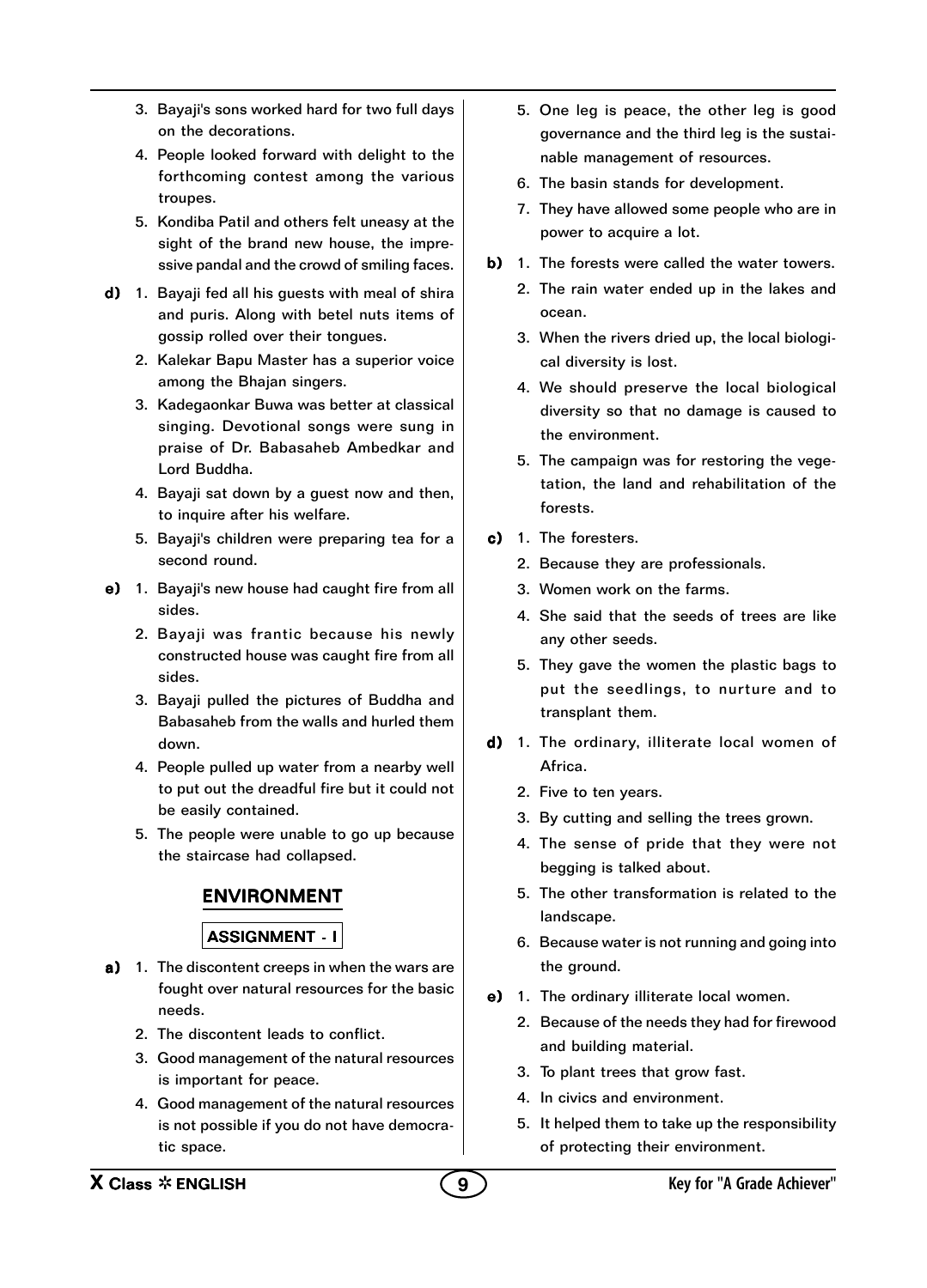3. Bayaji's sons worked hard for two full days on the decorations.
4. People looked forward with delight to the forthcoming contest among the various troupes.
5. Kondiba Patil and others felt uneasy at the sight of the brand new house, the impressive pandal and the crowd of smiling faces.

**d)** 1. Bayaji fed all his guests with meal of shira and puris. Along with betel nuts items of gossip rolled over their tongues.
2. Kalekar Bapu Master has a superior voice among the Bhajan singers.
3. Kadegaonkar Buwa was better at classical singing. Devotional songs were sung in praise of Dr. Babasaheb Ambedkar and Lord Buddha.
4. Bayaji sat down by a guest now and then, to inquire after his welfare.
5. Bayaji's children were preparing tea for a second round.

**e)** 1. Bayaji's new house had caught fire from all sides.
2. Bayaji was frantic because his newly constructed house was caught fire from all sides.
3. Bayaji pulled the pictures of Buddha and Babasaheb from the walls and hurled them down.
4. People pulled up water from a nearby well to put out the dreadful fire but it could not be easily contained.
5. The people were unable to go up because the staircase had collapsed.

## ENVIRONMENT

### ASSIGNMENT - I

**a)** 1. The discontent creeps in when the wars are fought over natural resources for the basic needs.
2. The discontent leads to conflict.
3. Good management of the natural resources is important for peace.
4. Good management of the natural resources is not possible if you do not have democratic space.
5. One leg is peace, the other leg is good governance and the third leg is the sustainable management of resources.
6. The basin stands for development.
7. They have allowed some people who are in power to acquire a lot.

**b)** 1. The forests were called the water towers.
2. The rain water ended up in the lakes and ocean.
3. When the rivers dried up, the local biological diversity is lost.
4. We should preserve the local biological diversity so that no damage is caused to the environment.
5. The campaign was for restoring the vegetation, the land and rehabilitation of the forests.

**c)** 1. The foresters.
2. Because they are professionals.
3. Women work on the farms.
4. She said that the seeds of trees are like any other seeds.
5. They gave the women the plastic bags to put the seedlings, to nurture and to transplant them.

**d)** 1. The ordinary, illiterate local women of Africa.
2. Five to ten years.
3. By cutting and selling the trees grown.
4. The sense of pride that they were not begging is talked about.
5. The other transformation is related to the landscape.
6. Because water is not running and going into the ground.

**e)** 1. The ordinary illiterate local women.
2. Because of the needs they had for firewood and building material.
3. To plant trees that grow fast.
4. In civics and environment.
5. It helped them to take up the responsibility of protecting their environment.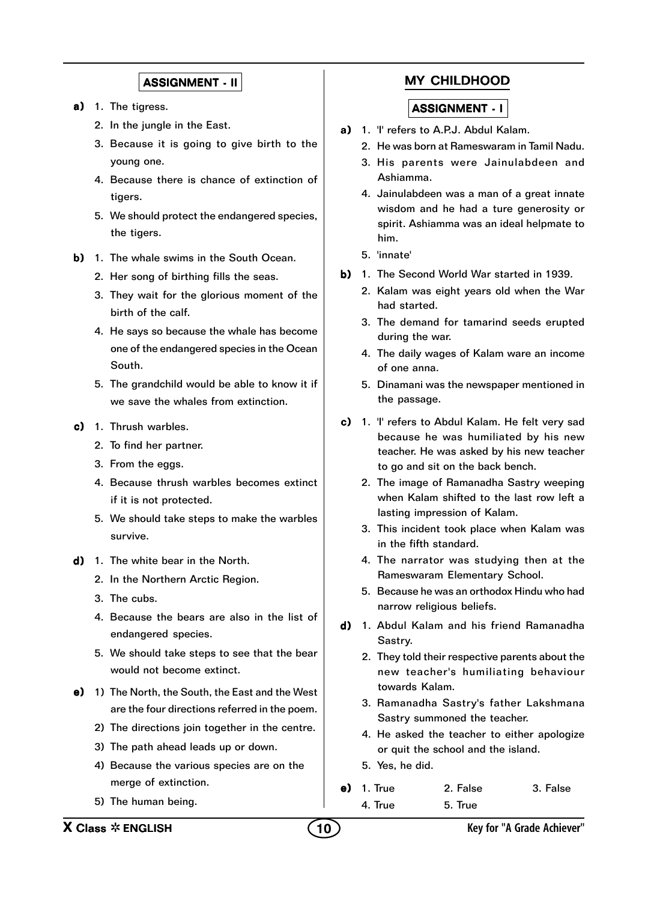## ASSIGNMENT - II

**a)**
1. The tigress.
2. In the jungle in the East.
3. Because it is going to give birth to the young one.
4. Because there is chance of extinction of tigers.
5. We should protect the endangered species, the tigers.

**b)**
1. The whale swims in the South Ocean.
2. Her song of birthing fills the seas.
3. They wait for the glorious moment of the birth of the calf.
4. He says so because the whale has become one of the endangered species in the Ocean South.
5. The grandchild would be able to know it if we save the whales from extinction.

**c)**
1. Thrush warbles.
2. To find her partner.
3. From the eggs.
4. Because thrush warbles becomes extinct if it is not protected.
5. We should take steps to make the warbles survive.

**d)**
1. The white bear in the North.
2. In the Northern Arctic Region.
3. The cubs.
4. Because the bears are also in the list of endangered species.
5. We should take steps to see that the bear would not become extinct.

**e)**
1) The North, the South, the East and the West are the four directions referred in the poem.
2) The directions join together in the centre.
3) The path ahead leads up or down.
4) Because the various species are on the merge of extinction.
5) The human being.

# MY CHILDHOOD

## ASSIGNMENT - I

**a)**
1. 'I' refers to A.P.J. Abdul Kalam.
2. He was born at Rameswaram in Tamil Nadu.
3. His parents were Jainulabdeen and Ashiamma.
4. Jainulabdeen was a man of a great innate wisdom and he had a ture generosity or spirit. Ashiamma was an ideal helpmate to him.
5. 'innate'

**b)**
1. The Second World War started in 1939.
2. Kalam was eight years old when the War had started.
3. The demand for tamarind seeds erupted during the war.
4. The daily wages of Kalam ware an income of one anna.
5. Dinamani was the newspaper mentioned in the passage.

**c)**
1. 'I' refers to Abdul Kalam. He felt very sad because he was humiliated by his new teacher. He was asked by his new teacher to go and sit on the back bench.
2. The image of Ramanadha Sastry weeping when Kalam shifted to the last row left a lasting impression of Kalam.
3. This incident took place when Kalam was in the fifth standard.
4. The narrator was studying then at the Rameswaram Elementary School.
5. Because he was an orthodox Hindu who had narrow religious beliefs.

**d)**
1. Abdul Kalam and his friend Ramanadha Sastry.
2. They told their respective parents about the new teacher's humiliating behaviour towards Kalam.
3. Ramanadha Sastry's father Lakshmana Sastry summoned the teacher.
4. He asked the teacher to either apologize or quit the school and the island.
5. Yes, he did.

**e)** 1. True 2. False 3. False 4. True 5. True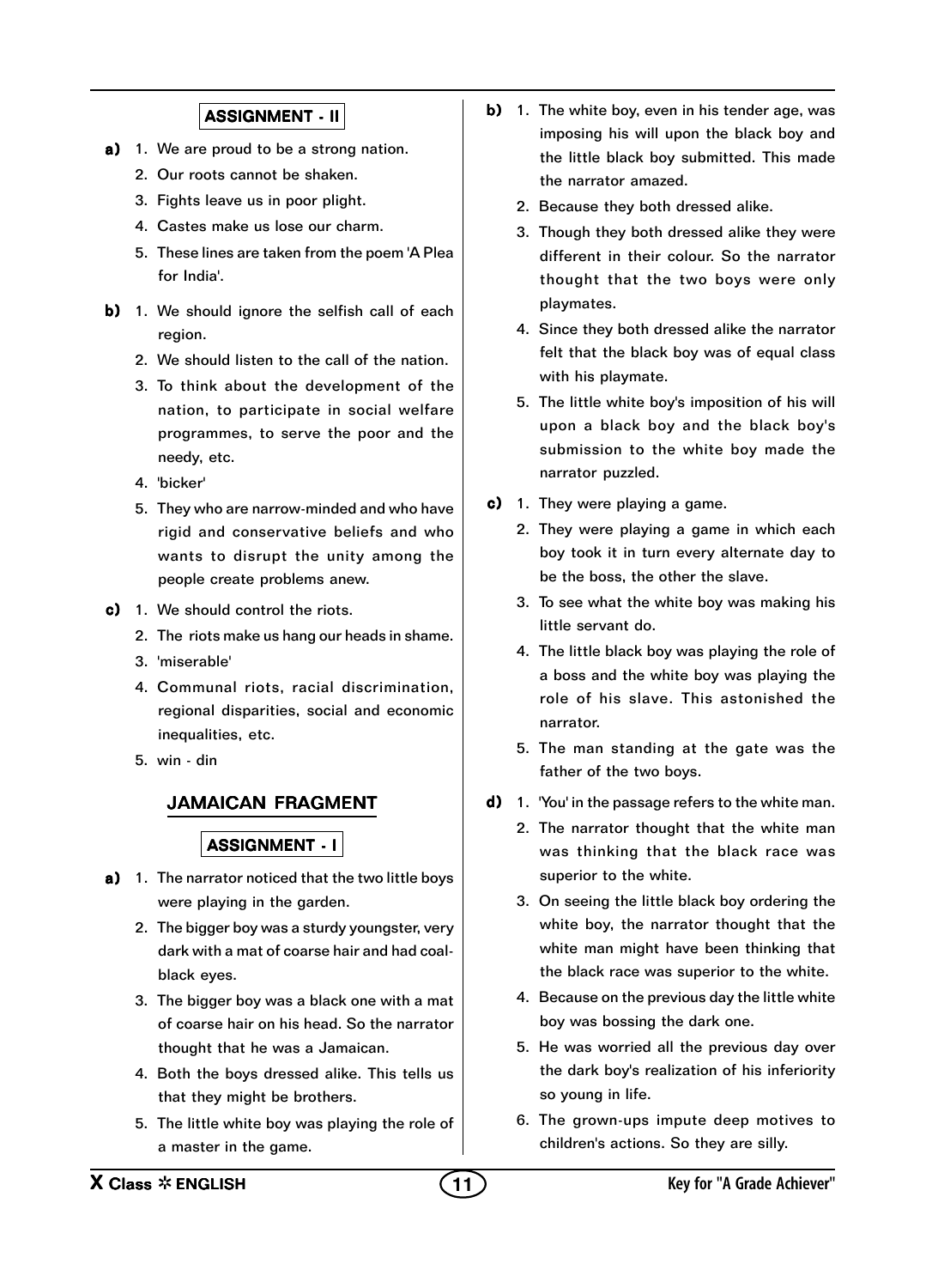### ASSIGNMENT - II

**a)**
1. We are proud to be a strong nation.
2. Our roots cannot be shaken.
3. Fights leave us in poor plight.
4. Castes make us lose our charm.
5. These lines are taken from the poem 'A Plea for India'.

**b)**
1. We should ignore the selfish call of each region.
2. We should listen to the call of the nation.
3. To think about the development of the nation, to participate in social welfare programmes, to serve the poor and the needy, etc.
4. 'bicker'
5. They who are narrow-minded and who have rigid and conservative beliefs and who wants to disrupt the unity among the people create problems anew.

**c)**
1. We should control the riots.
2. The riots make us hang our heads in shame.
3. 'miserable'
4. Communal riots, racial discrimination, regional disparities, social and economic inequalities, etc.
5. win - din

## JAMAICAN FRAGMENT

### ASSIGNMENT - I

**a)**
1. The narrator noticed that the two little boys were playing in the garden.
2. The bigger boy was a sturdy youngster, very dark with a mat of coarse hair and had coal-black eyes.
3. The bigger boy was a black one with a mat of coarse hair on his head. So the narrator thought that he was a Jamaican.
4. Both the boys dressed alike. This tells us that they might be brothers.
5. The little white boy was playing the role of a master in the game.

**b)**
1. The white boy, even in his tender age, was imposing his will upon the black boy and the little black boy submitted. This made the narrator amazed.
2. Because they both dressed alike.
3. Though they both dressed alike they were different in their colour. So the narrator thought that the two boys were only playmates.
4. Since they both dressed alike the narrator felt that the black boy was of equal class with his playmate.
5. The little white boy's imposition of his will upon a black boy and the black boy's submission to the white boy made the narrator puzzled.

**c)**
1. They were playing a game.
2. They were playing a game in which each boy took it in turn every alternate day to be the boss, the other the slave.
3. To see what the white boy was making his little servant do.
4. The little black boy was playing the role of a boss and the white boy was playing the role of his slave. This astonished the narrator.
5. The man standing at the gate was the father of the two boys.

**d)**
1. 'You' in the passage refers to the white man.
2. The narrator thought that the white man was thinking that the black race was superior to the white.
3. On seeing the little black boy ordering the white boy, the narrator thought that the white man might have been thinking that the black race was superior to the white.
4. Because on the previous day the little white boy was bossing the dark one.
5. He was worried all the previous day over the dark boy's realization of his inferiority so young in life.
6. The grown-ups impute deep motives to children's actions. So they are silly.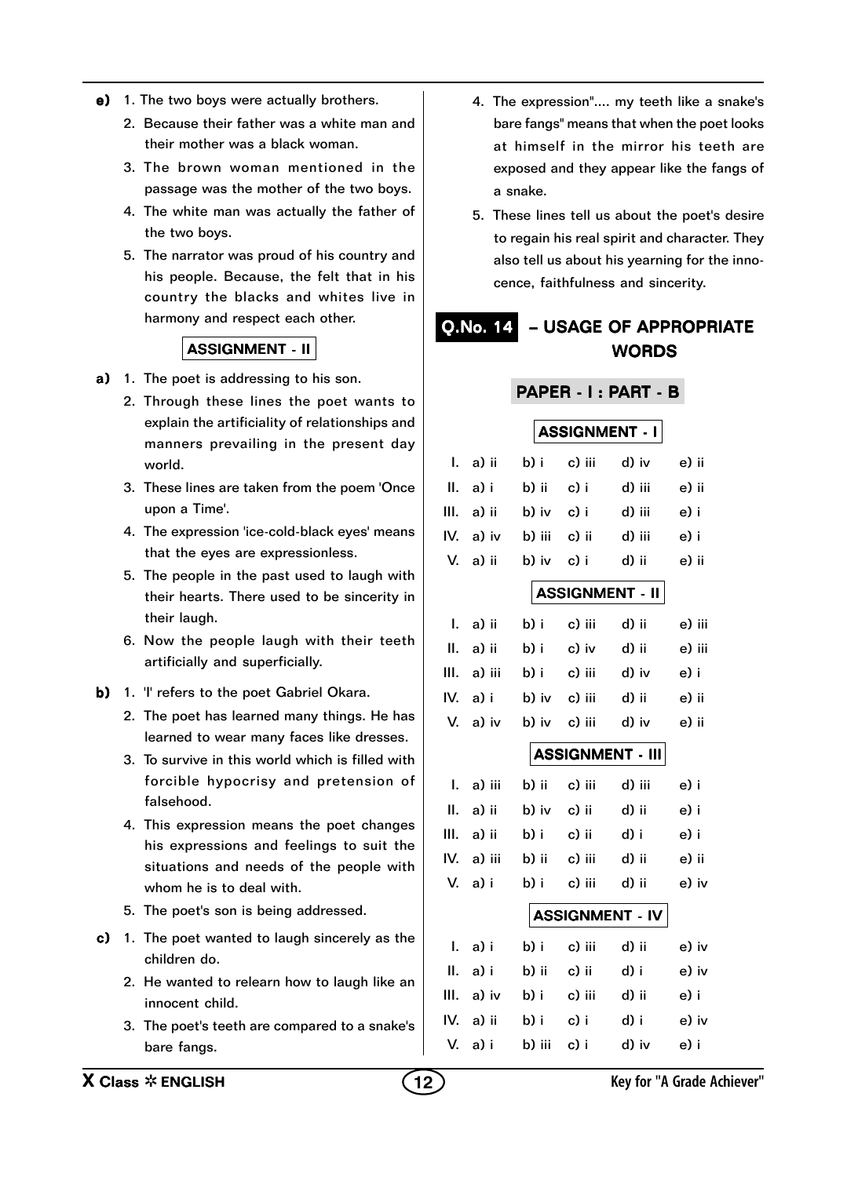**e)** 1. The two boys were actually brothers.

2. Because their father was a white man and their mother was a black woman.
3. The brown woman mentioned in the passage was the mother of the two boys.
4. The white man was actually the father of the two boys.
5. The narrator was proud of his country and his people. Because, the felt that in his country the blacks and whites live in harmony and respect each other.

### ASSIGNMENT - II

**a)** 1. The poet is addressing to his son.

2. Through these lines the poet wants to explain the artificiality of relationships and manners prevailing in the present day world.
3. These lines are taken from the poem 'Once upon a Time'.
4. The expression 'ice-cold-black eyes' means that the eyes are expressionless.
5. The people in the past used to laugh with their hearts. There used to be sincerity in their laugh.
6. Now the people laugh with their teeth artificially and superficially.

**b)** 1. 'I' refers to the poet Gabriel Okara.

2. The poet has learned many things. He has learned to wear many faces like dresses.
3. To survive in this world which is filled with forcible hypocrisy and pretension of falsehood.
4. This expression means the poet changes his expressions and feelings to suit the situations and needs of the people with whom he is to deal with.
5. The poet's son is being addressed.

**c)** 1. The poet wanted to laugh sincerely as the children do.

2. He wanted to relearn how to laugh like an innocent child.
3. The poet's teeth are compared to a snake's bare fangs.
4. The expression".... my teeth like a snake's bare fangs" means that when the poet looks at himself in the mirror his teeth are exposed and they appear like the fangs of a snake.
5. These lines tell us about the poet's desire to regain his real spirit and character. They also tell us about his yearning for the innocence, faithfulness and sincerity.

## Q.No. 14 – USAGE OF APPROPRIATE WORDS

### PAPER - I : PART - B

### ASSIGNMENT - I

| | a) | b) | c) | d) | e) |
|---|---|---|---|---|---|
| I. | a) ii | b) i | c) iii | d) iv | e) ii |
| II. | a) i | b) ii | c) i | d) iii | e) ii |
| III. | a) ii | b) iv | c) i | d) iii | e) i |
| IV. | a) iv | b) iii | c) ii | d) iii | e) i |
| V. | a) ii | b) iv | c) i | d) ii | e) ii |

### ASSIGNMENT - II

| | a) | b) | c) | d) | e) |
|---|---|---|---|---|---|
| I. | a) ii | b) i | c) iii | d) ii | e) iii |
| II. | a) ii | b) i | c) iv | d) ii | e) iii |
| III. | a) iii | b) i | c) iii | d) iv | e) i |
| IV. | a) i | b) iv | c) iii | d) ii | e) ii |
| V. | a) iv | b) iv | c) iii | d) iv | e) ii |

### ASSIGNMENT - III

| | a) | b) | c) | d) | e) |
|---|---|---|---|---|---|
| I. | a) iii | b) ii | c) iii | d) iii | e) i |
| II. | a) ii | b) iv | c) ii | d) ii | e) i |
| III. | a) ii | b) i | c) ii | d) i | e) i |
| IV. | a) iii | b) ii | c) iii | d) ii | e) ii |
| V. | a) i | b) i | c) iii | d) ii | e) iv |

### ASSIGNMENT - IV

| | a) | b) | c) | d) | e) |
|---|---|---|---|---|---|
| I. | a) i | b) i | c) iii | d) ii | e) iv |
| II. | a) i | b) ii | c) ii | d) i | e) iv |
| III. | a) iv | b) i | c) iii | d) ii | e) i |
| IV. | a) ii | b) i | c) i | d) i | e) iv |
| V. | a) i | b) iii | c) i | d) iv | e) i |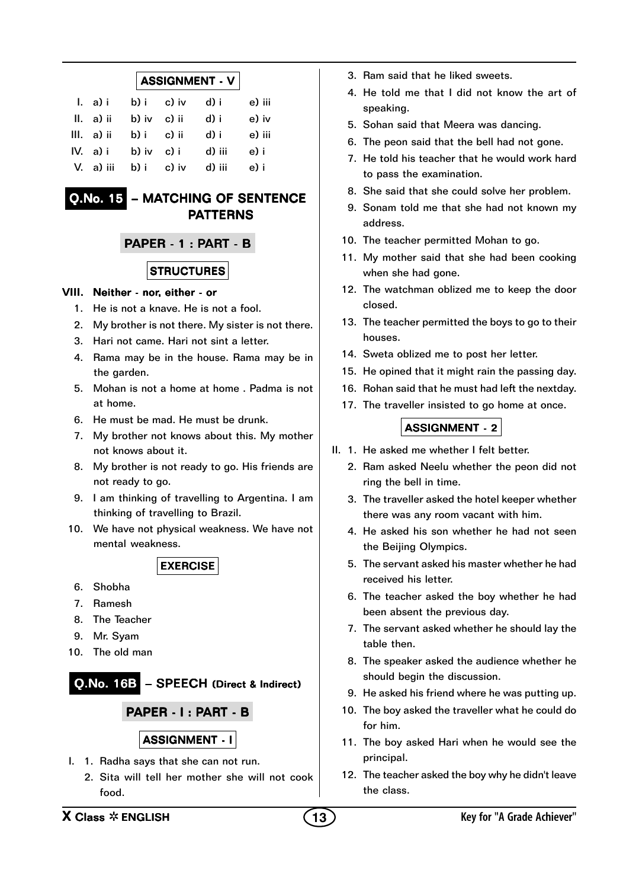## ASSIGNMENT - V

| | a) | b) | c) | d) | e) |
|---|---|---|---|---|---|
| I. | a) i | b) i | c) iv | d) i | e) iii |
| II. | a) ii | b) iv | c) ii | d) i | e) iv |
| III. | a) ii | b) i | c) ii | d) i | e) iii |
| IV. | a) i | b) iv | c) i | d) iii | e) i |
| V. | a) iii | b) i | c) iv | d) iii | e) i |

# Q.No. 15 – MATCHING OF SENTENCE PATTERNS

## PAPER - 1 : PART - B

### STRUCTURES

**VIII. Neither - nor, either - or**

1. He is not a knave. He is not a fool.
2. My brother is not there. My sister is not there.
3. Hari not came. Hari not sint a letter.
4. Rama may be in the house. Rama may be in the garden.
5. Mohan is not a home at home . Padma is not at home.
6. He must be mad. He must be drunk.
7. My brother not knows about this. My mother not knows about it.
8. My brother is not ready to go. His friends are not ready to go.
9. I am thinking of travelling to Argentina. I am thinking of travelling to Brazil.
10. We have not physical weakness. We have not mental weakness.

### EXERCISE

6. Shobha
7. Ramesh
8. The Teacher
9. Mr. Syam
10. The old man

# Q.No. 16B – SPEECH (Direct & Indirect)

## PAPER - I : PART - B

### ASSIGNMENT - I

I.
1. Radha says that she can not run.
2. Sita will tell her mother she will not cook food.
3. Ram said that he liked sweets.
4. He told me that I did not know the art of speaking.
5. Sohan said that Meera was dancing.
6. The peon said that the bell had not gone.
7. He told his teacher that he would work hard to pass the examination.
8. She said that she could solve her problem.
9. Sonam told me that she had not known my address.
10. The teacher permitted Mohan to go.
11. My mother said that she had been cooking when she had gone.
12. The watchman oblized me to keep the door closed.
13. The teacher permitted the boys to go to their houses.
14. Sweta oblized me to post her letter.
15. He opined that it might rain the passing day.
16. Rohan said that he must had left the nextday.
17. The traveller insisted to go home at once.

### ASSIGNMENT - 2

II.
1. He asked me whether I felt better.
2. Ram asked Neelu whether the peon did not ring the bell in time.
3. The traveller asked the hotel keeper whether there was any room vacant with him.
4. He asked his son whether he had not seen the Beijing Olympics.
5. The servant asked his master whether he had received his letter.
6. The teacher asked the boy whether he had been absent the previous day.
7. The servant asked whether he should lay the table then.
8. The speaker asked the audience whether he should begin the discussion.
9. He asked his friend where he was putting up.
10. The boy asked the traveller what he could do for him.
11. The boy asked Hari when he would see the principal.
12. The teacher asked the boy why he didn't leave the class.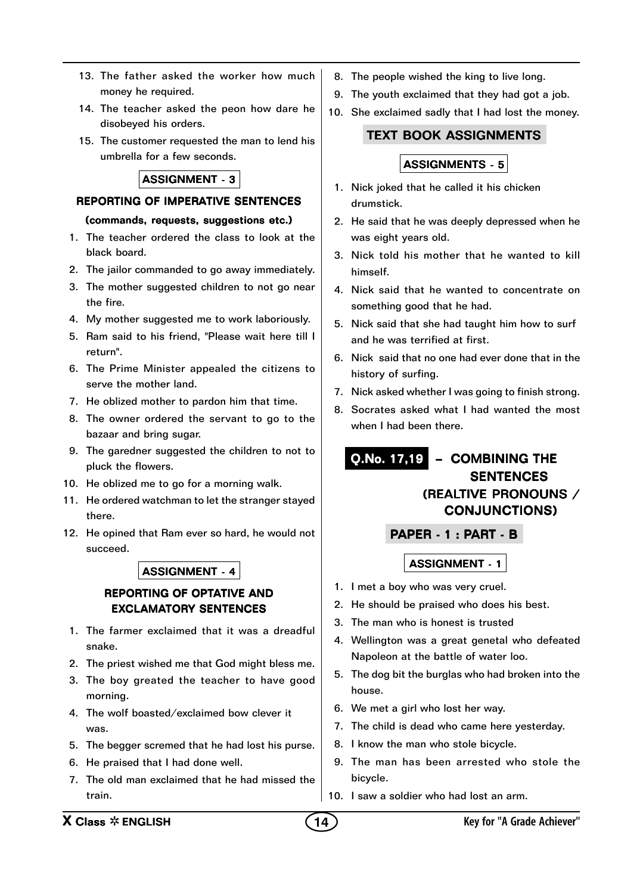13. The father asked the worker how much money he required.
14. The teacher asked the peon how dare he disobeyed his orders.
15. The customer requested the man to lend his umbrella for a few seconds.

**ASSIGNMENT - 3**

### REPORTING OF IMPERATIVE SENTENCES

**(commands, requests, suggestions etc.)**

1. The teacher ordered the class to look at the black board.
2. The jailor commanded to go away immediately.
3. The mother suggested children to not go near the fire.
4. My mother suggested me to work laboriously.
5. Ram said to his friend, "Please wait here till I return".
6. The Prime Minister appealed the citizens to serve the mother land.
7. He oblized mother to pardon him that time.
8. The owner ordered the servant to go to the bazaar and bring sugar.
9. The garedner suggested the children to not to pluck the flowers.
10. He oblized me to go for a morning walk.
11. He ordered watchman to let the stranger stayed there.
12. He opined that Ram ever so hard, he would not succeed.

**ASSIGNMENT - 4**

### REPORTING OF OPTATIVE AND EXCLAMATORY SENTENCES

1. The farmer exclaimed that it was a dreadful snake.
2. The priest wished me that God might bless me.
3. The boy greated the teacher to have good morning.
4. The wolf boasted/exclaimed bow clever it was.
5. The begger scremed that he had lost his purse.
6. He praised that I had done well.
7. The old man exclaimed that he had missed the train.
8. The people wished the king to live long.
9. The youth exclaimed that they had got a job.
10. She exclaimed sadly that I had lost the money.

## TEXT BOOK ASSIGNMENTS

**ASSIGNMENTS - 5**

1. Nick joked that he called it his chicken drumstick.
2. He said that he was deeply depressed when he was eight years old.
3. Nick told his mother that he wanted to kill himself.
4. Nick said that he wanted to concentrate on something good that he had.
5. Nick said that she had taught him how to surf and he was terrified at first.
6. Nick said that no one had ever done that in the history of surfing.
7. Nick asked whether I was going to finish strong.
8. Socrates asked what I had wanted the most when I had been there.

## Q.No. 17,19 – COMBINING THE SENTENCES (REALTIVE PRONOUNS / CONJUNCTIONS)

### PAPER - 1 : PART - B

**ASSIGNMENT - 1**

1. I met a boy who was very cruel.
2. He should be praised who does his best.
3. The man who is honest is trusted
4. Wellington was a great genetal who defeated Napoleon at the battle of water loo.
5. The dog bit the burglas who had broken into the house.
6. We met a girl who lost her way.
7. The child is dead who came here yesterday.
8. I know the man who stole bicycle.
9. The man has been arrested who stole the bicycle.
10. I saw a soldier who had lost an arm.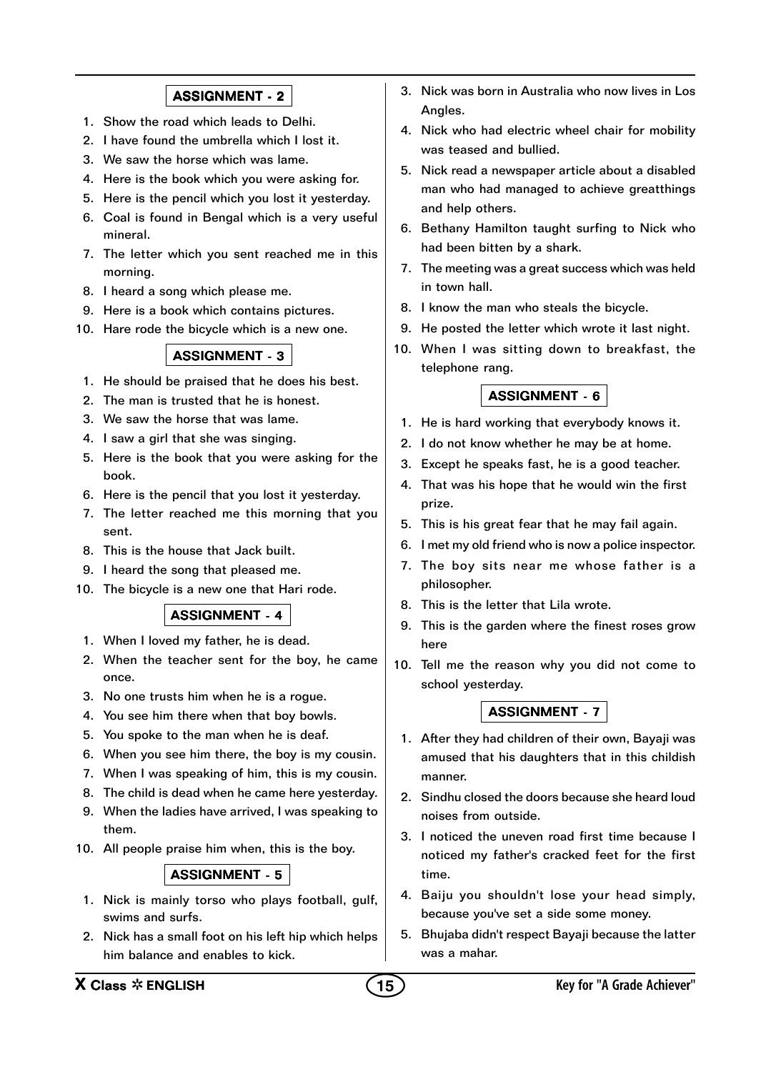## ASSIGNMENT - 2

1. Show the road which leads to Delhi.
2. I have found the umbrella which I lost it.
3. We saw the horse which was lame.
4. Here is the book which you were asking for.
5. Here is the pencil which you lost it yesterday.
6. Coal is found in Bengal which is a very useful mineral.
7. The letter which you sent reached me in this morning.
8. I heard a song which please me.
9. Here is a book which contains pictures.
10. Hare rode the bicycle which is a new one.

## ASSIGNMENT - 3

1. He should be praised that he does his best.
2. The man is trusted that he is honest.
3. We saw the horse that was lame.
4. I saw a girl that she was singing.
5. Here is the book that you were asking for the book.
6. Here is the pencil that you lost it yesterday.
7. The letter reached me this morning that you sent.
8. This is the house that Jack built.
9. I heard the song that pleased me.
10. The bicycle is a new one that Hari rode.

## ASSIGNMENT - 4

1. When I loved my father, he is dead.
2. When the teacher sent for the boy, he came once.
3. No one trusts him when he is a rogue.
4. You see him there when that boy bowls.
5. You spoke to the man when he is deaf.
6. When you see him there, the boy is my cousin.
7. When I was speaking of him, this is my cousin.
8. The child is dead when he came here yesterday.
9. When the ladies have arrived, I was speaking to them.
10. All people praise him when, this is the boy.

## ASSIGNMENT - 5

1. Nick is mainly torso who plays football, gulf, swims and surfs.
2. Nick has a small foot on his left hip which helps him balance and enables to kick.
3. Nick was born in Australia who now lives in Los Angles.
4. Nick who had electric wheel chair for mobility was teased and bullied.
5. Nick read a newspaper article about a disabled man who had managed to achieve greatthings and help others.
6. Bethany Hamilton taught surfing to Nick who had been bitten by a shark.
7. The meeting was a great success which was held in town hall.
8. I know the man who steals the bicycle.
9. He posted the letter which wrote it last night.
10. When I was sitting down to breakfast, the telephone rang.

## ASSIGNMENT - 6

1. He is hard working that everybody knows it.
2. I do not know whether he may be at home.
3. Except he speaks fast, he is a good teacher.
4. That was his hope that he would win the first prize.
5. This is his great fear that he may fail again.
6. I met my old friend who is now a police inspector.
7. The boy sits near me whose father is a philosopher.
8. This is the letter that Lila wrote.
9. This is the garden where the finest roses grow here
10. Tell me the reason why you did not come to school yesterday.

## ASSIGNMENT - 7

1. After they had children of their own, Bayaji was amused that his daughters that in this childish manner.
2. Sindhu closed the doors because she heard loud noises from outside.
3. I noticed the uneven road first time because I noticed my father's cracked feet for the first time.
4. Baiju you shouldn't lose your head simply, because you've set a side some money.
5. Bhujaba didn't respect Bayaji because the latter was a mahar.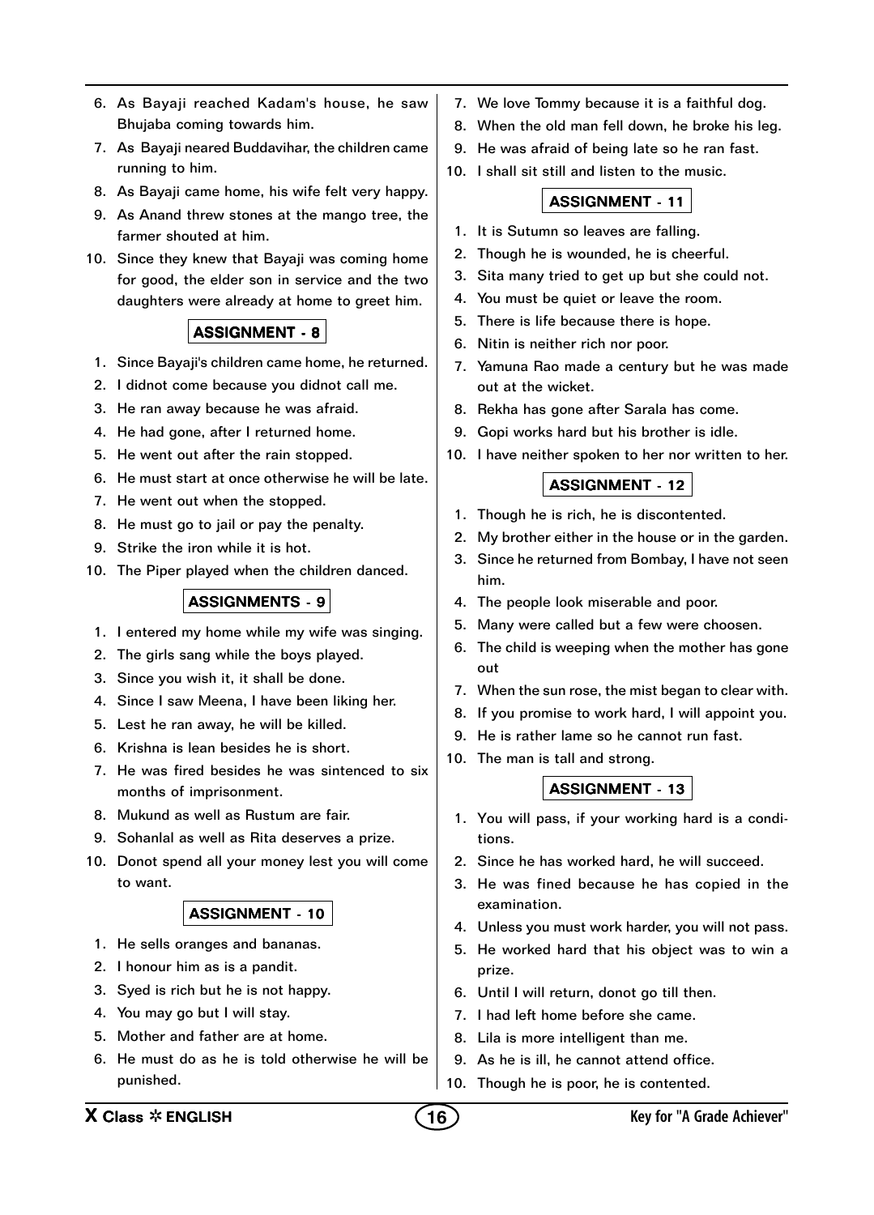6. As Bayaji reached Kadam's house, he saw Bhujaba coming towards him.
7. As Bayaji neared Buddavihar, the children came running to him.
8. As Bayaji came home, his wife felt very happy.
9. As Anand threw stones at the mango tree, the farmer shouted at him.
10. Since they knew that Bayaji was coming home for good, the elder son in service and the two daughters were already at home to greet him.

### ASSIGNMENT - 8

1. Since Bayaji's children came home, he returned.
2. I didnot come because you didnot call me.
3. He ran away because he was afraid.
4. He had gone, after I returned home.
5. He went out after the rain stopped.
6. He must start at once otherwise he will be late.
7. He went out when the stopped.
8. He must go to jail or pay the penalty.
9. Strike the iron while it is hot.
10. The Piper played when the children danced.

### ASSIGNMENTS - 9

1. I entered my home while my wife was singing.
2. The girls sang while the boys played.
3. Since you wish it, it shall be done.
4. Since I saw Meena, I have been liking her.
5. Lest he ran away, he will be killed.
6. Krishna is lean besides he is short.
7. He was fired besides he was sintenced to six months of imprisonment.
8. Mukund as well as Rustum are fair.
9. Sohanlal as well as Rita deserves a prize.
10. Donot spend all your money lest you will come to want.

### ASSIGNMENT - 10

1. He sells oranges and bananas.
2. I honour him as is a pandit.
3. Syed is rich but he is not happy.
4. You may go but I will stay.
5. Mother and father are at home.
6. He must do as he is told otherwise he will be punished.
7. We love Tommy because it is a faithful dog.
8. When the old man fell down, he broke his leg.
9. He was afraid of being late so he ran fast.
10. I shall sit still and listen to the music.

### ASSIGNMENT - 11

1. It is Sutumn so leaves are falling.
2. Though he is wounded, he is cheerful.
3. Sita many tried to get up but she could not.
4. You must be quiet or leave the room.
5. There is life because there is hope.
6. Nitin is neither rich nor poor.
7. Yamuna Rao made a century but he was made out at the wicket.
8. Rekha has gone after Sarala has come.
9. Gopi works hard but his brother is idle.
10. I have neither spoken to her nor written to her.

### ASSIGNMENT - 12

1. Though he is rich, he is discontented.
2. My brother either in the house or in the garden.
3. Since he returned from Bombay, I have not seen him.
4. The people look miserable and poor.
5. Many were called but a few were choosen.
6. The child is weeping when the mother has gone out
7. When the sun rose, the mist began to clear with.
8. If you promise to work hard, I will appoint you.
9. He is rather lame so he cannot run fast.
10. The man is tall and strong.

### ASSIGNMENT - 13

1. You will pass, if your working hard is a conditions.
2. Since he has worked hard, he will succeed.
3. He was fined because he has copied in the examination.
4. Unless you must work harder, you will not pass.
5. He worked hard that his object was to win a prize.
6. Until I will return, donot go till then.
7. I had left home before she came.
8. Lila is more intelligent than me.
9. As he is ill, he cannot attend office.
10. Though he is poor, he is contented.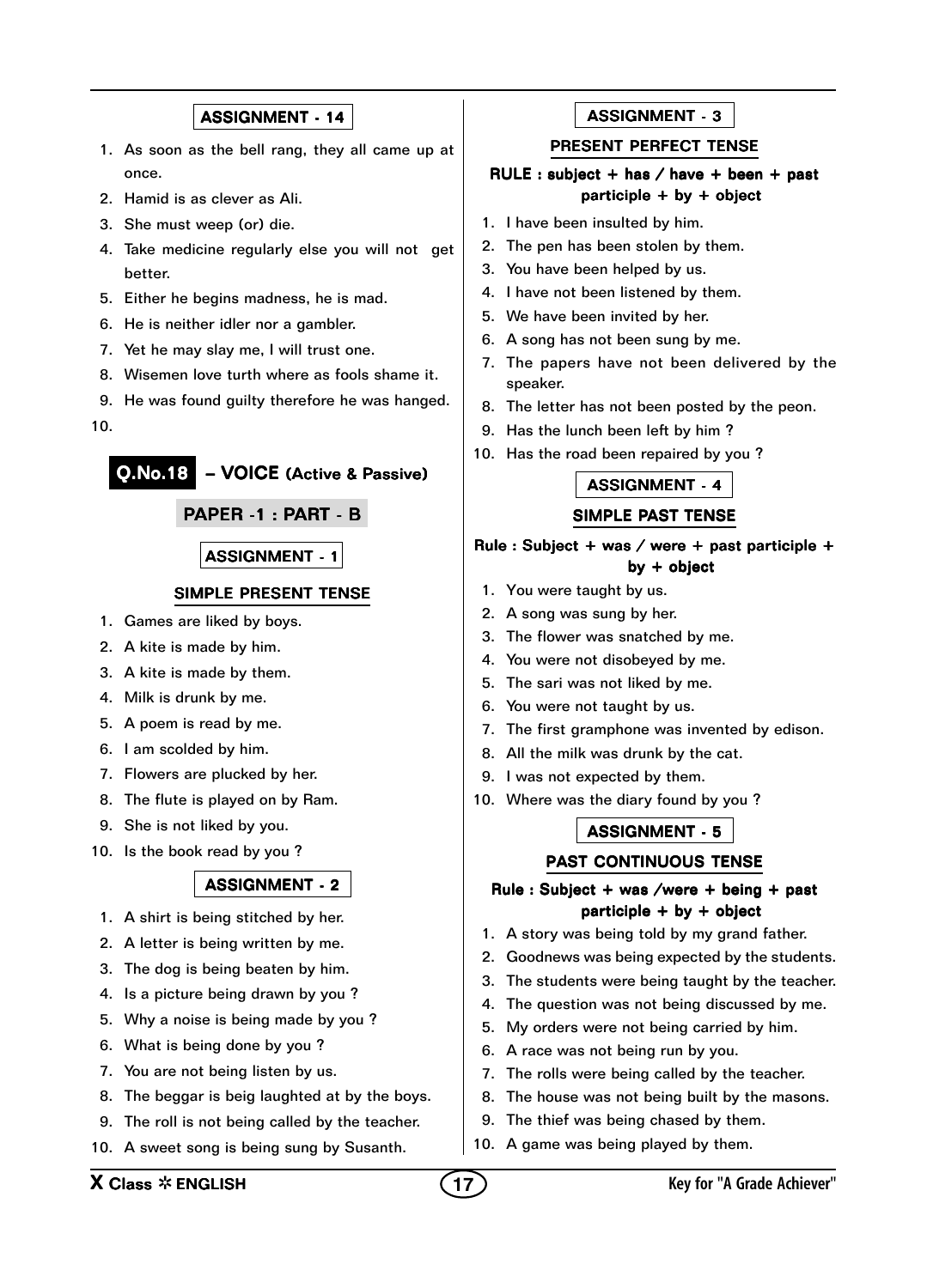## ASSIGNMENT - 14

1. As soon as the bell rang, they all came up at once.
2. Hamid is as clever as Ali.
3. She must weep (or) die.
4. Take medicine regularly else you will not get better.
5. Either he begins madness, he is mad.
6. He is neither idler nor a gambler.
7. Yet he may slay me, I will trust one.
8. Wisemen love turth where as fools shame it.
9. He was found guilty therefore he was hanged.
10.

# Q.No.18 – VOICE (Active & Passive)

## PAPER -1 : PART - B

## ASSIGNMENT - 1

### SIMPLE PRESENT TENSE

1. Games are liked by boys.
2. A kite is made by him.
3. A kite is made by them.
4. Milk is drunk by me.
5. A poem is read by me.
6. I am scolded by him.
7. Flowers are plucked by her.
8. The flute is played on by Ram.
9. She is not liked by you.
10. Is the book read by you ?

## ASSIGNMENT - 2

1. A shirt is being stitched by her.
2. A letter is being written by me.
3. The dog is being beaten by him.
4. Is a picture being drawn by you ?
5. Why a noise is being made by you ?
6. What is being done by you ?
7. You are not being listen by us.
8. The beggar is beig laughted at by the boys.
9. The roll is not being called by the teacher.
10. A sweet song is being sung by Susanth.

## ASSIGNMENT - 3

### PRESENT PERFECT TENSE

**RULE : subject + has / have + been + past participle + by + object**

1. I have been insulted by him.
2. The pen has been stolen by them.
3. You have been helped by us.
4. I have not been listened by them.
5. We have been invited by her.
6. A song has not been sung by me.
7. The papers have not been delivered by the speaker.
8. The letter has not been posted by the peon.
9. Has the lunch been left by him ?
10. Has the road been repaired by you ?

## ASSIGNMENT - 4

### SIMPLE PAST TENSE

**Rule : Subject + was / were + past participle + by + object**

1. You were taught by us.
2. A song was sung by her.
3. The flower was snatched by me.
4. You were not disobeyed by me.
5. The sari was not liked by me.
6. You were not taught by us.
7. The first gramphone was invented by edison.
8. All the milk was drunk by the cat.
9. I was not expected by them.
10. Where was the diary found by you ?

## ASSIGNMENT - 5

### PAST CONTINUOUS TENSE

**Rule : Subject + was /were + being + past participle + by + object**

1. A story was being told by my grand father.
2. Goodnews was being expected by the students.
3. The students were being taught by the teacher.
4. The question was not being discussed by me.
5. My orders were not being carried by him.
6. A race was not being run by you.
7. The rolls were being called by the teacher.
8. The house was not being built by the masons.
9. The thief was being chased by them.
10. A game was being played by them.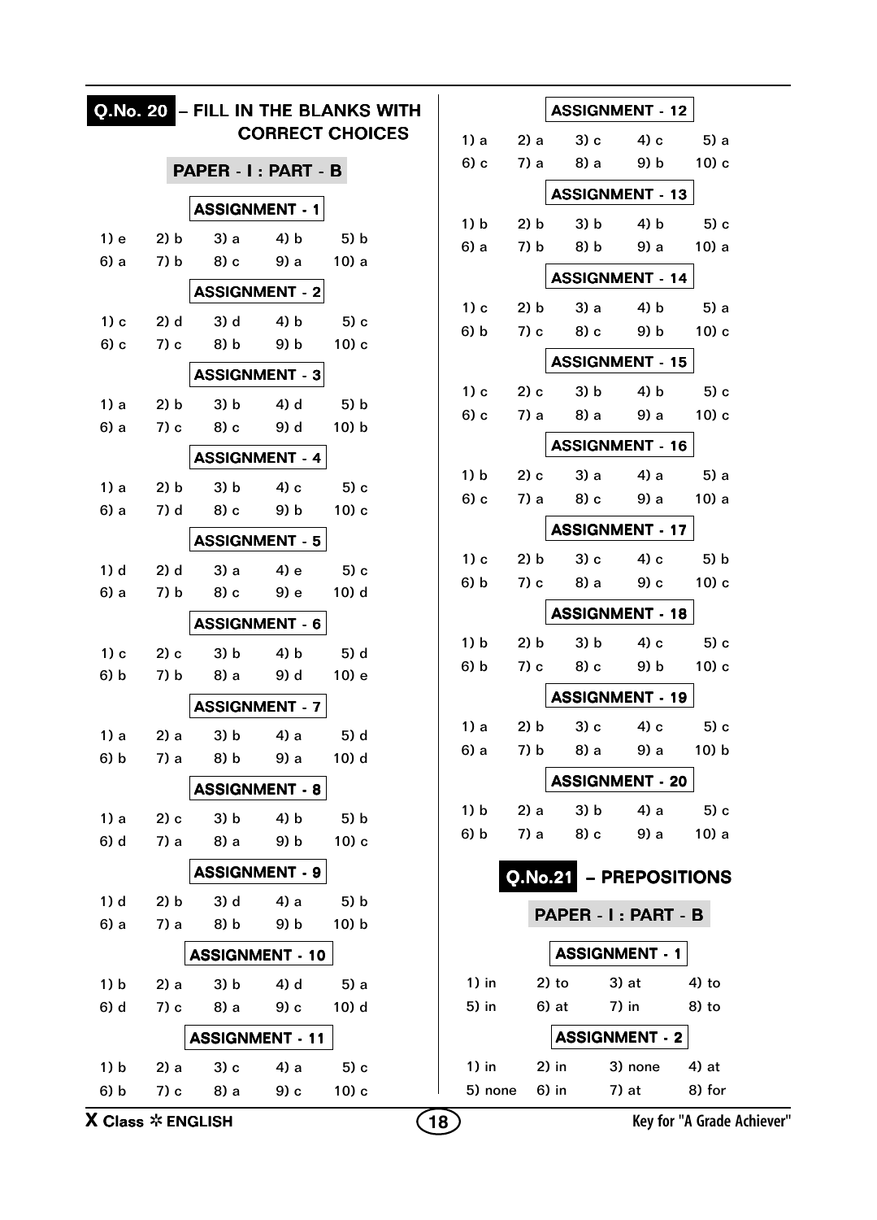## Q.No. 20 – FILL IN THE BLANKS WITH CORRECT CHOICES

### PAPER - I : PART - B

**ASSIGNMENT - 1**

| | | | | |
|---|---|---|---|---|
| 1) e | 2) b | 3) a | 4) b | 5) b |
| 6) a | 7) b | 8) c | 9) a | 10) a |

**ASSIGNMENT - 2**

| | | | | |
|---|---|---|---|---|
| 1) c | 2) d | 3) d | 4) b | 5) c |
| 6) c | 7) c | 8) b | 9) b | 10) c |

**ASSIGNMENT - 3**

| | | | | |
|---|---|---|---|---|
| 1) a | 2) b | 3) b | 4) d | 5) b |
| 6) a | 7) c | 8) c | 9) d | 10) b |

**ASSIGNMENT - 4**

| | | | | |
|---|---|---|---|---|
| 1) a | 2) b | 3) b | 4) c | 5) c |
| 6) a | 7) d | 8) c | 9) b | 10) c |

**ASSIGNMENT - 5**

| | | | | |
|---|---|---|---|---|
| 1) d | 2) d | 3) a | 4) e | 5) c |
| 6) a | 7) b | 8) c | 9) e | 10) d |

**ASSIGNMENT - 6**

| | | | | |
|---|---|---|---|---|
| 1) c | 2) c | 3) b | 4) b | 5) d |
| 6) b | 7) b | 8) a | 9) d | 10) e |

**ASSIGNMENT - 7**

| | | | | |
|---|---|---|---|---|
| 1) a | 2) a | 3) b | 4) a | 5) d |
| 6) b | 7) a | 8) b | 9) a | 10) d |

**ASSIGNMENT - 8**

| | | | | |
|---|---|---|---|---|
| 1) a | 2) c | 3) b | 4) b | 5) b |
| 6) d | 7) a | 8) a | 9) b | 10) c |

**ASSIGNMENT - 9**

| | | | | |
|---|---|---|---|---|
| 1) d | 2) b | 3) d | 4) a | 5) b |
| 6) a | 7) a | 8) b | 9) b | 10) b |

**ASSIGNMENT - 10**

| | | | | |
|---|---|---|---|---|
| 1) b | 2) a | 3) b | 4) d | 5) a |
| 6) d | 7) c | 8) a | 9) c | 10) d |

**ASSIGNMENT - 11**

| | | | | |
|---|---|---|---|---|
| 1) b | 2) a | 3) c | 4) a | 5) c |
| 6) b | 7) c | 8) a | 9) c | 10) c |

**ASSIGNMENT - 12**

| | | | | |
|---|---|---|---|---|
| 1) a | 2) a | 3) c | 4) c | 5) a |
| 6) c | 7) a | 8) a | 9) b | 10) c |

**ASSIGNMENT - 13**

| | | | | |
|---|---|---|---|---|
| 1) b | 2) b | 3) b | 4) b | 5) c |
| 6) a | 7) b | 8) b | 9) a | 10) a |

**ASSIGNMENT - 14**

| | | | | |
|---|---|---|---|---|
| 1) c | 2) b | 3) a | 4) b | 5) a |
| 6) b | 7) c | 8) c | 9) b | 10) c |

**ASSIGNMENT - 15**

| | | | | |
|---|---|---|---|---|
| 1) c | 2) c | 3) b | 4) b | 5) c |
| 6) c | 7) a | 8) a | 9) a | 10) c |

**ASSIGNMENT - 16**

| | | | | |
|---|---|---|---|---|
| 1) b | 2) c | 3) a | 4) a | 5) a |
| 6) c | 7) a | 8) c | 9) a | 10) a |

**ASSIGNMENT - 17**

| | | | | |
|---|---|---|---|---|
| 1) c | 2) b | 3) c | 4) c | 5) b |
| 6) b | 7) c | 8) a | 9) c | 10) c |

**ASSIGNMENT - 18**

| | | | | |
|---|---|---|---|---|
| 1) b | 2) b | 3) b | 4) c | 5) c |
| 6) b | 7) c | 8) c | 9) b | 10) c |

**ASSIGNMENT - 19**

| | | | | |
|---|---|---|---|---|
| 1) a | 2) b | 3) c | 4) c | 5) c |
| 6) a | 7) b | 8) a | 9) a | 10) b |

**ASSIGNMENT - 20**

| | | | | |
|---|---|---|---|---|
| 1) b | 2) a | 3) b | 4) a | 5) c |
| 6) b | 7) a | 8) c | 9) a | 10) a |

## Q.No.21 – PREPOSITIONS

### PAPER - I : PART - B

**ASSIGNMENT - 1**

| | | | |
|---|---|---|---|
| 1) in | 2) to | 3) at | 4) to |
| 5) in | 6) at | 7) in | 8) to |

**ASSIGNMENT - 2**

| | | | |
|---|---|---|---|
| 1) in | 2) in | 3) none | 4) at |
| 5) none | 6) in | 7) at | 8) for |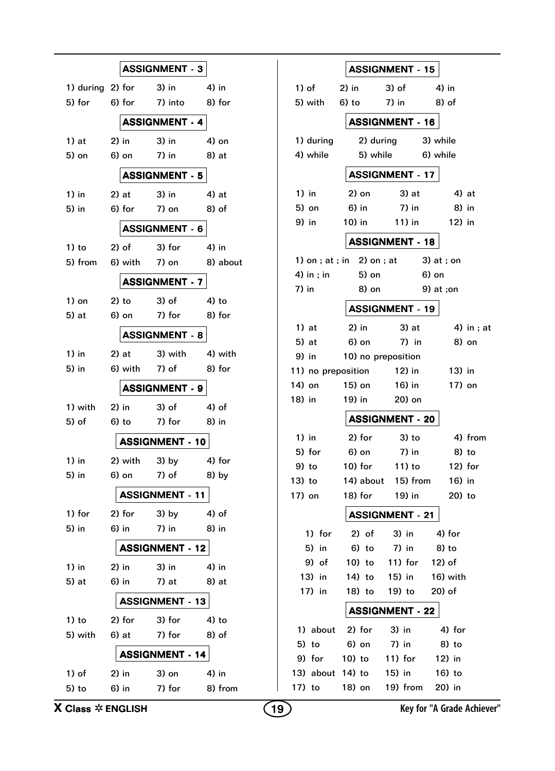## ASSIGNMENT - 3

1) during 2) for 3) in 4) in
5) for 6) for 7) into 8) for

## ASSIGNMENT - 4

1) at 2) in 3) in 4) on
5) on 6) on 7) in 8) at

## ASSIGNMENT - 5

1) in 2) at 3) in 4) at
5) in 6) for 7) on 8) of

## ASSIGNMENT - 6

1) to 2) of 3) for 4) in
5) from 6) with 7) on 8) about

## ASSIGNMENT - 7

1) on 2) to 3) of 4) to
5) at 6) on 7) for 8) for

## ASSIGNMENT - 8

1) in 2) at 3) with 4) with
5) in 6) with 7) of 8) for

## ASSIGNMENT - 9

1) with 2) in 3) of 4) of
5) of 6) to 7) for 8) in

## ASSIGNMENT - 10

1) in 2) with 3) by 4) for
5) in 6) on 7) of 8) by

## ASSIGNMENT - 11

1) for 2) for 3) by 4) of
5) in 6) in 7) in 8) in

## ASSIGNMENT - 12

1) in 2) in 3) in 4) in
5) at 6) in 7) at 8) at

## ASSIGNMENT - 13

1) to 2) for 3) for 4) to
5) with 6) at 7) for 8) of

## ASSIGNMENT - 14

1) of 2) in 3) on 4) in
5) to 6) in 7) for 8) from

## ASSIGNMENT - 15

1) of 2) in 3) of 4) in
5) with 6) to 7) in 8) of

## ASSIGNMENT - 16

1) during 2) during 3) while
4) while 5) while 6) while

## ASSIGNMENT - 17

1) in 2) on 3) at 4) at
5) on 6) in 7) in 8) in
9) in 10) in 11) in 12) in

## ASSIGNMENT - 18

1) on ; at ; in 2) on ; at 3) at ; on
4) in ; in 5) on 6) on
7) in 8) on 9) at ;on

## ASSIGNMENT - 19

1) at 2) in 3) at 4) in ; at
5) at 6) on 7) in 8) on
9) in 10) no preposition
11) no preposition 12) in 13) in
14) on 15) on 16) in 17) on
18) in 19) in 20) on

## ASSIGNMENT - 20

1) in 2) for 3) to 4) from
5) for 6) on 7) in 8) to
9) to 10) for 11) to 12) for
13) to 14) about 15) from 16) in
17) on 18) for 19) in 20) to

## ASSIGNMENT - 21

1) for 2) of 3) in 4) for
5) in 6) to 7) in 8) to
9) of 10) to 11) for 12) of
13) in 14) to 15) in 16) with
17) in 18) to 19) to 20) of

## ASSIGNMENT - 22

1) about 2) for 3) in 4) for
5) to 6) on 7) in 8) to
9) for 10) to 11) for 12) in
13) about 14) to 15) in 16) to
17) to 18) on 19) from 20) in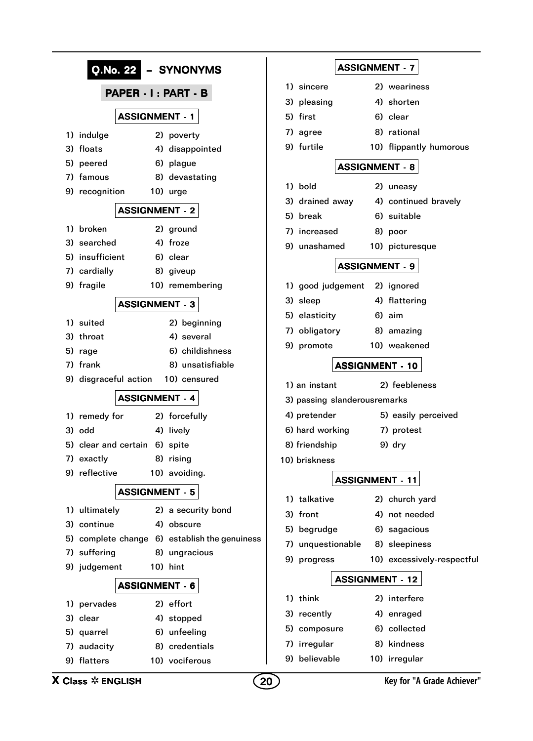# Q.No. 22 – SYNONYMS

## PAPER - I : PART - B

### ASSIGNMENT - 1

1) indulge
2) poverty
3) floats
4) disappointed
5) peered
6) plague
7) famous
8) devastating
9) recognition
10) urge

### ASSIGNMENT - 2

1) broken
2) ground
3) searched
4) froze
5) insufficient
6) clear
7) cardially
8) giveup
9) fragile
10) remembering

### ASSIGNMENT - 3

1) suited
2) beginning
3) throat
4) several
5) rage
6) childishness
7) frank
8) unsatisfiable
9) disgraceful action
10) censured

### ASSIGNMENT - 4

1) remedy for
2) forcefully
3) odd
4) lively
5) clear and certain
6) spite
7) exactly
8) rising
9) reflective
10) avoiding.

### ASSIGNMENT - 5

1) ultimately
2) a security bond
3) continue
4) obscure
5) complete change
6) establish the genuiness
7) suffering
8) ungracious
9) judgement
10) hint

### ASSIGNMENT - 6

1) pervades
2) effort
3) clear
4) stopped
5) quarrel
6) unfeeling
7) audacity
8) credentials
9) flatters
10) vociferous

### ASSIGNMENT - 7

1) sincere
2) weariness
3) pleasing
4) shorten
5) first
6) clear
7) agree
8) rational
9) furtile
10) flippantly humorous

### ASSIGNMENT - 8

1) bold
2) uneasy
3) drained away
4) continued bravely
5) break
6) suitable
7) increased
8) poor
9) unashamed
10) picturesque

### ASSIGNMENT - 9

1) good judgement
2) ignored
3) sleep
4) flattering
5) elasticity
6) aim
7) obligatory
8) amazing
9) promote
10) weakened

### ASSIGNMENT - 10

1) an instant
2) feebleness
3) passing slanderousremarks
4) pretender
5) easily perceived
6) hard working
7) protest
8) friendship
9) dry
10) briskness

### ASSIGNMENT - 11

1) talkative
2) church yard
3) front
4) not needed
5) begrudge
6) sagacious
7) unquestionable
8) sleepiness
9) progress
10) excessively-respectful

### ASSIGNMENT - 12

1) think
2) interfere
3) recently
4) enraged
5) composure
6) collected
7) irregular
8) kindness
9) believable
10) irregular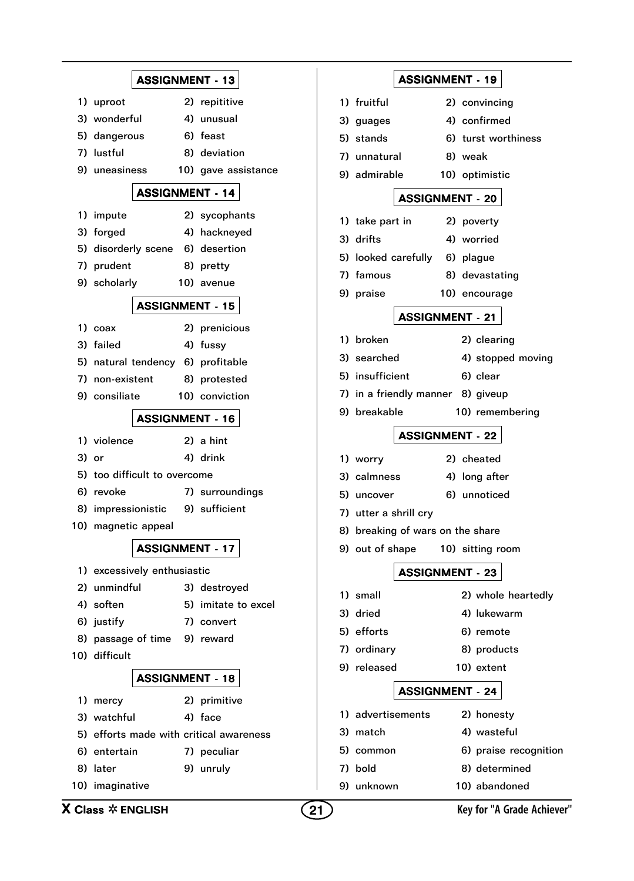## ASSIGNMENT - 13

1) uproot
2) repititive
3) wonderful
4) unusual
5) dangerous
6) feast
7) lustful
8) deviation
9) uneasiness
10) gave assistance

## ASSIGNMENT - 14

1) impute
2) sycophants
3) forged
4) hackneyed
5) disorderly scene
6) desertion
7) prudent
8) pretty
9) scholarly
10) avenue

## ASSIGNMENT - 15

1) coax
2) prenicious
3) failed
4) fussy
5) natural tendency
6) profitable
7) non-existent
8) protested
9) consiliate
10) conviction

## ASSIGNMENT - 16

1) violence
2) a hint
3) or
4) drink
5) too difficult to overcome
6) revoke
7) surroundings
8) impressionistic
9) sufficient
10) magnetic appeal

## ASSIGNMENT - 17

1) excessively enthusiastic
2) unmindful
3) destroyed
4) soften
5) imitate to excel
6) justify
7) convert
8) passage of time
9) reward
10) difficult

## ASSIGNMENT - 18

1) mercy
2) primitive
3) watchful
4) face
5) efforts made with critical awareness
6) entertain
7) peculiar
8) later
9) unruly
10) imaginative

## ASSIGNMENT - 19

1) fruitful
2) convincing
3) guages
4) confirmed
5) stands
6) turst worthiness
7) unnatural
8) weak
9) admirable
10) optimistic

## ASSIGNMENT - 20

1) take part in
2) poverty
3) drifts
4) worried
5) looked carefully
6) plague
7) famous
8) devastating
9) praise
10) encourage

## ASSIGNMENT - 21

1) broken
2) clearing
3) searched
4) stopped moving
5) insufficient
6) clear
7) in a friendly manner
8) giveup
9) breakable
10) remembering

## ASSIGNMENT - 22

1) worry
2) cheated
3) calmness
4) long after
5) uncover
6) unnoticed
7) utter a shrill cry
8) breaking of wars on the share
9) out of shape
10) sitting room

## ASSIGNMENT - 23

1) small
2) whole heartedly
3) dried
4) lukewarm
5) efforts
6) remote
7) ordinary
8) products
9) released
10) extent

## ASSIGNMENT - 24

1) advertisements
2) honesty
3) match
4) wasteful
5) common
6) praise recognition
7) bold
8) determined
9) unknown
10) abandoned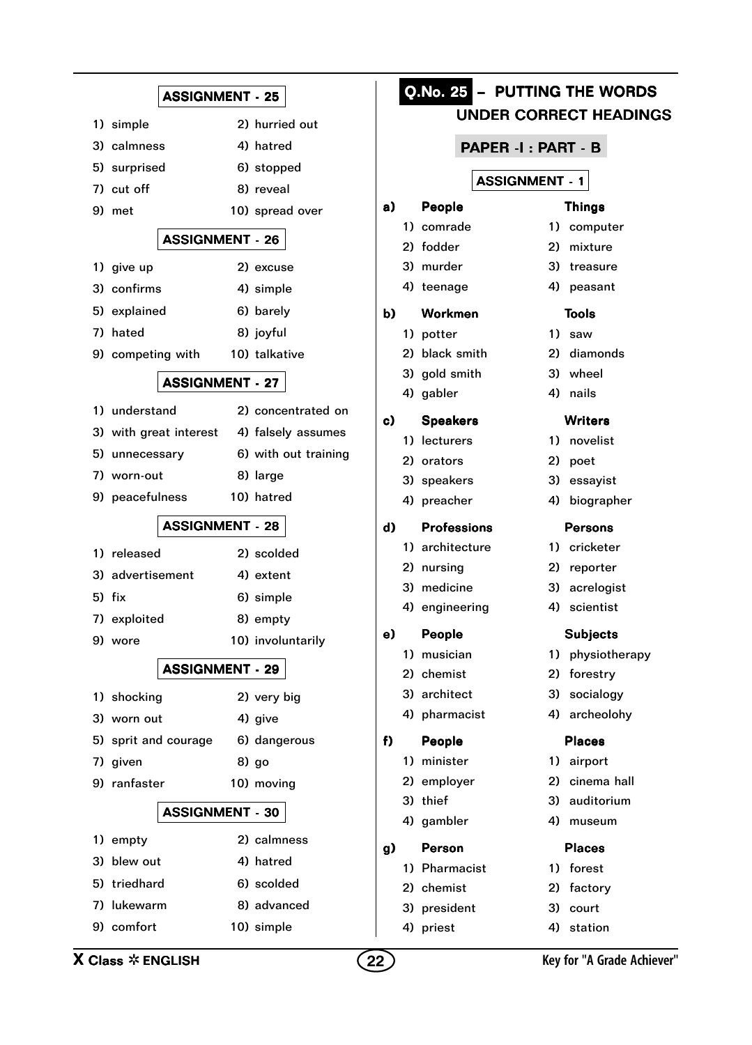## ASSIGNMENT - 25

| | |
|---|---|
| 1) simple | 2) hurried out |
| 3) calmness | 4) hatred |
| 5) surprised | 6) stopped |
| 7) cut off | 8) reveal |
| 9) met | 10) spread over |

## ASSIGNMENT - 26

| | |
|---|---|
| 1) give up | 2) excuse |
| 3) confirms | 4) simple |
| 5) explained | 6) barely |
| 7) hated | 8) joyful |
| 9) competing with | 10) talkative |

## ASSIGNMENT - 27

| | |
|---|---|
| 1) understand | 2) concentrated on |
| 3) with great interest | 4) falsely assumes |
| 5) unnecessary | 6) with out training |
| 7) worn-out | 8) large |
| 9) peacefulness | 10) hatred |

## ASSIGNMENT - 28

| | |
|---|---|
| 1) released | 2) scolded |
| 3) advertisement | 4) extent |
| 5) fix | 6) simple |
| 7) exploited | 8) empty |
| 9) wore | 10) involuntarily |

## ASSIGNMENT - 29

| | |
|---|---|
| 1) shocking | 2) very big |
| 3) worn out | 4) give |
| 5) sprit and courage | 6) dangerous |
| 7) given | 8) go |
| 9) ranfaster | 10) moving |

## ASSIGNMENT - 30

| | |
|---|---|
| 1) empty | 2) calmness |
| 3) blew out | 4) hatred |
| 5) triedhard | 6) scolded |
| 7) lukewarm | 8) advanced |
| 9) comfort | 10) simple |

# Q.No. 25 – PUTTING THE WORDS UNDER CORRECT HEADINGS

## PAPER -I : PART - B

### ASSIGNMENT - 1

**a)**

| People | Things |
|---|---|
| 1) comrade | 1) computer |
| 2) fodder | 2) mixture |
| 3) murder | 3) treasure |
| 4) teenage | 4) peasant |

**b)**

| Workmen | Tools |
|---|---|
| 1) potter | 1) saw |
| 2) black smith | 2) diamonds |
| 3) gold smith | 3) wheel |
| 4) gabler | 4) nails |

**c)**

| Speakers | Writers |
|---|---|
| 1) lecturers | 1) novelist |
| 2) orators | 2) poet |
| 3) speakers | 3) essayist |
| 4) preacher | 4) biographer |

**d)**

| Professions | Persons |
|---|---|
| 1) architecture | 1) cricketer |
| 2) nursing | 2) reporter |
| 3) medicine | 3) acrelogist |
| 4) engineering | 4) scientist |

**e)**

| People | Subjects |
|---|---|
| 1) musician | 1) physiotherapy |
| 2) chemist | 2) forestry |
| 3) architect | 3) socialogy |
| 4) pharmacist | 4) archeolohy |

**f)**

| People | Places |
|---|---|
| 1) minister | 1) airport |
| 2) employer | 2) cinema hall |
| 3) thief | 3) auditorium |
| 4) gambler | 4) museum |

**g)**

| Person | Places |
|---|---|
| 1) Pharmacist | 1) forest |
| 2) chemist | 2) factory |
| 3) president | 3) court |
| 4) priest | 4) station |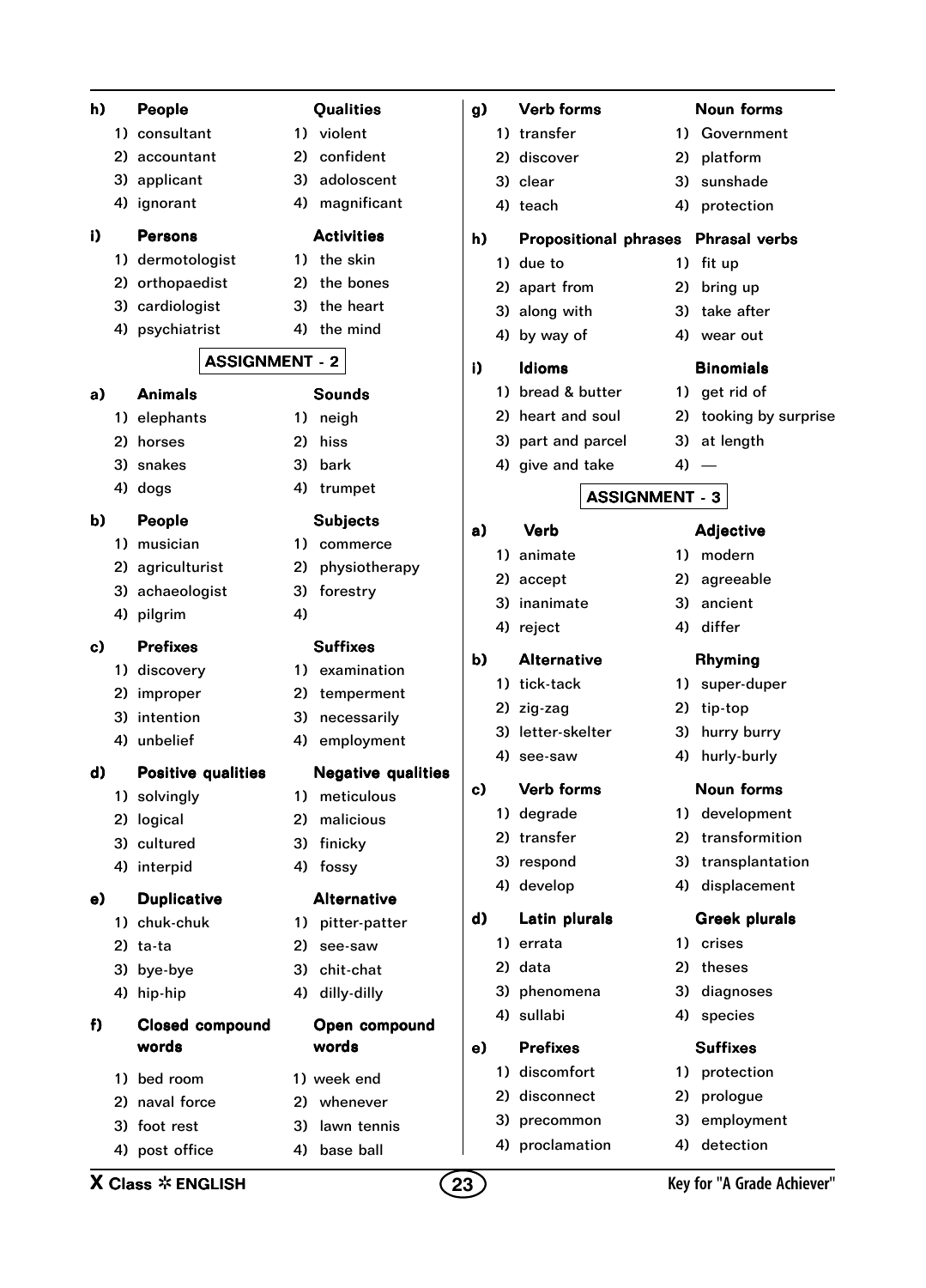**h)**

| People | Qualities |
|---|---|
| 1) consultant | 1) violent |
| 2) accountant | 2) confident |
| 3) applicant | 3) adoloscent |
| 4) ignorant | 4) magnificant |

**i)**

| Persons | Activities |
|---|---|
| 1) dermotologist | 1) the skin |
| 2) orthopaedist | 2) the bones |
| 3) cardiologist | 3) the heart |
| 4) psychiatrist | 4) the mind |

## ASSIGNMENT - 2

**a)**

| Animals | Sounds |
|---|---|
| 1) elephants | 1) neigh |
| 2) horses | 2) hiss |
| 3) snakes | 3) bark |
| 4) dogs | 4) trumpet |

**b)**

| People | Subjects |
|---|---|
| 1) musician | 1) commerce |
| 2) agriculturist | 2) physiotherapy |
| 3) achaeologist | 3) forestry |
| 4) pilgrim | 4) |

**c)**

| Prefixes | Suffixes |
|---|---|
| 1) discovery | 1) examination |
| 2) improper | 2) temperment |
| 3) intention | 3) necessarily |
| 4) unbelief | 4) employment |

**d)**

| Positive qualities | Negative qualities |
|---|---|
| 1) solvingly | 1) meticulous |
| 2) logical | 2) malicious |
| 3) cultured | 3) finicky |
| 4) interpid | 4) fossy |

**e)**

| Duplicative | Alternative |
|---|---|
| 1) chuk-chuk | 1) pitter-patter |
| 2) ta-ta | 2) see-saw |
| 3) bye-bye | 3) chit-chat |
| 4) hip-hip | 4) dilly-dilly |

**f)**

| Closed compound words | Open compound words |
|---|---|
| 1) bed room | 1) week end |
| 2) naval force | 2) whenever |
| 3) foot rest | 3) lawn tennis |
| 4) post office | 4) base ball |

**g)**

| Verb forms | Noun forms |
|---|---|
| 1) transfer | 1) Government |
| 2) discover | 2) platform |
| 3) clear | 3) sunshade |
| 4) teach | 4) protection |

**h)**

| Propositional phrases | Phrasal verbs |
|---|---|
| 1) due to | 1) fit up |
| 2) apart from | 2) bring up |
| 3) along with | 3) take after |
| 4) by way of | 4) wear out |

**i)**

| Idioms | Binomials |
|---|---|
| 1) bread & butter | 1) get rid of |
| 2) heart and soul | 2) tooking by surprise |
| 3) part and parcel | 3) at length |
| 4) give and take | 4) — |

## ASSIGNMENT - 3

**a)**

| Verb | Adjective |
|---|---|
| 1) animate | 1) modern |
| 2) accept | 2) agreeable |
| 3) inanimate | 3) ancient |
| 4) reject | 4) differ |

**b)**

| Alternative | Rhyming |
|---|---|
| 1) tick-tack | 1) super-duper |
| 2) zig-zag | 2) tip-top |
| 3) letter-skelter | 3) hurry burry |
| 4) see-saw | 4) hurly-burly |

**c)**

| Verb forms | Noun forms |
|---|---|
| 1) degrade | 1) development |
| 2) transfer | 2) transformition |
| 3) respond | 3) transplantation |
| 4) develop | 4) displacement |

**d)**

| Latin plurals | Greek plurals |
|---|---|
| 1) errata | 1) crises |
| 2) data | 2) theses |
| 3) phenomena | 3) diagnoses |
| 4) sullabi | 4) species |

**e)**

| Prefixes | Suffixes |
|---|---|
| 1) discomfort | 1) protection |
| 2) disconnect | 2) prologue |
| 3) precommon | 3) employment |
| 4) proclamation | 4) detection |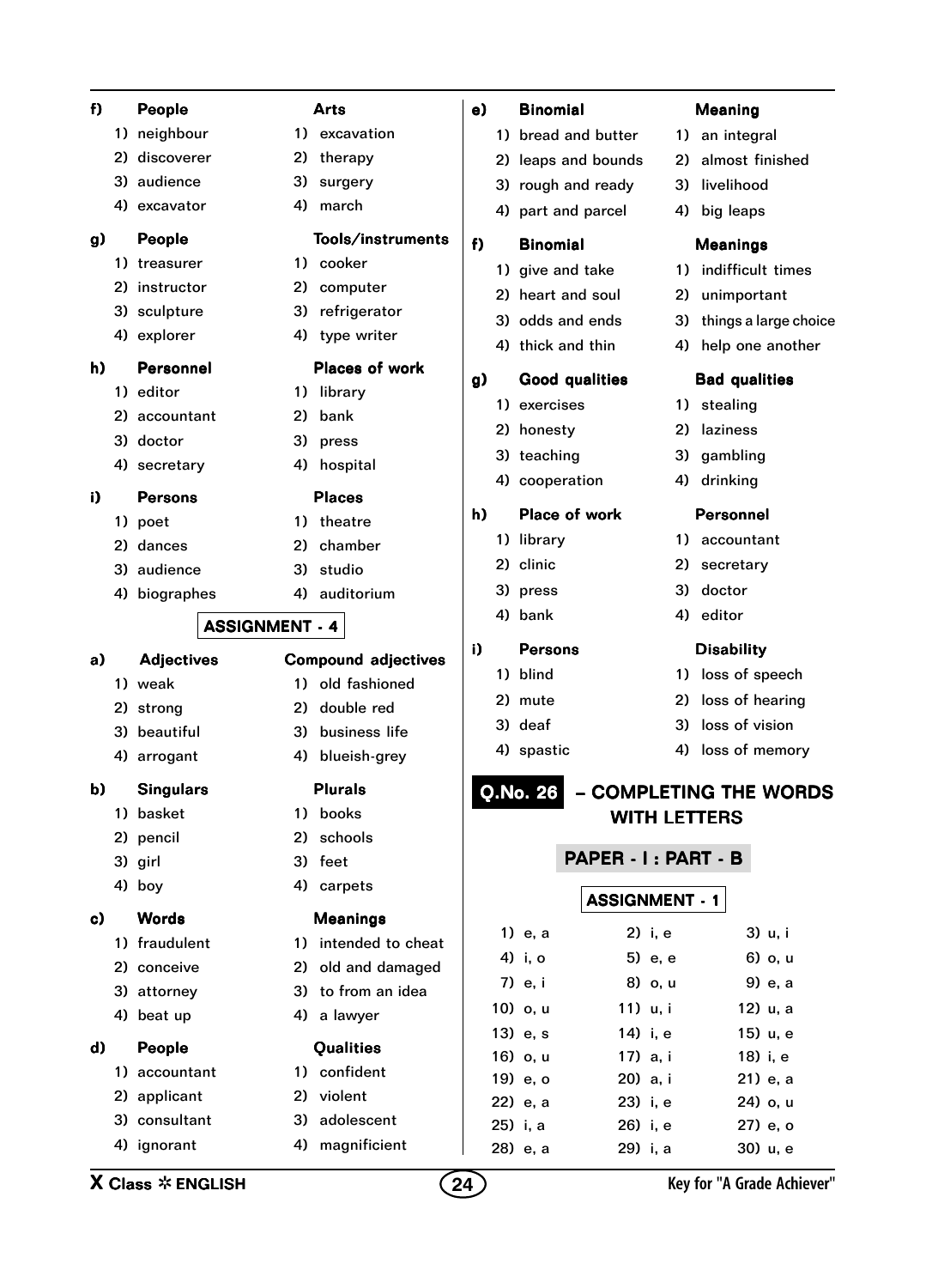**f)**

| People | Arts |
|---|---|
| 1) neighbour | 1) excavation |
| 2) discoverer | 2) therapy |
| 3) audience | 3) surgery |
| 4) excavator | 4) march |

**g)**

| People | Tools/instruments |
|---|---|
| 1) treasurer | 1) cooker |
| 2) instructor | 2) computer |
| 3) sculpture | 3) refrigerator |
| 4) explorer | 4) type writer |

**h)**

| Personnel | Places of work |
|---|---|
| 1) editor | 1) library |
| 2) accountant | 2) bank |
| 3) doctor | 3) press |
| 4) secretary | 4) hospital |

**i)**

| Persons | Places |
|---|---|
| 1) poet | 1) theatre |
| 2) dances | 2) chamber |
| 3) audience | 3) studio |
| 4) biographes | 4) auditorium |

## ASSIGNMENT - 4

**a)**

| Adjectives | Compound adjectives |
|---|---|
| 1) weak | 1) old fashioned |
| 2) strong | 2) double red |
| 3) beautiful | 3) business life |
| 4) arrogant | 4) blueish-grey |

**b)**

| Singulars | Plurals |
|---|---|
| 1) basket | 1) books |
| 2) pencil | 2) schools |
| 3) girl | 3) feet |
| 4) boy | 4) carpets |

**c)**

| Words | Meanings |
|---|---|
| 1) fraudulent | 1) intended to cheat |
| 2) conceive | 2) old and damaged |
| 3) attorney | 3) to from an idea |
| 4) beat up | 4) a lawyer |

**d)**

| People | Qualities |
|---|---|
| 1) accountant | 1) confident |
| 2) applicant | 2) violent |
| 3) consultant | 3) adolescent |
| 4) ignorant | 4) magnificient |

**e)**

| Binomial | Meaning |
|---|---|
| 1) bread and butter | 1) an integral |
| 2) leaps and bounds | 2) almost finished |
| 3) rough and ready | 3) livelihood |
| 4) part and parcel | 4) big leaps |

**f)**

| Binomial | Meanings |
|---|---|
| 1) give and take | 1) indifficult times |
| 2) heart and soul | 2) unimportant |
| 3) odds and ends | 3) things a large choice |
| 4) thick and thin | 4) help one another |

**g)**

| Good qualities | Bad qualities |
|---|---|
| 1) exercises | 1) stealing |
| 2) honesty | 2) laziness |
| 3) teaching | 3) gambling |
| 4) cooperation | 4) drinking |

**h)**

| Place of work | Personnel |
|---|---|
| 1) library | 1) accountant |
| 2) clinic | 2) secretary |
| 3) press | 3) doctor |
| 4) bank | 4) editor |

**i)**

| Persons | Disability |
|---|---|
| 1) blind | 1) loss of speech |
| 2) mute | 2) loss of hearing |
| 3) deaf | 3) loss of vision |
| 4) spastic | 4) loss of memory |

# Q.No. 26 – COMPLETING THE WORDS WITH LETTERS

## PAPER - I : PART - B

### ASSIGNMENT - 1

| | | |
|---|---|---|
| 1) e, a | 2) i, e | 3) u, i |
| 4) i, o | 5) e, e | 6) o, u |
| 7) e, i | 8) o, u | 9) e, a |
| 10) o, u | 11) u, i | 12) u, a |
| 13) e, s | 14) i, e | 15) u, e |
| 16) o, u | 17) a, i | 18) i, e |
| 19) e, o | 20) a, i | 21) e, a |
| 22) e, a | 23) i, e | 24) o, u |
| 25) i, a | 26) i, e | 27) e, o |
| 28) e, a | 29) i, a | 30) u, e |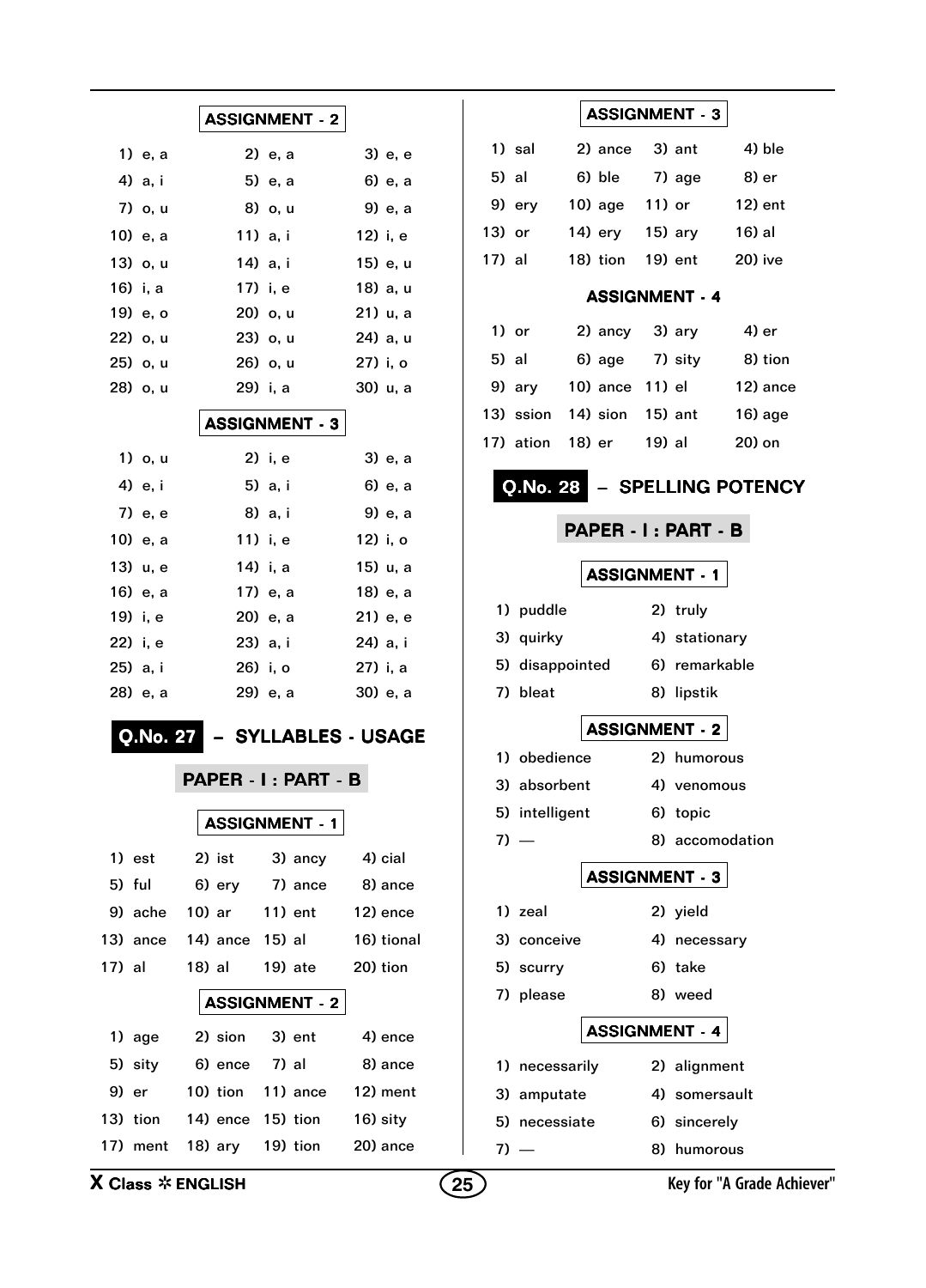### ASSIGNMENT - 2

| | | |
|---|---|---|
| 1) e, a | 2) e, a | 3) e, e |
| 4) a, i | 5) e, a | 6) e, a |
| 7) o, u | 8) o, u | 9) e, a |
| 10) e, a | 11) a, i | 12) i, e |
| 13) o, u | 14) a, i | 15) e, u |
| 16) i, a | 17) i, e | 18) a, u |
| 19) e, o | 20) o, u | 21) u, a |
| 22) o, u | 23) o, u | 24) a, u |
| 25) o, u | 26) o, u | 27) i, o |
| 28) o, u | 29) i, a | 30) u, a |

### ASSIGNMENT - 3

| | | |
|---|---|---|
| 1) o, u | 2) i, e | 3) e, a |
| 4) e, i | 5) a, i | 6) e, a |
| 7) e, e | 8) a, i | 9) e, a |
| 10) e, a | 11) i, e | 12) i, o |
| 13) u, e | 14) i, a | 15) u, a |
| 16) e, a | 17) e, a | 18) e, a |
| 19) i, e | 20) e, a | 21) e, e |
| 22) i, e | 23) a, i | 24) a, i |
| 25) a, i | 26) i, o | 27) i, a |
| 28) e, a | 29) e, a | 30) e, a |

## Q.No. 27 – SYLLABLES - USAGE

### PAPER - I : PART - B

### ASSIGNMENT - 1

| | | | |
|---|---|---|---|
| 1) est | 2) ist | 3) ancy | 4) cial |
| 5) ful | 6) ery | 7) ance | 8) ance |
| 9) ache | 10) ar | 11) ent | 12) ence |
| 13) ance | 14) ance | 15) al | 16) tional |
| 17) al | 18) al | 19) ate | 20) tion |

### ASSIGNMENT - 2

| | | | |
|---|---|---|---|
| 1) age | 2) sion | 3) ent | 4) ence |
| 5) sity | 6) ence | 7) al | 8) ance |
| 9) er | 10) tion | 11) ance | 12) ment |
| 13) tion | 14) ence | 15) tion | 16) sity |
| 17) ment | 18) ary | 19) tion | 20) ance |

### ASSIGNMENT - 3

| | | | |
|---|---|---|---|
| 1) sal | 2) ance | 3) ant | 4) ble |
| 5) al | 6) ble | 7) age | 8) er |
| 9) ery | 10) age | 11) or | 12) ent |
| 13) or | 14) ery | 15) ary | 16) al |
| 17) al | 18) tion | 19) ent | 20) ive |

### ASSIGNMENT - 4

| | | | |
|---|---|---|---|
| 1) or | 2) ancy | 3) ary | 4) er |
| 5) al | 6) age | 7) sity | 8) tion |
| 9) ary | 10) ance | 11) el | 12) ance |
| 13) ssion | 14) sion | 15) ant | 16) age |
| 17) ation | 18) er | 19) al | 20) on |

## Q.No. 28 – SPELLING POTENCY

### PAPER - I : PART - B

### ASSIGNMENT - 1

| | |
|---|---|
| 1) puddle | 2) truly |
| 3) quirky | 4) stationary |
| 5) disappointed | 6) remarkable |
| 7) bleat | 8) lipstik |

### ASSIGNMENT - 2

| | |
|---|---|
| 1) obedience | 2) humorous |
| 3) absorbent | 4) venomous |
| 5) intelligent | 6) topic |
| 7) — | 8) accomodation |

### ASSIGNMENT - 3

| | |
|---|---|
| 1) zeal | 2) yield |
| 3) conceive | 4) necessary |
| 5) scurry | 6) take |
| 7) please | 8) weed |

### ASSIGNMENT - 4

| | |
|---|---|
| 1) necessarily | 2) alignment |
| 3) amputate | 4) somersault |
| 5) necessiate | 6) sincerely |
| 7) — | 8) humorous |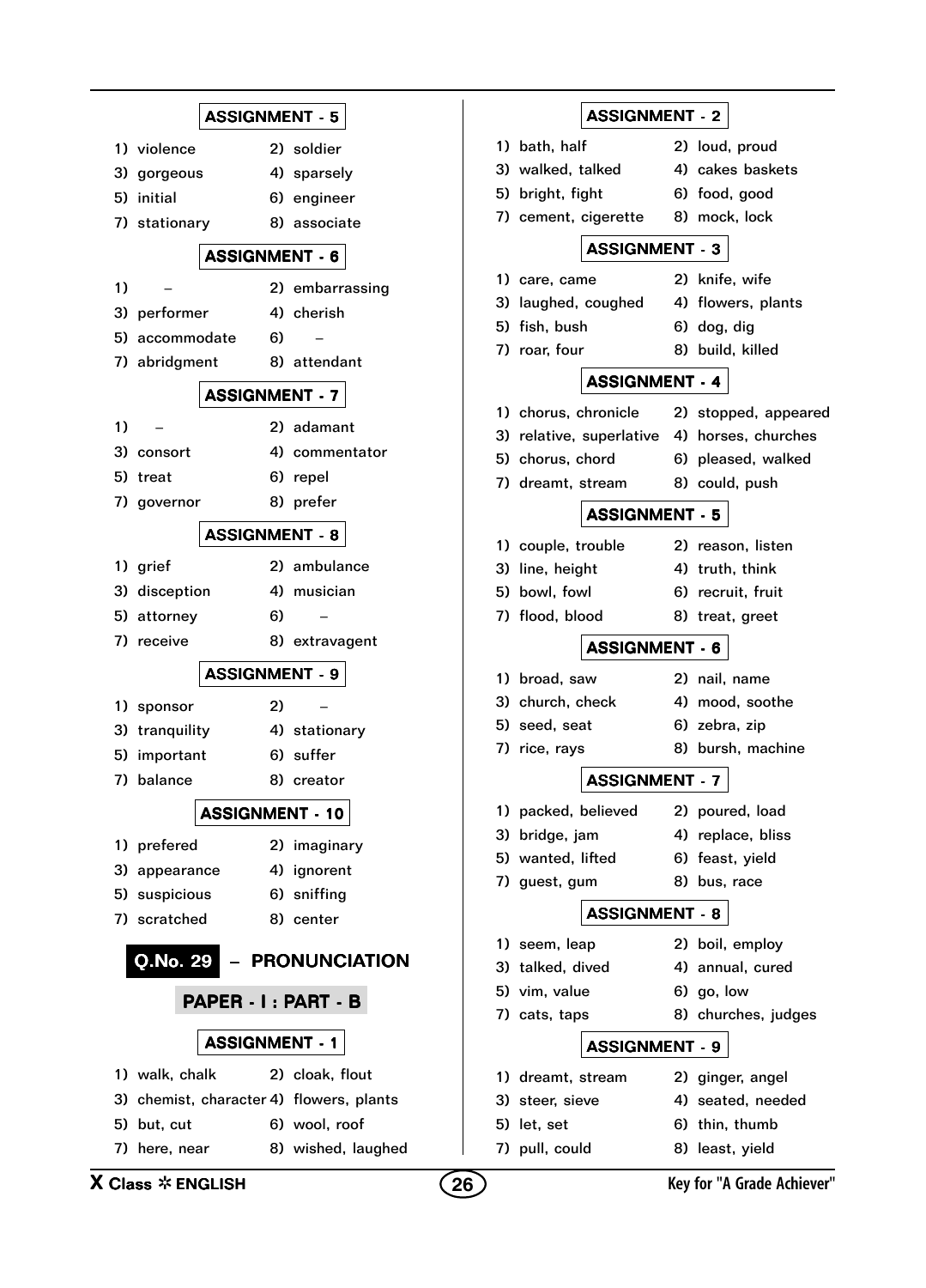## ASSIGNMENT - 5

1) violence
2) soldier
3) gorgeous
4) sparsely
5) initial
6) engineer
7) stationary
8) associate

## ASSIGNMENT - 6

1) –
2) embarrassing
3) performer
4) cherish
5) accommodate
6) –
7) abridgment
8) attendant

## ASSIGNMENT - 7

1) –
2) adamant
3) consort
4) commentator
5) treat
6) repel
7) governor
8) prefer

## ASSIGNMENT - 8

1) grief
2) ambulance
3) disception
4) musician
5) attorney
6) –
7) receive
8) extravagent

## ASSIGNMENT - 9

1) sponsor
2) –
3) tranquility
4) stationary
5) important
6) suffer
7) balance
8) creator

## ASSIGNMENT - 10

1) prefered
2) imaginary
3) appearance
4) ignorent
5) suspicious
6) sniffing
7) scratched
8) center

# Q.No. 29 – PRONUNCIATION

## PAPER - I : PART - B

## ASSIGNMENT - 1

1) walk, chalk
2) cloak, flout
3) chemist, character
4) flowers, plants
5) but, cut
6) wool, roof
7) here, near
8) wished, laughed

## ASSIGNMENT - 2

1) bath, half
2) loud, proud
3) walked, talked
4) cakes baskets
5) bright, fight
6) food, good
7) cement, cigerette
8) mock, lock

## ASSIGNMENT - 3

1) care, came
2) knife, wife
3) laughed, coughed
4) flowers, plants
5) fish, bush
6) dog, dig
7) roar, four
8) build, killed

## ASSIGNMENT - 4

1) chorus, chronicle
2) stopped, appeared
3) relative, superlative
4) horses, churches
5) chorus, chord
6) pleased, walked
7) dreamt, stream
8) could, push

## ASSIGNMENT - 5

1) couple, trouble
2) reason, listen
3) line, height
4) truth, think
5) bowl, fowl
6) recruit, fruit
7) flood, blood
8) treat, greet

## ASSIGNMENT - 6

1) broad, saw
2) nail, name
3) church, check
4) mood, soothe
5) seed, seat
6) zebra, zip
7) rice, rays
8) bursh, machine

## ASSIGNMENT - 7

1) packed, believed
2) poured, load
3) bridge, jam
4) replace, bliss
5) wanted, lifted
6) feast, yield
7) guest, gum
8) bus, race

## ASSIGNMENT - 8

1) seem, leap
2) boil, employ
3) talked, dived
4) annual, cured
5) vim, value
6) go, low
7) cats, taps
8) churches, judges

## ASSIGNMENT - 9

1) dreamt, stream
2) ginger, angel
3) steer, sieve
4) seated, needed
5) let, set
6) thin, thumb
7) pull, could
8) least, yield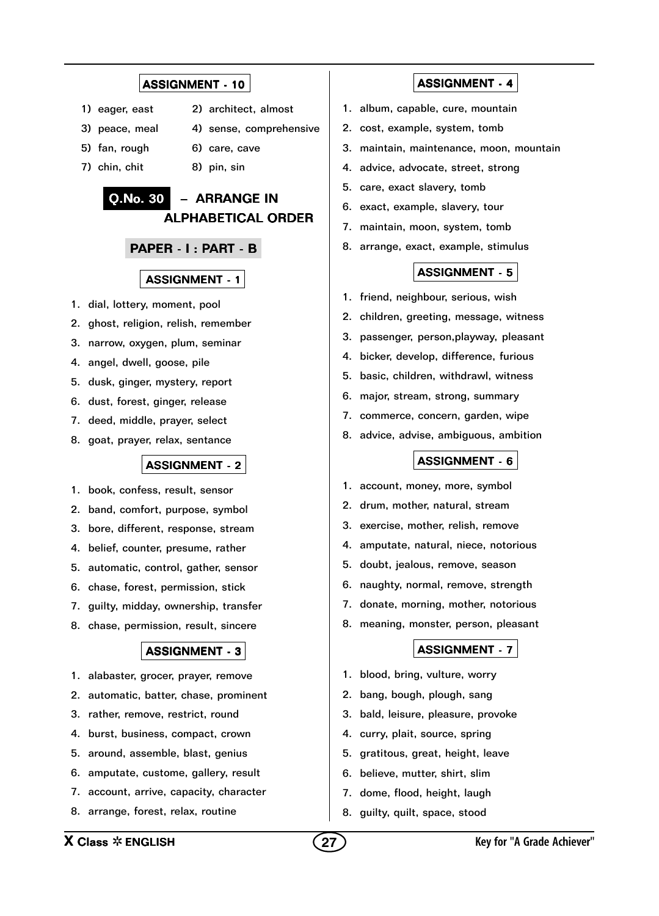### ASSIGNMENT - 10

1) eager, east
2) architect, almost
3) peace, meal
4) sense, comprehensive
5) fan, rough
6) care, cave
7) chin, chit
8) pin, sin

## Q.No. 30 – ARRANGE IN ALPHABETICAL ORDER

### PAPER - I : PART - B

### ASSIGNMENT - 1

1. dial, lottery, moment, pool
2. ghost, religion, relish, remember
3. narrow, oxygen, plum, seminar
4. angel, dwell, goose, pile
5. dusk, ginger, mystery, report
6. dust, forest, ginger, release
7. deed, middle, prayer, select
8. goat, prayer, relax, sentance

### ASSIGNMENT - 2

1. book, confess, result, sensor
2. band, comfort, purpose, symbol
3. bore, different, response, stream
4. belief, counter, presume, rather
5. automatic, control, gather, sensor
6. chase, forest, permission, stick
7. guilty, midday, ownership, transfer
8. chase, permission, result, sincere

### ASSIGNMENT - 3

1. alabaster, grocer, prayer, remove
2. automatic, batter, chase, prominent
3. rather, remove, restrict, round
4. burst, business, compact, crown
5. around, assemble, blast, genius
6. amputate, custome, gallery, result
7. account, arrive, capacity, character
8. arrange, forest, relax, routine

### ASSIGNMENT - 4

1. album, capable, cure, mountain
2. cost, example, system, tomb
3. maintain, maintenance, moon, mountain
4. advice, advocate, street, strong
5. care, exact slavery, tomb
6. exact, example, slavery, tour
7. maintain, moon, system, tomb
8. arrange, exact, example, stimulus

### ASSIGNMENT - 5

1. friend, neighbour, serious, wish
2. children, greeting, message, witness
3. passenger, person,playway, pleasant
4. bicker, develop, difference, furious
5. basic, children, withdrawl, witness
6. major, stream, strong, summary
7. commerce, concern, garden, wipe
8. advice, advise, ambiguous, ambition

### ASSIGNMENT - 6

1. account, money, more, symbol
2. drum, mother, natural, stream
3. exercise, mother, relish, remove
4. amputate, natural, niece, notorious
5. doubt, jealous, remove, season
6. naughty, normal, remove, strength
7. donate, morning, mother, notorious
8. meaning, monster, person, pleasant

### ASSIGNMENT - 7

1. blood, bring, vulture, worry
2. bang, bough, plough, sang
3. bald, leisure, pleasure, provoke
4. curry, plait, source, spring
5. gratitous, great, height, leave
6. believe, mutter, shirt, slim
7. dome, flood, height, laugh
8. guilty, quilt, space, stood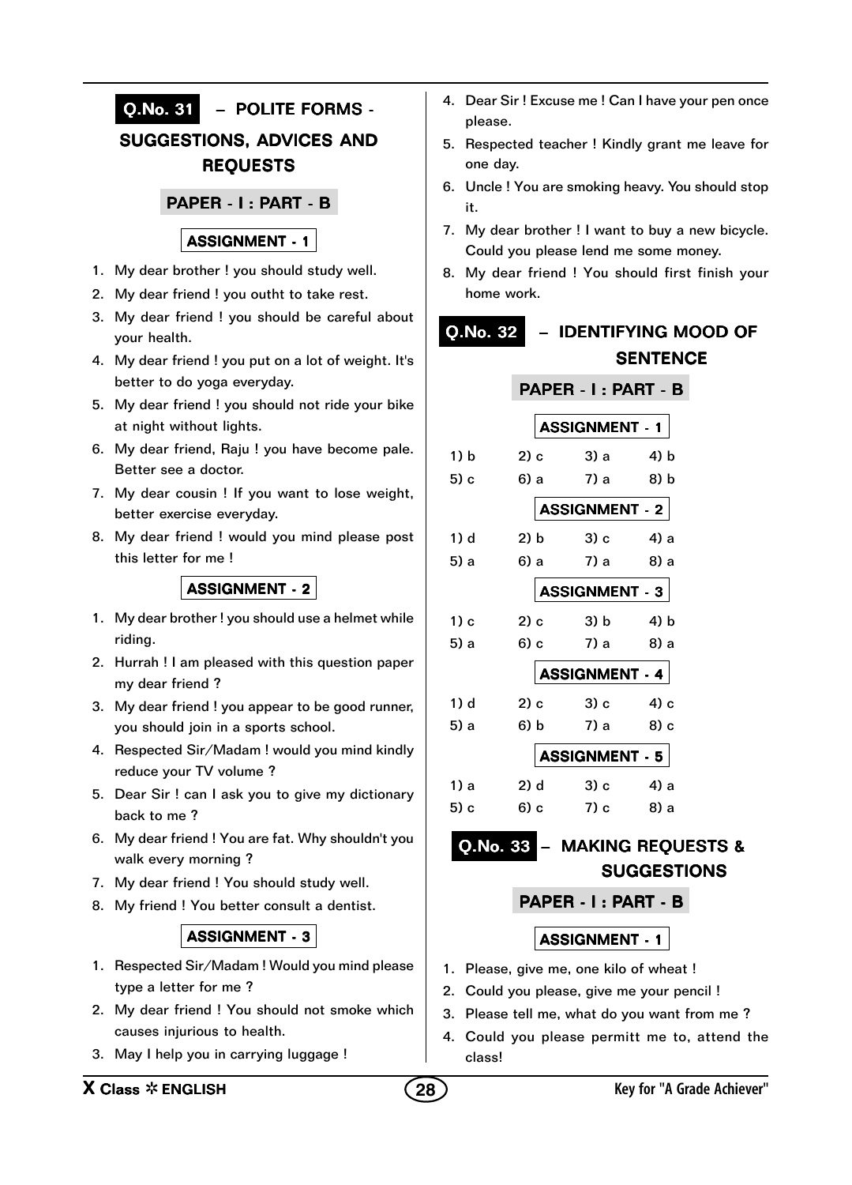## Q.No. 31 – POLITE FORMS - SUGGESTIONS, ADVICES AND REQUESTS

### PAPER - I : PART - B

#### ASSIGNMENT - 1

1. My dear brother ! you should study well.
2. My dear friend ! you outht to take rest.
3. My dear friend ! you should be careful about your health.
4. My dear friend ! you put on a lot of weight. It's better to do yoga everyday.
5. My dear friend ! you should not ride your bike at night without lights.
6. My dear friend, Raju ! you have become pale. Better see a doctor.
7. My dear cousin ! If you want to lose weight, better exercise everyday.
8. My dear friend ! would you mind please post this letter for me !

#### ASSIGNMENT - 2

1. My dear brother ! you should use a helmet while riding.
2. Hurrah ! I am pleased with this question paper my dear friend ?
3. My dear friend ! you appear to be good runner, you should join in a sports school.
4. Respected Sir/Madam ! would you mind kindly reduce your TV volume ?
5. Dear Sir ! can I ask you to give my dictionary back to me ?
6. My dear friend ! You are fat. Why shouldn't you walk every morning ?
7. My dear friend ! You should study well.
8. My friend ! You better consult a dentist.

#### ASSIGNMENT - 3

1. Respected Sir/Madam ! Would you mind please type a letter for me ?
2. My dear friend ! You should not smoke which causes injurious to health.
3. May I help you in carrying luggage !
4. Dear Sir ! Excuse me ! Can I have your pen once please.
5. Respected teacher ! Kindly grant me leave for one day.
6. Uncle ! You are smoking heavy. You should stop it.
7. My dear brother ! I want to buy a new bicycle. Could you please lend me some money.
8. My dear friend ! You should first finish your home work.

## Q.No. 32 – IDENTIFYING MOOD OF SENTENCE

### PAPER - I : PART - B

#### ASSIGNMENT - 1

| | | | |
|---|---|---|---|
| 1) b | 2) c | 3) a | 4) b |
| 5) c | 6) a | 7) a | 8) b |

#### ASSIGNMENT - 2

| | | | |
|---|---|---|---|
| 1) d | 2) b | 3) c | 4) a |
| 5) a | 6) a | 7) a | 8) a |

#### ASSIGNMENT - 3

| | | | |
|---|---|---|---|
| 1) c | 2) c | 3) b | 4) b |
| 5) a | 6) c | 7) a | 8) a |

#### ASSIGNMENT - 4

| | | | |
|---|---|---|---|
| 1) d | 2) c | 3) c | 4) c |
| 5) a | 6) b | 7) a | 8) c |

#### ASSIGNMENT - 5

| | | | |
|---|---|---|---|
| 1) a | 2) d | 3) c | 4) a |
| 5) c | 6) c | 7) c | 8) a |

## Q.No. 33 – MAKING REQUESTS & SUGGESTIONS

### PAPER - I : PART - B

#### ASSIGNMENT - 1

1. Please, give me, one kilo of wheat !
2. Could you please, give me your pencil !
3. Please tell me, what do you want from me ?
4. Could you please permitt me to, attend the class!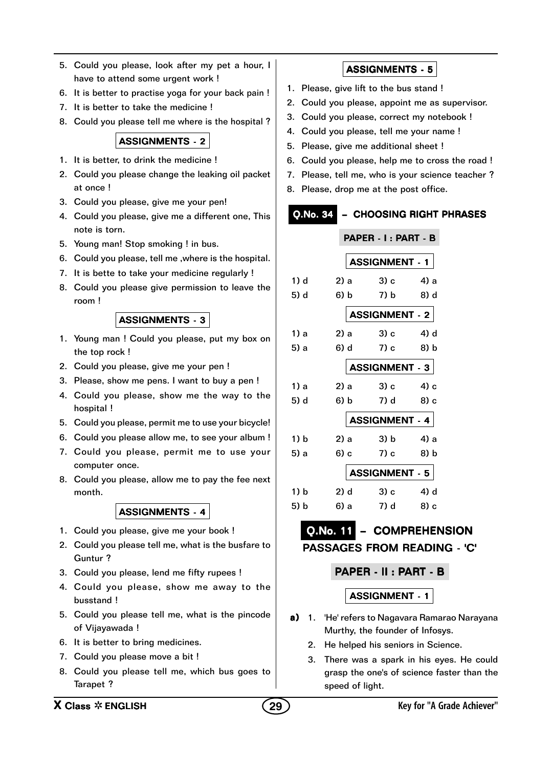5. Could you please, look after my pet a hour, I have to attend some urgent work !
6. It is better to practise yoga for your back pain !
7. It is better to take the medicine !
8. Could you please tell me where is the hospital ?

### ASSIGNMENTS - 2

1. It is better, to drink the medicine !
2. Could you please change the leaking oil packet at once !
3. Could you please, give me your pen!
4. Could you please, give me a different one, This note is torn.
5. Young man! Stop smoking ! in bus.
6. Could you please, tell me ,where is the hospital.
7. It is bette to take your medicine regularly !
8. Could you please give permission to leave the room !

### ASSIGNMENTS - 3

1. Young man ! Could you please, put my box on the top rock !
2. Could you please, give me your pen !
3. Please, show me pens. I want to buy a pen !
4. Could you please, show me the way to the hospital !
5. Could you please, permit me to use your bicycle!
6. Could you please allow me, to see your album !
7. Could you please, permit me to use your computer once.
8. Could you please, allow me to pay the fee next month.

### ASSIGNMENTS - 4

1. Could you please, give me your book !
2. Could you please tell me, what is the busfare to Guntur ?
3. Could you please, lend me fifty rupees !
4. Could you please, show me away to the busstand !
5. Could you please tell me, what is the pincode of Vijayawada !
6. It is better to bring medicines.
7. Could you please move a bit !
8. Could you please tell me, which bus goes to Tarapet ?

### ASSIGNMENTS - 5

1. Please, give lift to the bus stand !
2. Could you please, appoint me as supervisor.
3. Could you please, correct my notebook !
4. Could you please, tell me your name !
5. Please, give me additional sheet !
6. Could you please, help me to cross the road !
7. Please, tell me, who is your science teacher ?
8. Please, drop me at the post office.

## Q.No. 34 – CHOOSING RIGHT PHRASES

### PAPER - I : PART - B

### ASSIGNMENT - 1

| | | | |
|---|---|---|---|
| 1) d | 2) a | 3) c | 4) a |
| 5) d | 6) b | 7) b | 8) d |

### ASSIGNMENT - 2

| | | | |
|---|---|---|---|
| 1) a | 2) a | 3) c | 4) d |
| 5) a | 6) d | 7) c | 8) b |

### ASSIGNMENT - 3

| | | | |
|---|---|---|---|
| 1) a | 2) a | 3) c | 4) c |
| 5) d | 6) b | 7) d | 8) c |

### ASSIGNMENT - 4

| | | | |
|---|---|---|---|
| 1) b | 2) a | 3) b | 4) a |
| 5) a | 6) c | 7) c | 8) b |

### ASSIGNMENT - 5

| | | | |
|---|---|---|---|
| 1) b | 2) d | 3) c | 4) d |
| 5) b | 6) a | 7) d | 8) c |

## Q.No. 11 – COMPREHENSION PASSAGES FROM READING - 'C'

### PAPER - II : PART - B

### ASSIGNMENT - 1

**a)** 1. 'He' refers to Nagavara Ramarao Narayana Murthy, the founder of Infosys.

2. He helped his seniors in Science.
3. There was a spark in his eyes. He could grasp the one's of science faster than the speed of light.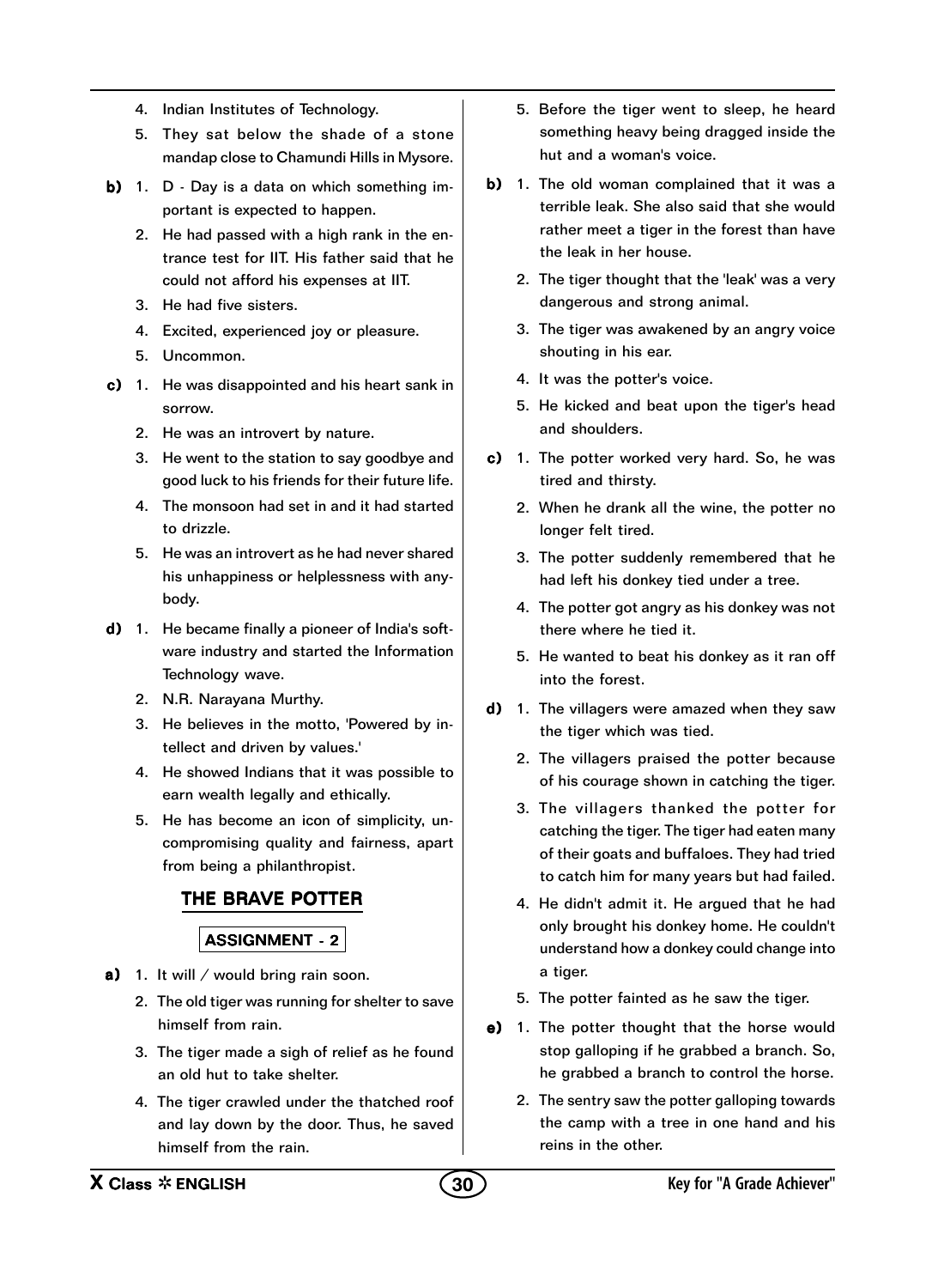4. Indian Institutes of Technology.
5. They sat below the shade of a stone mandap close to Chamundi Hills in Mysore.

**b)**
1. D - Day is a data on which something important is expected to happen.
2. He had passed with a high rank in the entrance test for IIT. His father said that he could not afford his expenses at IIT.
3. He had five sisters.
4. Excited, experienced joy or pleasure.
5. Uncommon.

**c)**
1. He was disappointed and his heart sank in sorrow.
2. He was an introvert by nature.
3. He went to the station to say goodbye and good luck to his friends for their future life.
4. The monsoon had set in and it had started to drizzle.
5. He was an introvert as he had never shared his unhappiness or helplessness with anybody.

**d)**
1. He became finally a pioneer of India's software industry and started the Information Technology wave.
2. N.R. Narayana Murthy.
3. He believes in the motto, 'Powered by intellect and driven by values.'
4. He showed Indians that it was possible to earn wealth legally and ethically.
5. He has become an icon of simplicity, uncompromising quality and fairness, apart from being a philanthropist.

## THE BRAVE POTTER

### ASSIGNMENT - 2

**a)**
1. It will / would bring rain soon.
2. The old tiger was running for shelter to save himself from rain.
3. The tiger made a sigh of relief as he found an old hut to take shelter.
4. The tiger crawled under the thatched roof and lay down by the door. Thus, he saved himself from the rain.
5. Before the tiger went to sleep, he heard something heavy being dragged inside the hut and a woman's voice.

**b)**
1. The old woman complained that it was a terrible leak. She also said that she would rather meet a tiger in the forest than have the leak in her house.
2. The tiger thought that the 'leak' was a very dangerous and strong animal.
3. The tiger was awakened by an angry voice shouting in his ear.
4. It was the potter's voice.
5. He kicked and beat upon the tiger's head and shoulders.

**c)**
1. The potter worked very hard. So, he was tired and thirsty.
2. When he drank all the wine, the potter no longer felt tired.
3. The potter suddenly remembered that he had left his donkey tied under a tree.
4. The potter got angry as his donkey was not there where he tied it.
5. He wanted to beat his donkey as it ran off into the forest.

**d)**
1. The villagers were amazed when they saw the tiger which was tied.
2. The villagers praised the potter because of his courage shown in catching the tiger.
3. The villagers thanked the potter for catching the tiger. The tiger had eaten many of their goats and buffaloes. They had tried to catch him for many years but had failed.
4. He didn't admit it. He argued that he had only brought his donkey home. He couldn't understand how a donkey could change into a tiger.
5. The potter fainted as he saw the tiger.

**e)**
1. The potter thought that the horse would stop galloping if he grabbed a branch. So, he grabbed a branch to control the horse.
2. The sentry saw the potter galloping towards the camp with a tree in one hand and his reins in the other.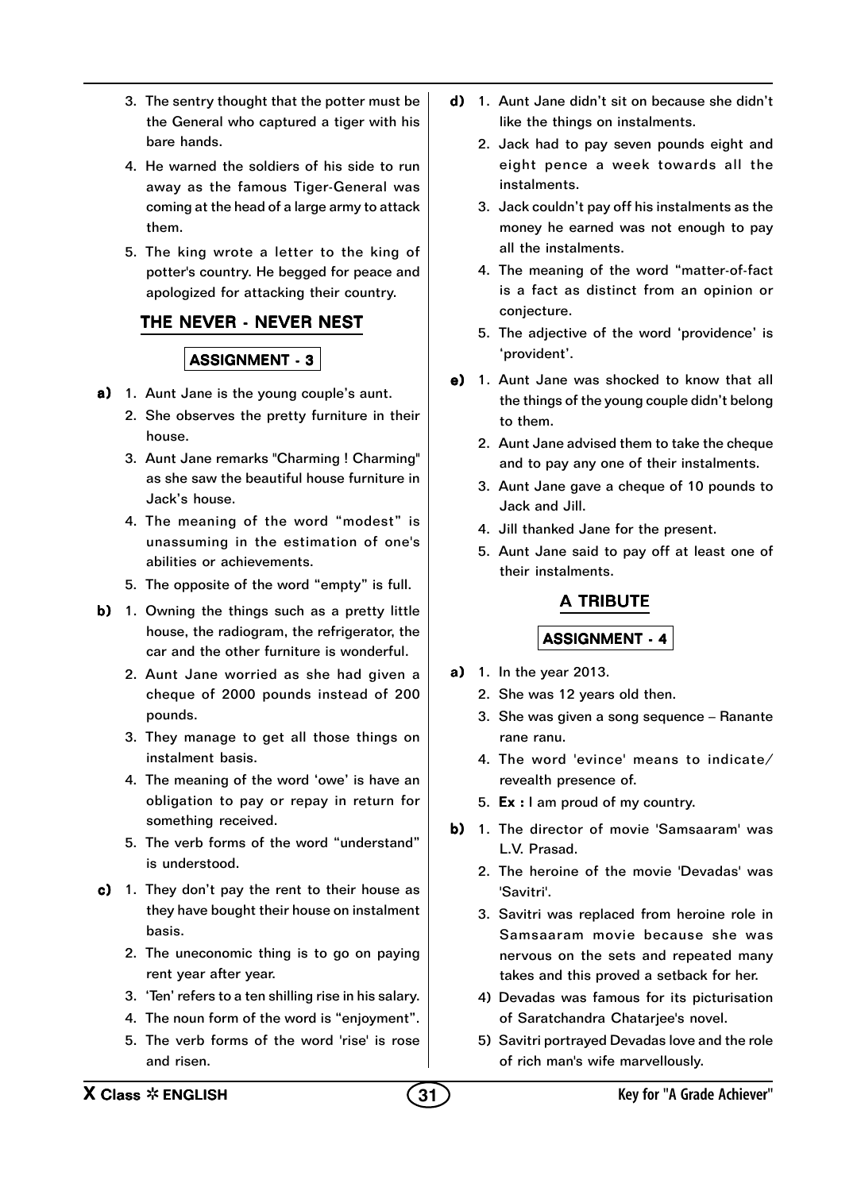3. The sentry thought that the potter must be the General who captured a tiger with his bare hands.
4. He warned the soldiers of his side to run away as the famous Tiger-General was coming at the head of a large army to attack them.
5. The king wrote a letter to the king of potter's country. He begged for peace and apologized for attacking their country.

## THE NEVER - NEVER NEST

### ASSIGNMENT - 3

**a)** 1. Aunt Jane is the young couple's aunt.
2. She observes the pretty furniture in their house.
3. Aunt Jane remarks "Charming ! Charming" as she saw the beautiful house furniture in Jack's house.
4. The meaning of the word "modest" is unassuming in the estimation of one's abilities or achievements.
5. The opposite of the word "empty" is full.

**b)** 1. Owning the things such as a pretty little house, the radiogram, the refrigerator, the car and the other furniture is wonderful.
2. Aunt Jane worried as she had given a cheque of 2000 pounds instead of 200 pounds.
3. They manage to get all those things on instalment basis.
4. The meaning of the word 'owe' is have an obligation to pay or repay in return for something received.
5. The verb forms of the word "understand" is understood.

**c)** 1. They don't pay the rent to their house as they have bought their house on instalment basis.
2. The uneconomic thing is to go on paying rent year after year.
3. 'Ten' refers to a ten shilling rise in his salary.
4. The noun form of the word is "enjoyment".
5. The verb forms of the word 'rise' is rose and risen.

**d)** 1. Aunt Jane didn't sit on because she didn't like the things on instalments.
2. Jack had to pay seven pounds eight and eight pence a week towards all the instalments.
3. Jack couldn't pay off his instalments as the money he earned was not enough to pay all the instalments.
4. The meaning of the word "matter-of-fact is a fact as distinct from an opinion or conjecture.
5. The adjective of the word 'providence' is 'provident'.

**e)** 1. Aunt Jane was shocked to know that all the things of the young couple didn't belong to them.
2. Aunt Jane advised them to take the cheque and to pay any one of their instalments.
3. Aunt Jane gave a cheque of 10 pounds to Jack and Jill.
4. Jill thanked Jane for the present.
5. Aunt Jane said to pay off at least one of their instalments.

## A TRIBUTE

### ASSIGNMENT - 4

**a)** 1. In the year 2013.
2. She was 12 years old then.
3. She was given a song sequence – Ranante rane ranu.
4. The word 'evince' means to indicate/ revealth presence of.
5. **Ex :** I am proud of my country.

**b)** 1. The director of movie 'Samsaaram' was L.V. Prasad.
2. The heroine of the movie 'Devadas' was 'Savitri'.
3. Savitri was replaced from heroine role in Samsaaram movie because she was nervous on the sets and repeated many takes and this proved a setback for her.
4) Devadas was famous for its picturisation of Saratchandra Chatarjee's novel.
5) Savitri portrayed Devadas love and the role of rich man's wife marvellously.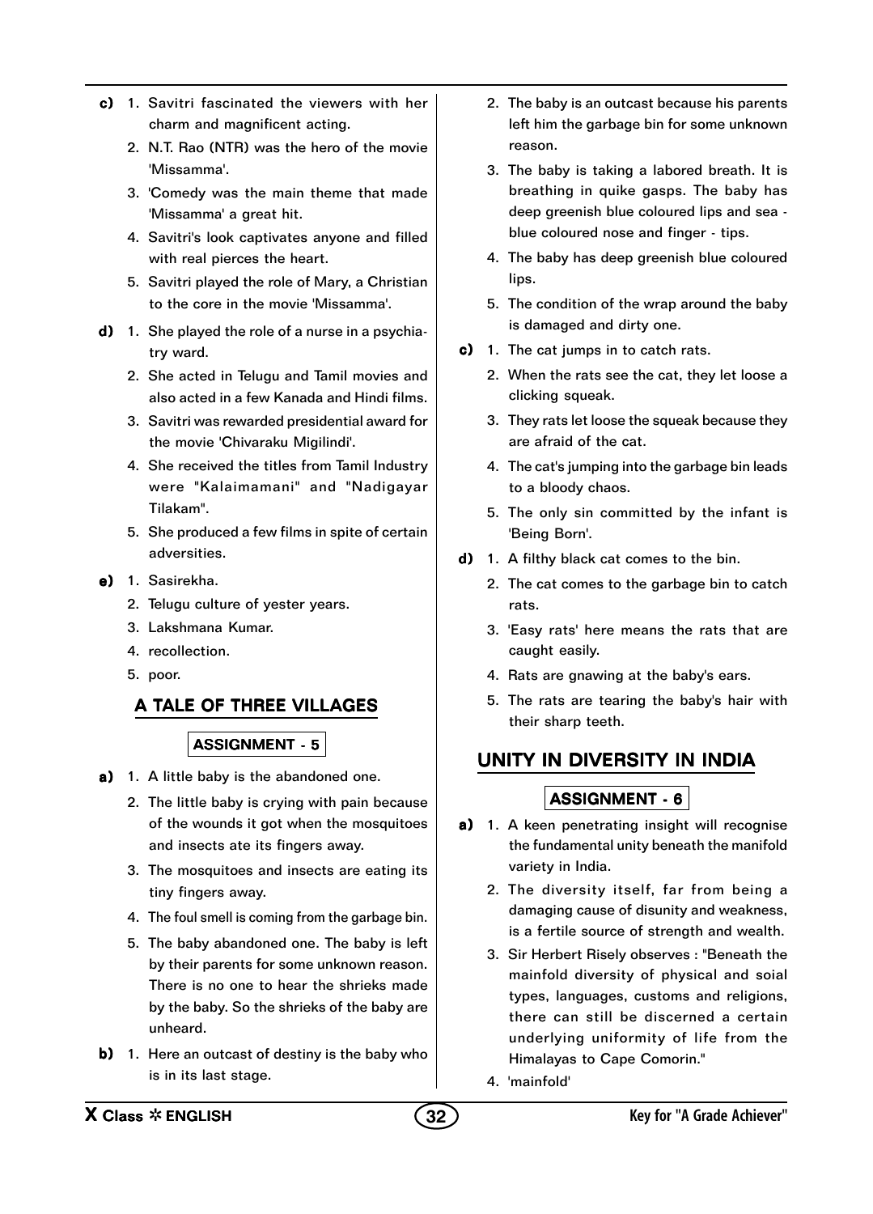**c)**
1. Savitri fascinated the viewers with her charm and magnificent acting.
2. N.T. Rao (NTR) was the hero of the movie 'Missamma'.
3. 'Comedy was the main theme that made 'Missamma' a great hit.
4. Savitri's look captivates anyone and filled with real pierces the heart.
5. Savitri played the role of Mary, a Christian to the core in the movie 'Missamma'.

**d)**
1. She played the role of a nurse in a psychiatry ward.
2. She acted in Telugu and Tamil movies and also acted in a few Kanada and Hindi films.
3. Savitri was rewarded presidential award for the movie 'Chivaraku Migilindi'.
4. She received the titles from Tamil Industry were "Kalaimamani" and "Nadigayar Tilakam".
5. She produced a few films in spite of certain adversities.

**e)**
1. Sasirekha.
2. Telugu culture of yester years.
3. Lakshmana Kumar.
4. recollection.
5. poor.

## A TALE OF THREE VILLAGES

### ASSIGNMENT - 5

**a)**
1. A little baby is the abandoned one.
2. The little baby is crying with pain because of the wounds it got when the mosquitoes and insects ate its fingers away.
3. The mosquitoes and insects are eating its tiny fingers away.
4. The foul smell is coming from the garbage bin.
5. The baby abandoned one. The baby is left by their parents for some unknown reason. There is no one to hear the shrieks made by the baby. So the shrieks of the baby are unheard.

**b)**
1. Here an outcast of destiny is the baby who is in its last stage.
2. The baby is an outcast because his parents left him the garbage bin for some unknown reason.
3. The baby is taking a labored breath. It is breathing in quike gasps. The baby has deep greenish blue coloured lips and sea - blue coloured nose and finger - tips.
4. The baby has deep greenish blue coloured lips.
5. The condition of the wrap around the baby is damaged and dirty one.

**c)**
1. The cat jumps in to catch rats.
2. When the rats see the cat, they let loose a clicking squeak.
3. They rats let loose the squeak because they are afraid of the cat.
4. The cat's jumping into the garbage bin leads to a bloody chaos.
5. The only sin committed by the infant is 'Being Born'.

**d)**
1. A filthy black cat comes to the bin.
2. The cat comes to the garbage bin to catch rats.
3. 'Easy rats' here means the rats that are caught easily.
4. Rats are gnawing at the baby's ears.
5. The rats are tearing the baby's hair with their sharp teeth.

## UNITY IN DIVERSITY IN INDIA

### ASSIGNMENT - 6

**a)**
1. A keen penetrating insight will recognise the fundamental unity beneath the manifold variety in India.
2. The diversity itself, far from being a damaging cause of disunity and weakness, is a fertile source of strength and wealth.
3. Sir Herbert Risely observes : "Beneath the mainfold diversity of physical and soial types, languages, customs and religions, there can still be discerned a certain underlying uniformity of life from the Himalayas to Cape Comorin."
4. 'mainfold'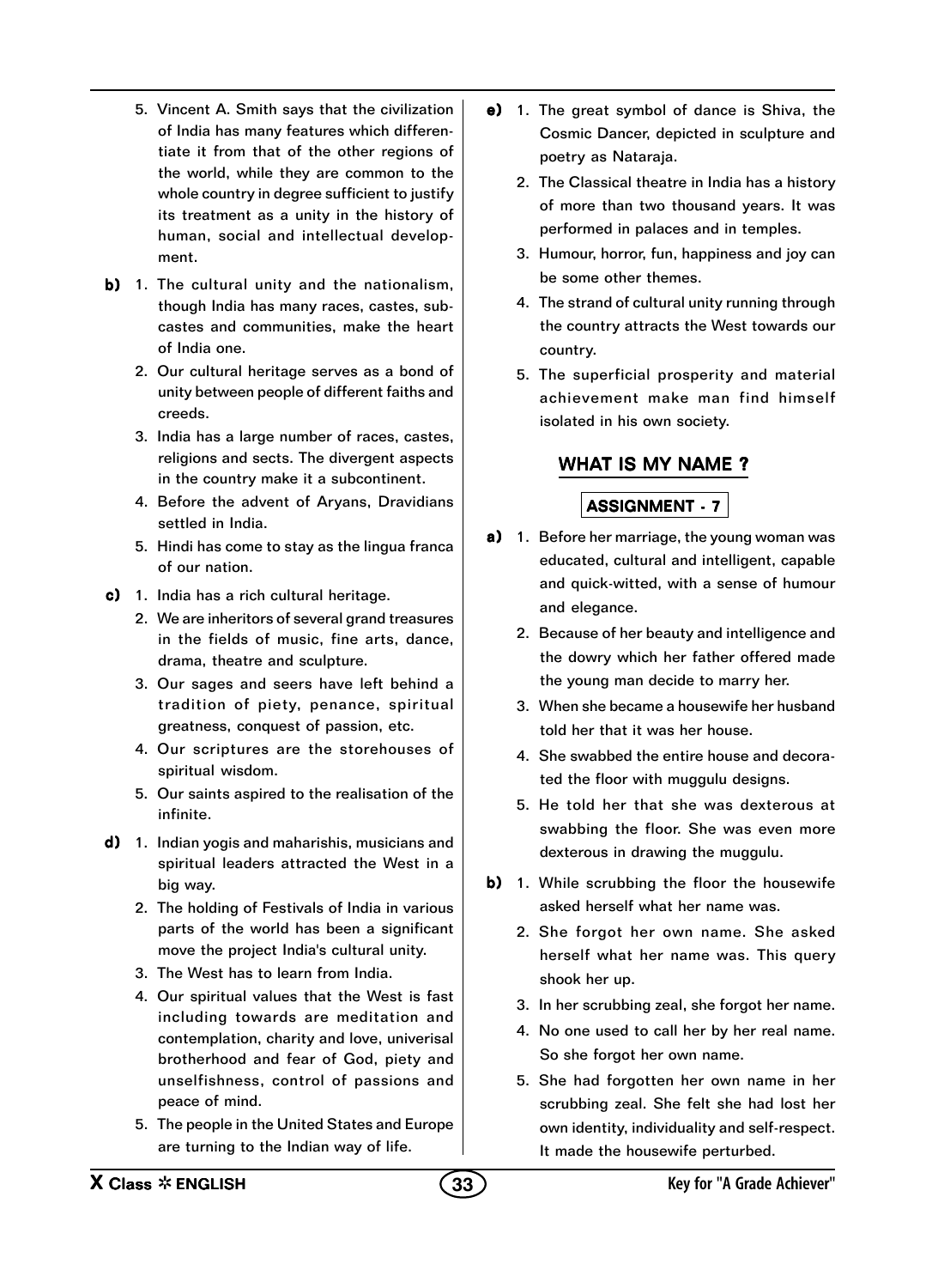5. Vincent A. Smith says that the civilization of India has many features which differentiate it from that of the other regions of the world, while they are common to the whole country in degree sufficient to justify its treatment as a unity in the history of human, social and intellectual development.

**b)** 1. The cultural unity and the nationalism, though India has many races, castes, subcastes and communities, make the heart of India one.

2. Our cultural heritage serves as a bond of unity between people of different faiths and creeds.

3. India has a large number of races, castes, religions and sects. The divergent aspects in the country make it a subcontinent.

4. Before the advent of Aryans, Dravidians settled in India.

5. Hindi has come to stay as the lingua franca of our nation.

**c)** 1. India has a rich cultural heritage.

2. We are inheritors of several grand treasures in the fields of music, fine arts, dance, drama, theatre and sculpture.

3. Our sages and seers have left behind a tradition of piety, penance, spiritual greatness, conquest of passion, etc.

4. Our scriptures are the storehouses of spiritual wisdom.

5. Our saints aspired to the realisation of the infinite.

**d)** 1. Indian yogis and maharishis, musicians and spiritual leaders attracted the West in a big way.

2. The holding of Festivals of India in various parts of the world has been a significant move the project India's cultural unity.

3. The West has to learn from India.

4. Our spiritual values that the West is fast including towards are meditation and contemplation, charity and love, univerisal brotherhood and fear of God, piety and unselfishness, control of passions and peace of mind.

5. The people in the United States and Europe are turning to the Indian way of life.

**e)** 1. The great symbol of dance is Shiva, the Cosmic Dancer, depicted in sculpture and poetry as Nataraja.

2. The Classical theatre in India has a history of more than two thousand years. It was performed in palaces and in temples.

3. Humour, horror, fun, happiness and joy can be some other themes.

4. The strand of cultural unity running through the country attracts the West towards our country.

5. The superficial prosperity and material achievement make man find himself isolated in his own society.

## WHAT IS MY NAME ?

### ASSIGNMENT - 7

**a)** 1. Before her marriage, the young woman was educated, cultural and intelligent, capable and quick-witted, with a sense of humour and elegance.

2. Because of her beauty and intelligence and the dowry which her father offered made the young man decide to marry her.

3. When she became a housewife her husband told her that it was her house.

4. She swabbed the entire house and decorated the floor with muggulu designs.

5. He told her that she was dexterous at swabbing the floor. She was even more dexterous in drawing the muggulu.

**b)** 1. While scrubbing the floor the housewife asked herself what her name was.

2. She forgot her own name. She asked herself what her name was. This query shook her up.

3. In her scrubbing zeal, she forgot her name.

4. No one used to call her by her real name. So she forgot her own name.

5. She had forgotten her own name in her scrubbing zeal. She felt she had lost her own identity, individuality and self-respect. It made the housewife perturbed.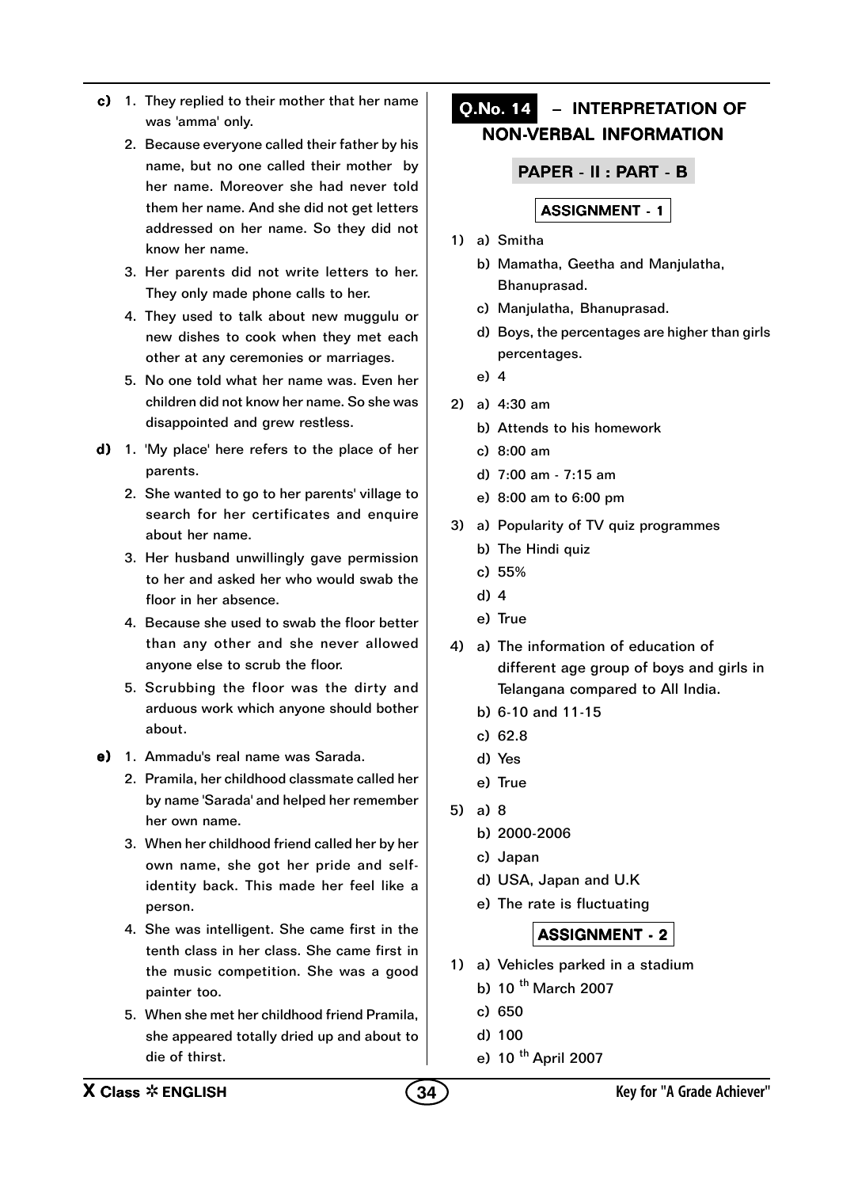**c)** 1. They replied to their mother that her name was 'amma' only.

2. Because everyone called their father by his name, but no one called their mother by her name. Moreover she had never told them her name. And she did not get letters addressed on her name. So they did not know her name.

3. Her parents did not write letters to her. They only made phone calls to her.

4. They used to talk about new muggulu or new dishes to cook when they met each other at any ceremonies or marriages.

5. No one told what her name was. Even her children did not know her name. So she was disappointed and grew restless.

**d)** 1. 'My place' here refers to the place of her parents.

2. She wanted to go to her parents' village to search for her certificates and enquire about her name.

3. Her husband unwillingly gave permission to her and asked her who would swab the floor in her absence.

4. Because she used to swab the floor better than any other and she never allowed anyone else to scrub the floor.

5. Scrubbing the floor was the dirty and arduous work which anyone should bother about.

**e)** 1. Ammadu's real name was Sarada.

2. Pramila, her childhood classmate called her by name 'Sarada' and helped her remember her own name.

3. When her childhood friend called her by her own name, she got her pride and self-identity back. This made her feel like a person.

4. She was intelligent. She came first in the tenth class in her class. She came first in the music competition. She was a good painter too.

5. When she met her childhood friend Pramila, she appeared totally dried up and about to die of thirst.

## Q.No. 14 – INTERPRETATION OF NON-VERBAL INFORMATION

### PAPER - II : PART - B

#### ASSIGNMENT - 1

1) a) Smitha
   b) Mamatha, Geetha and Manjulatha, Bhanuprasad.
   c) Manjulatha, Bhanuprasad.
   d) Boys, the percentages are higher than girls percentages.
   e) 4

2) a) 4:30 am
   b) Attends to his homework
   c) 8:00 am
   d) 7:00 am - 7:15 am
   e) 8:00 am to 6:00 pm

3) a) Popularity of TV quiz programmes
   b) The Hindi quiz
   c) 55%
   d) 4
   e) True

4) a) The information of education of different age group of boys and girls in Telangana compared to All India.
   b) 6-10 and 11-15
   c) 62.8
   d) Yes
   e) True

5) a) 8
   b) 2000-2006
   c) Japan
   d) USA, Japan and U.K
   e) The rate is fluctuating

#### ASSIGNMENT - 2

1) a) Vehicles parked in a stadium
   b) 10 th March 2007
   c) 650
   d) 100
   e) 10 th April 2007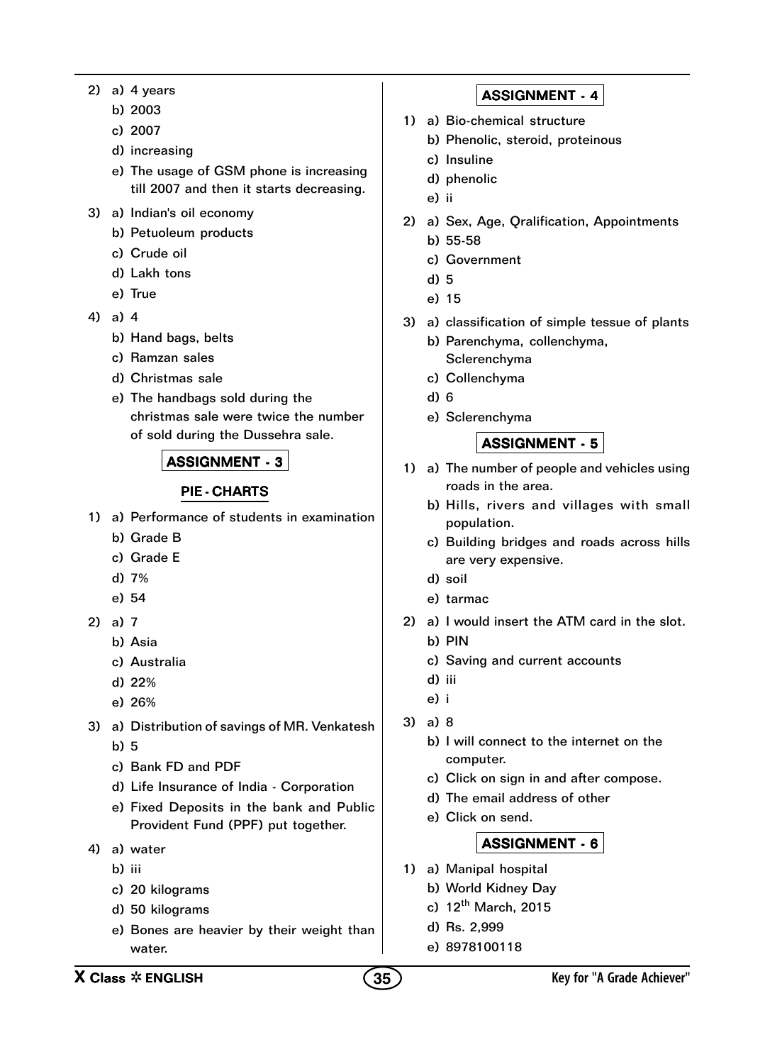2) a) 4 years
   b) 2003
   c) 2007
   d) increasing
   e) The usage of GSM phone is increasing till 2007 and then it starts decreasing.

3) a) Indian's oil economy
   b) Petuoleum products
   c) Crude oil
   d) Lakh tons
   e) True

4) a) 4
   b) Hand bags, belts
   c) Ramzan sales
   d) Christmas sale
   e) The handbags sold during the christmas sale were twice the number of sold during the Dussehra sale.

## ASSIGNMENT - 3

### PIE - CHARTS

1) a) Performance of students in examination
   b) Grade B
   c) Grade E
   d) 7%
   e) 54

2) a) 7
   b) Asia
   c) Australia
   d) 22%
   e) 26%

3) a) Distribution of savings of MR. Venkatesh
   b) 5
   c) Bank FD and PDF
   d) Life Insurance of India - Corporation
   e) Fixed Deposits in the bank and Public Provident Fund (PPF) put together.

4) a) water
   b) iii
   c) 20 kilograms
   d) 50 kilograms
   e) Bones are heavier by their weight than water.

## ASSIGNMENT - 4

1) a) Bio-chemical structure
   b) Phenolic, steroid, proteinous
   c) Insuline
   d) phenolic
   e) ii

2) a) Sex, Age, Qralification, Appointments
   b) 55-58
   c) Government
   d) 5
   e) 15

3) a) classification of simple tessue of plants
   b) Parenchyma, collenchyma, Sclerenchyma
   c) Collenchyma
   d) 6
   e) Sclerenchyma

## ASSIGNMENT - 5

1) a) The number of people and vehicles using roads in the area.
   b) Hills, rivers and villages with small population.
   c) Building bridges and roads across hills are very expensive.
   d) soil
   e) tarmac

2) a) I would insert the ATM card in the slot.
   b) PIN
   c) Saving and current accounts
   d) iii
   e) i

3) a) 8
   b) I will connect to the internet on the computer.
   c) Click on sign in and after compose.
   d) The email address of other
   e) Click on send.

## ASSIGNMENT - 6

1) a) Manipal hospital
   b) World Kidney Day
   c) 12th March, 2015
   d) Rs. 2,999
   e) 8978100118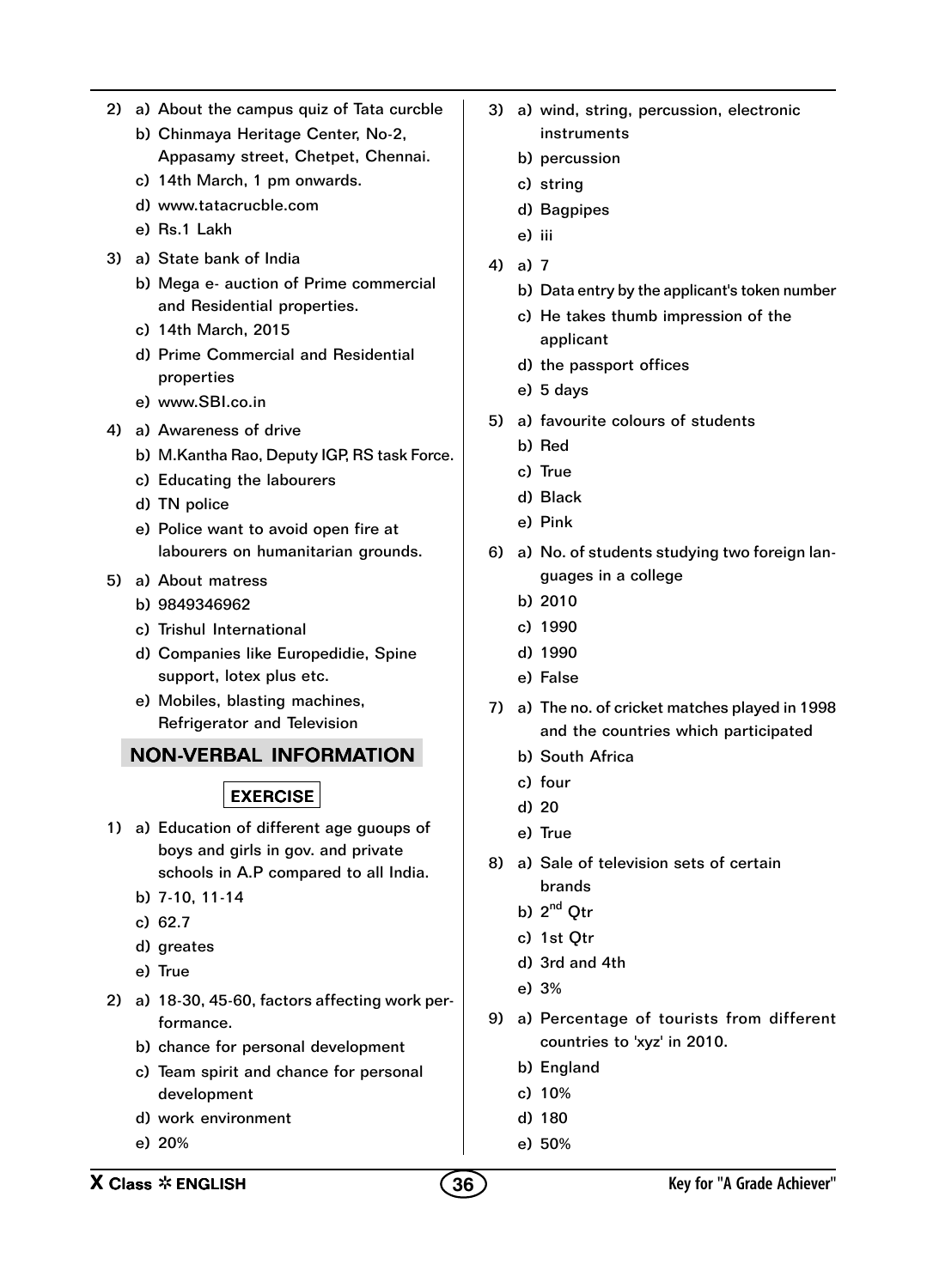2) a) About the campus quiz of Tata curcble
   b) Chinmaya Heritage Center, No-2, Appasamy street, Chetpet, Chennai.
   c) 14th March, 1 pm onwards.
   d) www.tatacrucble.com
   e) Rs.1 Lakh

3) a) State bank of India
   b) Mega e- auction of Prime commercial and Residential properties.
   c) 14th March, 2015
   d) Prime Commercial and Residential properties
   e) www.SBI.co.in

4) a) Awareness of drive
   b) M.Kantha Rao, Deputy IGP, RS task Force.
   c) Educating the labourers
   d) TN police
   e) Police want to avoid open fire at labourers on humanitarian grounds.

5) a) About matress
   b) 9849346962
   c) Trishul International
   d) Companies like Europedidie, Spine support, lotex plus etc.
   e) Mobiles, blasting machines, Refrigerator and Television

## NON-VERBAL INFORMATION

### EXERCISE

1) a) Education of different age guoups of boys and girls in gov. and private schools in A.P compared to all India.
   b) 7-10, 11-14
   c) 62.7
   d) greates
   e) True

2) a) 18-30, 45-60, factors affecting work performance.
   b) chance for personal development
   c) Team spirit and chance for personal development
   d) work environment
   e) 20%

3) a) wind, string, percussion, electronic instruments
   b) percussion
   c) string
   d) Bagpipes
   e) iii

4) a) 7
   b) Data entry by the applicant's token number
   c) He takes thumb impression of the applicant
   d) the passport offices
   e) 5 days

5) a) favourite colours of students
   b) Red
   c) True
   d) Black
   e) Pink

6) a) No. of students studying two foreign languages in a college
   b) 2010
   c) 1990
   d) 1990
   e) False

7) a) The no. of cricket matches played in 1998 and the countries which participated
   b) South Africa
   c) four
   d) 20
   e) True

8) a) Sale of television sets of certain brands
   b) 2nd Qtr
   c) 1st Qtr
   d) 3rd and 4th
   e) 3%

9) a) Percentage of tourists from different countries to 'xyz' in 2010.
   b) England
   c) 10%
   d) 180
   e) 50%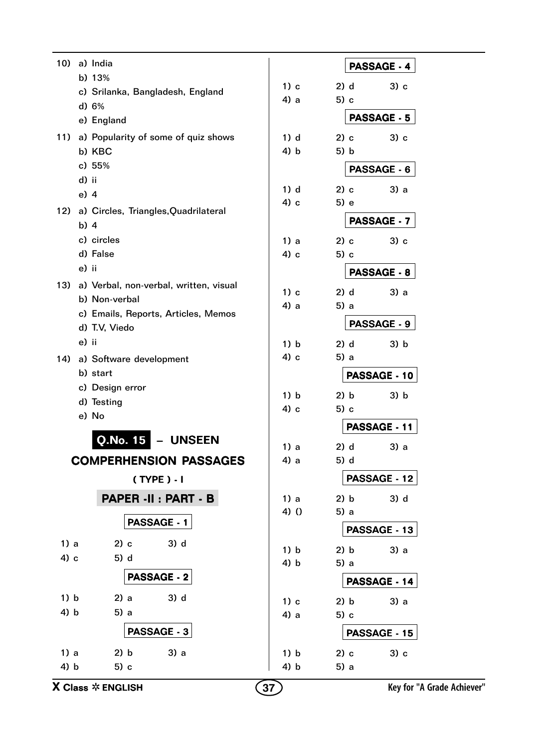10) a) India
    b) 13%
    c) Srilanka, Bangladesh, England
    d) 6%
    e) England

11) a) Popularity of some of quiz shows
    b) KBC
    c) 55%
    d) ii
    e) 4

12) a) Circles, Triangles,Quadrilateral
    b) 4
    c) circles
    d) False
    e) ii

13) a) Verbal, non-verbal, written, visual
    b) Non-verbal
    c) Emails, Reports, Articles, Memos
    d) T.V, Viedo
    e) ii

14) a) Software development
    b) start
    c) Design error
    d) Testing
    e) No

## Q.No. 15 – UNSEEN COMPERHENSION PASSAGES

### ( TYPE ) - I

### PAPER -II : PART - B

**PASSAGE - 1**

1) a 2) c 3) d
4) c 5) d

**PASSAGE - 2**

1) b 2) a 3) d
4) b 5) a

**PASSAGE - 3**

1) a 2) b 3) a
4) b 5) c

**PASSAGE - 4**

1) c 2) d 3) c
4) a 5) c

**PASSAGE - 5**

1) d 2) c 3) c
4) b 5) b

**PASSAGE - 6**

1) d 2) c 3) a
4) c 5) e

**PASSAGE - 7**

1) a 2) c 3) c
4) c 5) c

**PASSAGE - 8**

1) c 2) d 3) a
4) a 5) a

**PASSAGE - 9**

1) b 2) d 3) b
4) c 5) a

**PASSAGE - 10**

1) b 2) b 3) b
4) c 5) c

**PASSAGE - 11**

1) a 2) d 3) a
4) a 5) d

**PASSAGE - 12**

1) a 2) b 3) d
4) () 5) a

**PASSAGE - 13**

1) b 2) b 3) a
4) b 5) a

**PASSAGE - 14**

1) c 2) b 3) a
4) a 5) c

**PASSAGE - 15**

1) b 2) c 3) c
4) b 5) a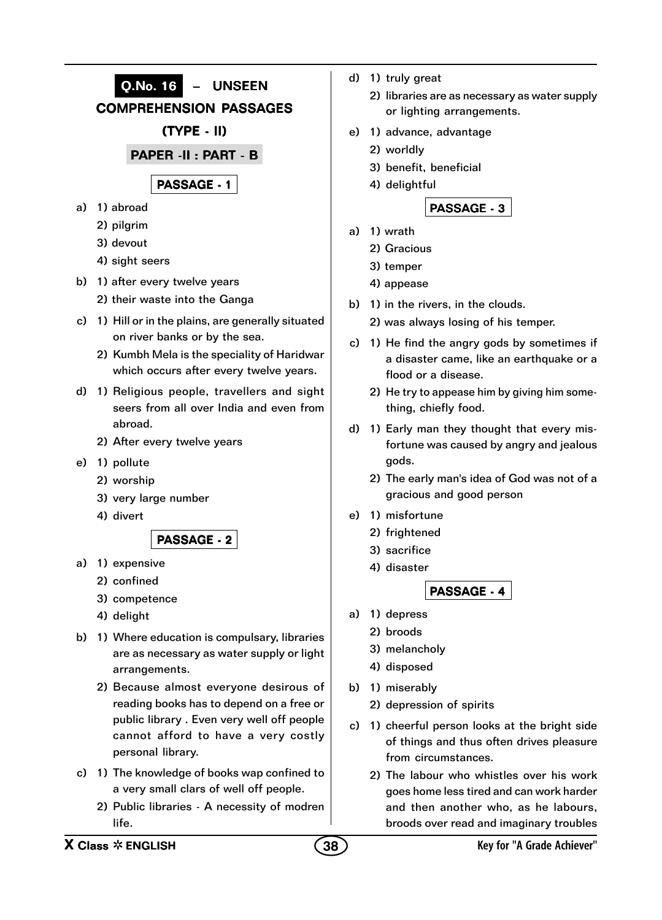# Q.No. 16 – UNSEEN COMPREHENSION PASSAGES (TYPE - II)

## PAPER -II : PART - B

### PASSAGE - 1

a) 1) abroad
   2) pilgrim
   3) devout
   4) sight seers

b) 1) after every twelve years
   2) their waste into the Ganga

c) 1) Hill or in the plains, are generally situated on river banks or by the sea.
   2) Kumbh Mela is the speciality of Haridwar which occurs after every twelve years.

d) 1) Religious people, travellers and sight seers from all over India and even from abroad.
   2) After every twelve years

e) 1) pollute
   2) worship
   3) very large number
   4) divert

### PASSAGE - 2

a) 1) expensive
   2) confined
   3) competence
   4) delight

b) 1) Where education is compulsary, libraries are as necessary as water supply or light arrangements.
   2) Because almost everyone desirous of reading books has to depend on a free or public library . Even very well off people cannot afford to have a very costly personal library.

c) 1) The knowledge of books wap confined to a very small clars of well off people.
   2) Public libraries - A necessity of modren life.

d) 1) truly great
   2) libraries are as necessary as water supply or lighting arrangements.

e) 1) advance, advantage
   2) worldly
   3) benefit, beneficial
   4) delightful

### PASSAGE - 3

a) 1) wrath
   2) Gracious
   3) temper
   4) appease

b) 1) in the rivers, in the clouds.
   2) was always losing of his temper.

c) 1) He find the angry gods by sometimes if a disaster came, like an earthquake or a flood or a disease.
   2) He try to appease him by giving him something, chiefly food.

d) 1) Early man they thought that every misfortune was caused by angry and jealous gods.
   2) The early man's idea of God was not of a gracious and good person

e) 1) misfortune
   2) frightened
   3) sacrifice
   4) disaster

### PASSAGE - 4

a) 1) depress
   2) broods
   3) melancholy
   4) disposed

b) 1) miserably
   2) depression of spirits

c) 1) cheerful person looks at the bright side of things and thus often drives pleasure from circumstances.
   2) The labour who whistles over his work goes home less tired and can work harder and then another who, as he labours, broods over read and imaginary troubles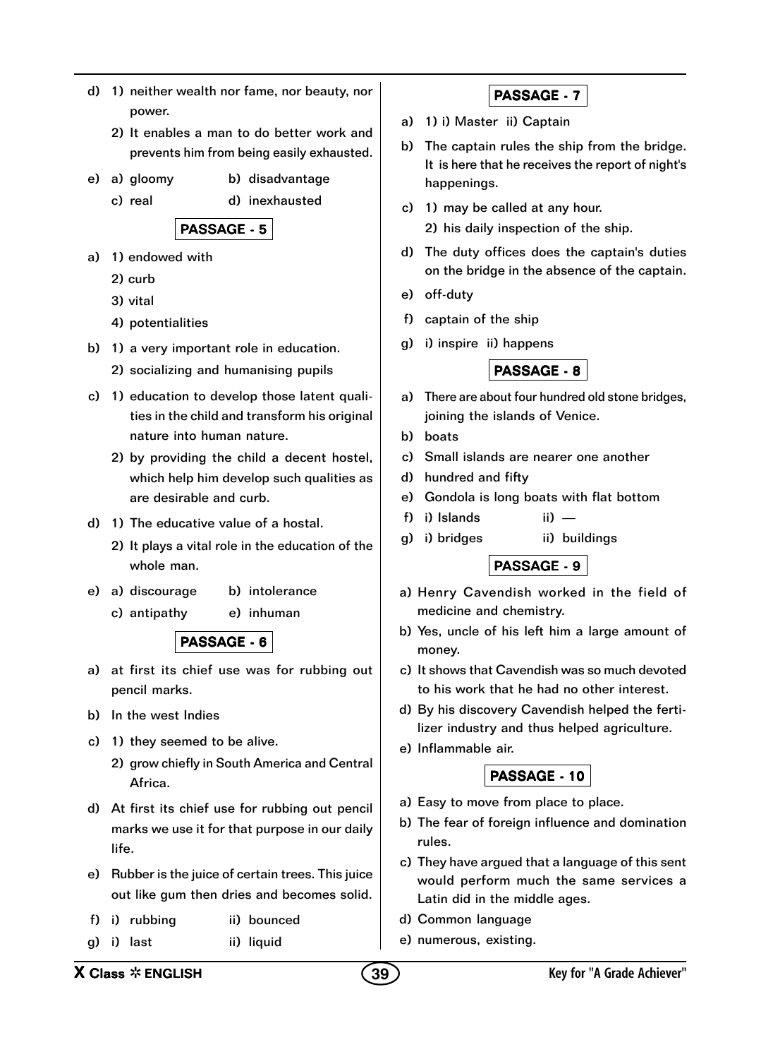d) 1) neither wealth nor fame, nor beauty, nor power.

   2) It enables a man to do better work and prevents him from being easily exhausted.

e) a) gloomy  b) disadvantage

   c) real  d) inexhausted

## PASSAGE - 5

a) 1) endowed with

   2) curb

   3) vital

   4) potentialities

b) 1) a very important role in education.

   2) socializing and humanising pupils

c) 1) education to develop those latent qualities in the child and transform his original nature into human nature.

   2) by providing the child a decent hostel, which help him develop such qualities as are desirable and curb.

d) 1) The educative value of a hostal.

   2) It plays a vital role in the education of the whole man.

e) a) discourage  b) intolerance

   c) antipathy  e) inhuman

## PASSAGE - 6

a) at first its chief use was for rubbing out pencil marks.

b) In the west Indies

c) 1) they seemed to be alive.

   2) grow chiefly in South America and Central Africa.

d) At first its chief use for rubbing out pencil marks we use it for that purpose in our daily life.

e) Rubber is the juice of certain trees. This juice out like gum then dries and becomes solid.

f) i) rubbing  ii) bounced

g) i) last  ii) liquid

## PASSAGE - 7

a) 1) i) Master  ii) Captain

b) The captain rules the ship from the bridge. It is here that he receives the report of night's happenings.

c) 1) may be called at any hour.

   2) his daily inspection of the ship.

d) The duty offices does the captain's duties on the bridge in the absence of the captain.

e) off-duty

f) captain of the ship

g) i) inspire  ii) happens

## PASSAGE - 8

a) There are about four hundred old stone bridges, joining the islands of Venice.

b) boats

c) Small islands are nearer one another

d) hundred and fifty

e) Gondola is long boats with flat bottom

f) i) Islands  ii) —

g) i) bridges  ii) buildings

## PASSAGE - 9

a) Henry Cavendish worked in the field of medicine and chemistry.

b) Yes, uncle of his left him a large amount of money.

c) It shows that Cavendish was so much devoted to his work that he had no other interest.

d) By his discovery Cavendish helped the fertilizer industry and thus helped agriculture.

e) Inflammable air.

## PASSAGE - 10

a) Easy to move from place to place.

b) The fear of foreign influence and domination rules.

c) They have argued that a language of this sent would perform much the same services a Latin did in the middle ages.

d) Common language

e) numerous, existing.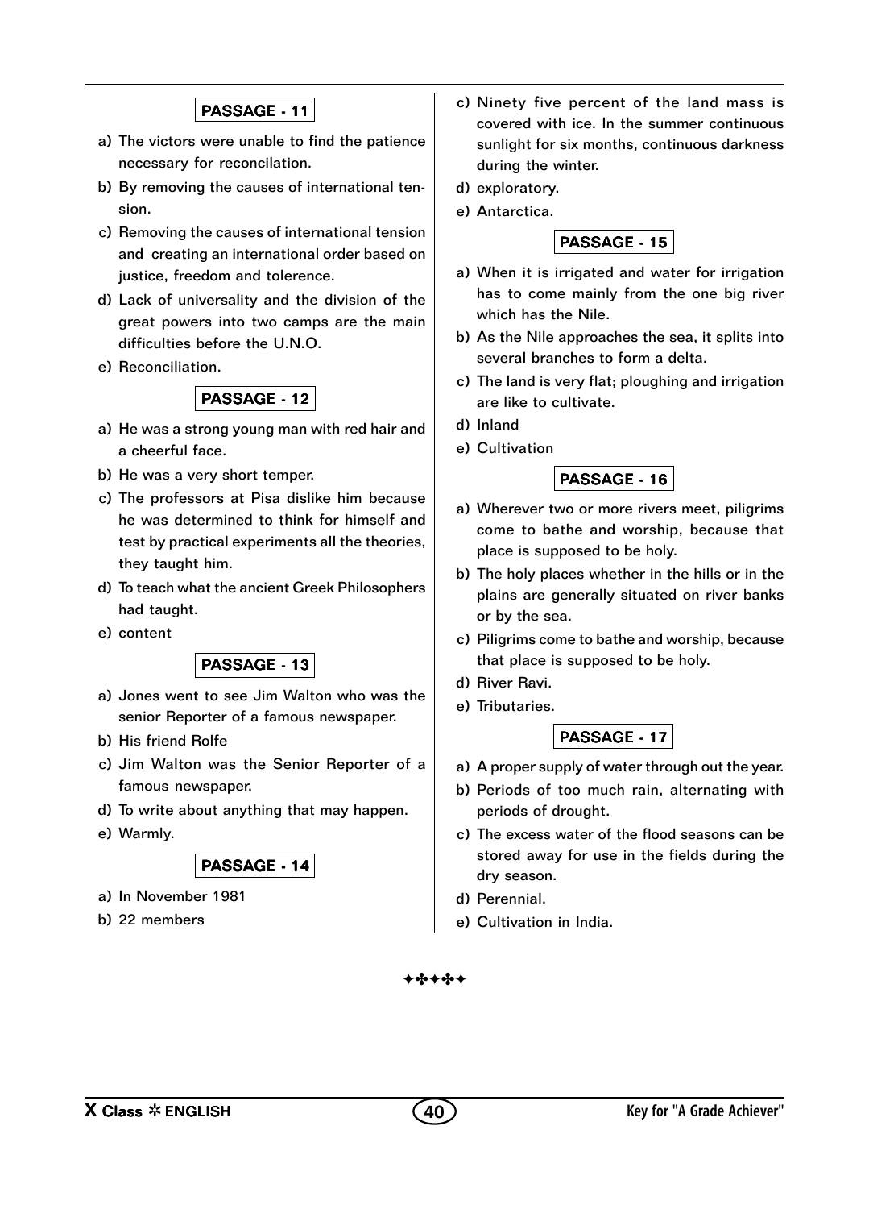## PASSAGE - 11

a) The victors were unable to find the patience necessary for reconcilation.

b) By removing the causes of international tension.

c) Removing the causes of international tension and creating an international order based on justice, freedom and tolerence.

d) Lack of universality and the division of the great powers into two camps are the main difficulties before the U.N.O.

e) Reconciliation.

## PASSAGE - 12

a) He was a strong young man with red hair and a cheerful face.

b) He was a very short temper.

c) The professors at Pisa dislike him because he was determined to think for himself and test by practical experiments all the theories, they taught him.

d) To teach what the ancient Greek Philosophers had taught.

e) content

## PASSAGE - 13

a) Jones went to see Jim Walton who was the senior Reporter of a famous newspaper.

b) His friend Rolfe

c) Jim Walton was the Senior Reporter of a famous newspaper.

d) To write about anything that may happen.

e) Warmly.

## PASSAGE - 14

a) In November 1981

b) 22 members

c) Ninety five percent of the land mass is covered with ice. In the summer continuous sunlight for six months, continuous darkness during the winter.

d) exploratory.

e) Antarctica.

## PASSAGE - 15

a) When it is irrigated and water for irrigation has to come mainly from the one big river which has the Nile.

b) As the Nile approaches the sea, it splits into several branches to form a delta.

c) The land is very flat; ploughing and irrigation are like to cultivate.

d) Inland

e) Cultivation

## PASSAGE - 16

a) Wherever two or more rivers meet, piligrims come to bathe and worship, because that place is supposed to be holy.

b) The holy places whether in the hills or in the plains are generally situated on river banks or by the sea.

c) Piligrims come to bathe and worship, because that place is supposed to be holy.

d) River Ravi.

e) Tributaries.

## PASSAGE - 17

a) A proper supply of water through out the year.

b) Periods of too much rain, alternating with periods of drought.

c) The excess water of the flood seasons can be stored away for use in the fields during the dry season.

d) Perennial.

e) Cultivation in India.